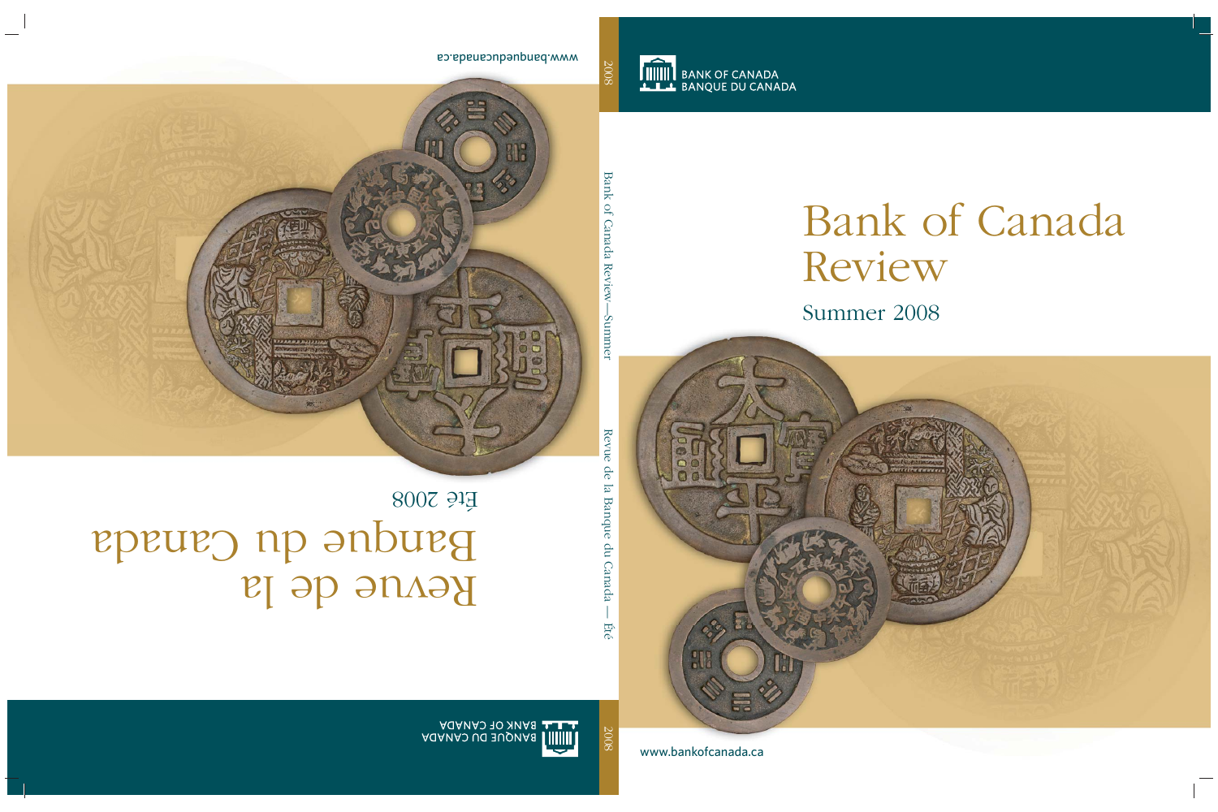BANK OF CANADA
BANQUE DU CANADA

# Bank of Canada Review

## Summer 2008

www.bankofcanada.ca

2008

Bank of Canada Review—Summer

Revue de la Banque du Canada — Été

2008

# Revue de la Banque du Canada

## Été 2008

BANQUE DU CANADA
BANK OF CANADA

www.banqueducanada.ca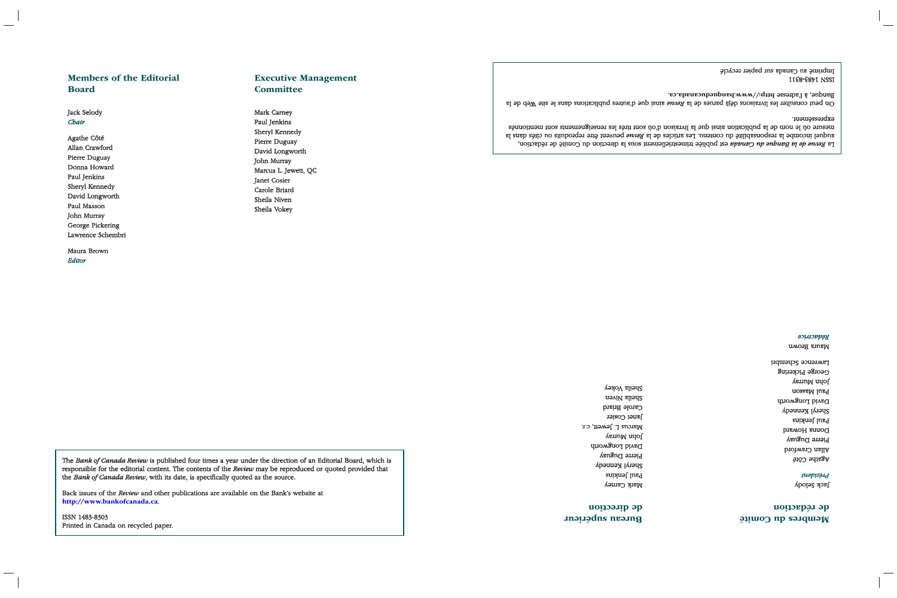## Members of the Editorial Board

Jack Selody
*Chair*

Agathe Côté
Allan Crawford
Pierre Duguay
Donna Howard
Paul Jenkins
Sheryl Kennedy
David Longworth
Paul Masson
John Murray
George Pickering
Lawrence Schembri

Maura Brown
*Editor*

## Executive Management Committee

Mark Carney
Paul Jenkins
Sheryl Kennedy
Pierre Duguay
David Longworth
John Murray
Marcus L. Jewett, QC
Janet Cosier
Carole Briard
Sheila Niven
Sheila Vokey

The *Bank of Canada Review* is published four times a year under the direction of an Editorial Board, which is responsible for the editorial content. The contents of the *Review* may be reproduced or quoted provided that the *Bank of Canada Review*, with its date, is specifically quoted as the source.

Back issues of the *Review* and other publications are available on the Bank's website at **http://www.bankofcanada.ca**.

ISSN 1483-8303
Printed in Canada on recycled paper.

## Membres du Comité de rédaction

Jack Selody
*Président*

Agathe Côté
Allan Crawford
Pierre Duguay
Donna Howard
Paul Jenkins
Sheryl Kennedy
David Longworth
Paul Masson
John Murray
George Pickering
Lawrence Schembri

Maura Brown
*Rédactrice*

## Bureau supérieur de direction

Mark Carney
Paul Jenkins
Sheryl Kennedy
Pierre Duguay
David Longworth
John Murray
Marcus L. Jewett, c.r.
Janet Cosier
Carole Briard
Sheila Niven
Sheila Vokey

La *Revue de la Banque du Canada* est publiée trimestriellement sous la direction du Comité de rédaction, auquel incombe la responsabilité du contenu. Les articles de la *Revue* peuvent être reproduits ou cités dans la mesure où le nom de la publication ainsi que la livraison d'où sont tirés les renseignements sont mentionnés expressément.

On peut consulter les livraisons déjà parues de la *Revue* ainsi que d'autres publications dans le site Web de la Banque, à l'adresse **http://www.banqueducanada.ca**.

ISSN 1483-8311
Imprimé au Canada sur papier recyclé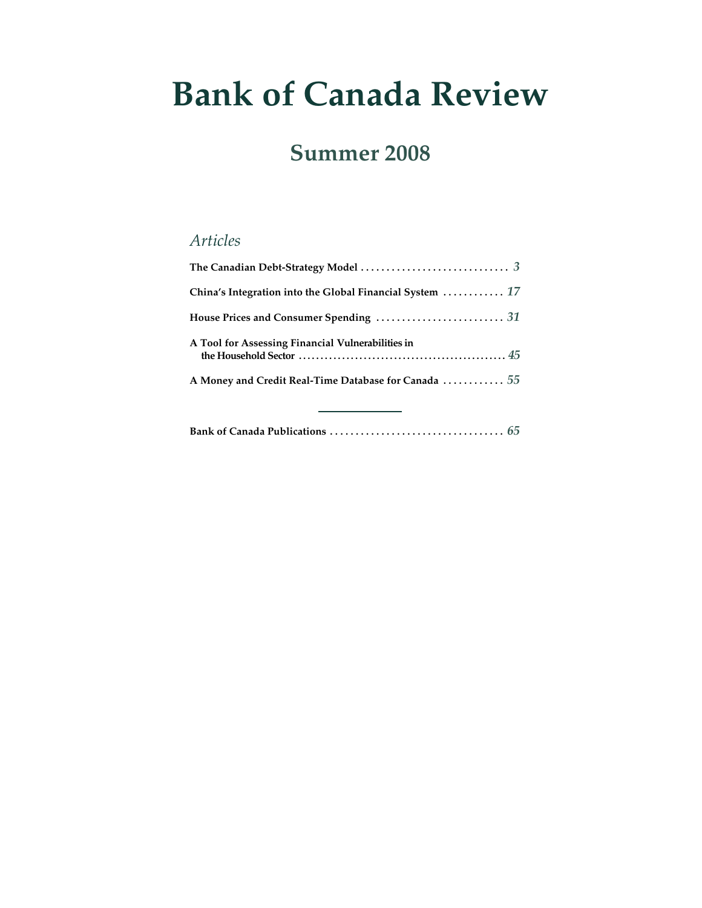# Bank of Canada Review

## Summer 2008

### *Articles*

**The Canadian Debt-Strategy Model** . . . . . . . . . . . . . . . . . . . . . . . . . . . . . *3*

**China's Integration into the Global Financial System** . . . . . . . . . . . . *17*

**House Prices and Consumer Spending** . . . . . . . . . . . . . . . . . . . . . . . . . *31*

**A Tool for Assessing Financial Vulnerabilities in the Household Sector** . . . . . . . . . . . . . . . . . . . . . . . . . . . . . . . . . . . . . . . . . . . . . . . *45*

**A Money and Credit Real-Time Database for Canada** . . . . . . . . . . . . *55*

---

**Bank of Canada Publications** . . . . . . . . . . . . . . . . . . . . . . . . . . . . . . . . . . *65*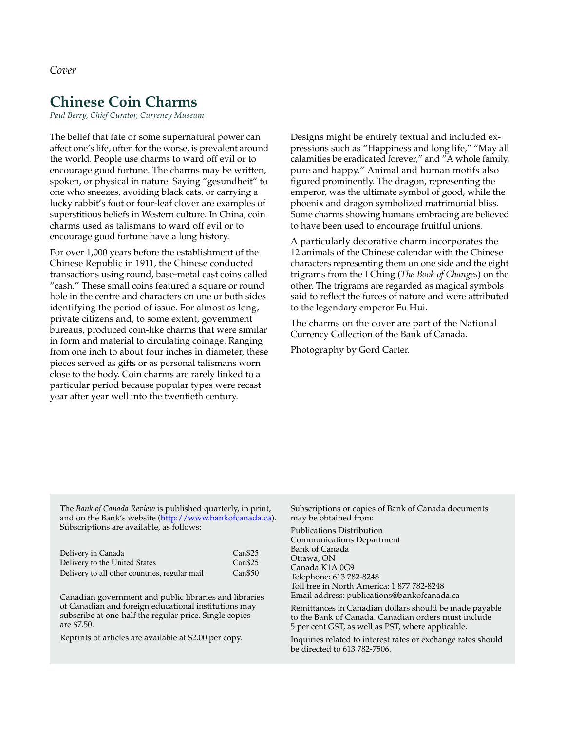*Cover*

# Chinese Coin Charms

*Paul Berry, Chief Curator, Currency Museum*

The belief that fate or some supernatural power can affect one's life, often for the worse, is prevalent around the world. People use charms to ward off evil or to encourage good fortune. The charms may be written, spoken, or physical in nature. Saying "gesundheit" to one who sneezes, avoiding black cats, or carrying a lucky rabbit's foot or four-leaf clover are examples of superstitious beliefs in Western culture. In China, coin charms used as talismans to ward off evil or to encourage good fortune have a long history.

For over 1,000 years before the establishment of the Chinese Republic in 1911, the Chinese conducted transactions using round, base-metal cast coins called "cash." These small coins featured a square or round hole in the centre and characters on one or both sides identifying the period of issue. For almost as long, private citizens and, to some extent, government bureaus, produced coin-like charms that were similar in form and material to circulating coinage. Ranging from one inch to about four inches in diameter, these pieces served as gifts or as personal talismans worn close to the body. Coin charms are rarely linked to a particular period because popular types were recast year after year well into the twentieth century.

Designs might be entirely textual and included expressions such as "Happiness and long life," "May all calamities be eradicated forever," and "A whole family, pure and happy." Animal and human motifs also figured prominently. The dragon, representing the emperor, was the ultimate symbol of good, while the phoenix and dragon symbolized matrimonial bliss. Some charms showing humans embracing are believed to have been used to encourage fruitful unions.

A particularly decorative charm incorporates the 12 animals of the Chinese calendar with the Chinese characters representing them on one side and the eight trigrams from the I Ching (*The Book of Changes*) on the other. The trigrams are regarded as magical symbols said to reflect the forces of nature and were attributed to the legendary emperor Fu Hui.

The charms on the cover are part of the National Currency Collection of the Bank of Canada.

Photography by Gord Carter.

---

The *Bank of Canada Review* is published quarterly, in print, and on the Bank's website (http://www.bankofcanada.ca). Subscriptions are available, as follows:

| | |
|---|---|
| Delivery in Canada | Can$25 |
| Delivery to the United States | Can$25 |
| Delivery to all other countries, regular mail | Can$50 |

Canadian government and public libraries and libraries of Canadian and foreign educational institutions may subscribe at one-half the regular price. Single copies are $7.50.

Reprints of articles are available at $2.00 per copy.

Subscriptions or copies of Bank of Canada documents may be obtained from:

Publications Distribution
Communications Department
Bank of Canada
Ottawa, ON
Canada K1A 0G9
Telephone: 613 782-8248
Toll free in North America: 1 877 782-8248
Email address: publications@bankofcanada.ca

Remittances in Canadian dollars should be made payable to the Bank of Canada. Canadian orders must include 5 per cent GST, as well as PST, where applicable.

Inquiries related to interest rates or exchange rates should be directed to 613 782-7506.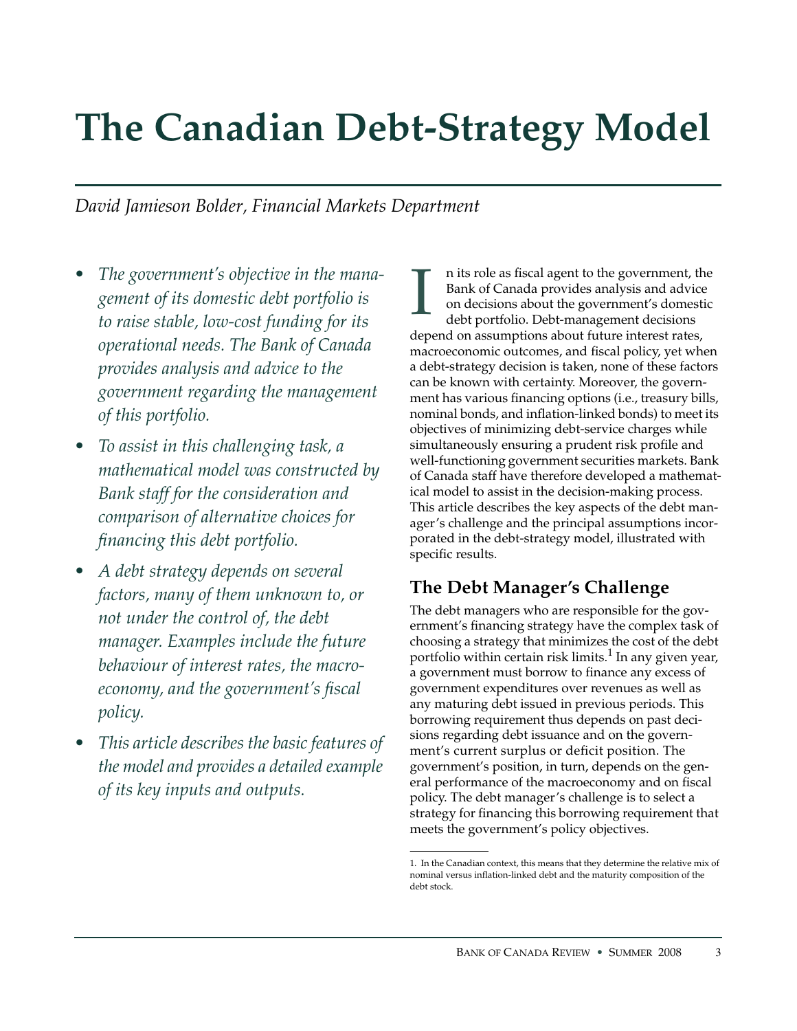# The Canadian Debt-Strategy Model

*David Jamieson Bolder, Financial Markets Department*

- *The government's objective in the management of its domestic debt portfolio is to raise stable, low-cost funding for its operational needs. The Bank of Canada provides analysis and advice to the government regarding the management of this portfolio.*
- *To assist in this challenging task, a mathematical model was constructed by Bank staff for the consideration and comparison of alternative choices for financing this debt portfolio.*
- *A debt strategy depends on several factors, many of them unknown to, or not under the control of, the debt manager. Examples include the future behaviour of interest rates, the macroeconomy, and the government's fiscal policy.*
- *This article describes the basic features of the model and provides a detailed example of its key inputs and outputs.*

In its role as fiscal agent to the government, the Bank of Canada provides analysis and advice on decisions about the government's domestic debt portfolio. Debt-management decisions depend on assumptions about future interest rates, macroeconomic outcomes, and fiscal policy, yet when a debt-strategy decision is taken, none of these factors can be known with certainty. Moreover, the government has various financing options (i.e., treasury bills, nominal bonds, and inflation-linked bonds) to meet its objectives of minimizing debt-service charges while simultaneously ensuring a prudent risk profile and well-functioning government securities markets. Bank of Canada staff have therefore developed a mathematical model to assist in the decision-making process. This article describes the key aspects of the debt manager's challenge and the principal assumptions incorporated in the debt-strategy model, illustrated with specific results.

## The Debt Manager's Challenge

The debt managers who are responsible for the government's financing strategy have the complex task of choosing a strategy that minimizes the cost of the debt portfolio within certain risk limits.[1] In any given year, a government must borrow to finance any excess of government expenditures over revenues as well as any maturing debt issued in previous periods. This borrowing requirement thus depends on past decisions regarding debt issuance and on the government's current surplus or deficit position. The government's position, in turn, depends on the general performance of the macroeconomy and on fiscal policy. The debt manager's challenge is to select a strategy for financing this borrowing requirement that meets the government's policy objectives.

1. In the Canadian context, this means that they determine the relative mix of nominal versus inflation-linked debt and the maturity composition of the debt stock.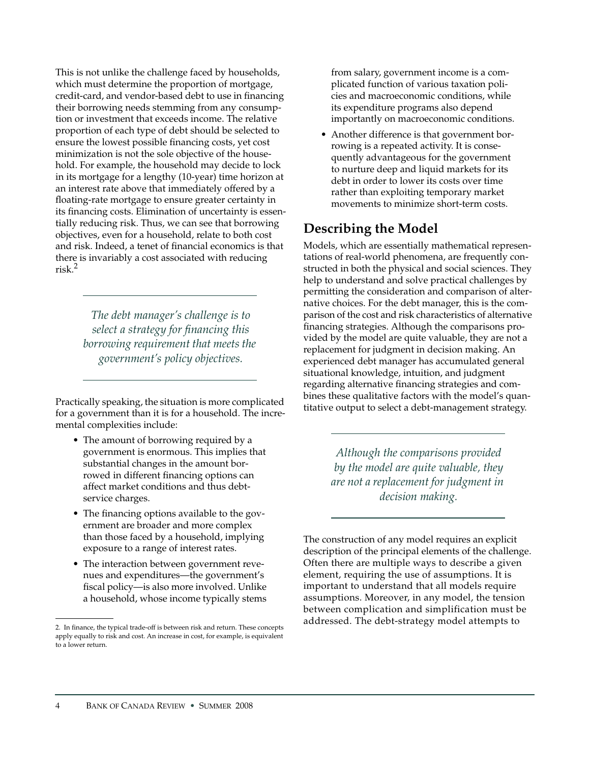This is not unlike the challenge faced by households, which must determine the proportion of mortgage, credit-card, and vendor-based debt to use in financing their borrowing needs stemming from any consumption or investment that exceeds income. The relative proportion of each type of debt should be selected to ensure the lowest possible financing costs, yet cost minimization is not the sole objective of the household. For example, the household may decide to lock in its mortgage for a lengthy (10-year) time horizon at an interest rate above that immediately offered by a floating-rate mortgage to ensure greater certainty in its financing costs. Elimination of uncertainty is essentially reducing risk. Thus, we can see that borrowing objectives, even for a household, relate to both cost and risk. Indeed, a tenet of financial economics is that there is invariably a cost associated with reducing risk.[2]

*The debt manager's challenge is to select a strategy for financing this borrowing requirement that meets the government's policy objectives.*

Practically speaking, the situation is more complicated for a government than it is for a household. The incremental complexities include:

- The amount of borrowing required by a government is enormous. This implies that substantial changes in the amount borrowed in different financing options can affect market conditions and thus debt-service charges.
- The financing options available to the government are broader and more complex than those faced by a household, implying exposure to a range of interest rates.
- The interaction between government revenues and expenditures—the government's fiscal policy—is also more involved. Unlike a household, whose income typically stems from salary, government income is a complicated function of various taxation policies and macroeconomic conditions, while its expenditure programs also depend importantly on macroeconomic conditions.
- Another difference is that government borrowing is a repeated activity. It is consequently advantageous for the government to nurture deep and liquid markets for its debt in order to lower its costs over time rather than exploiting temporary market movements to minimize short-term costs.

## Describing the Model

Models, which are essentially mathematical representations of real-world phenomena, are frequently constructed in both the physical and social sciences. They help to understand and solve practical challenges by permitting the consideration and comparison of alternative choices. For the debt manager, this is the comparison of the cost and risk characteristics of alternative financing strategies. Although the comparisons provided by the model are quite valuable, they are not a replacement for judgment in decision making. An experienced debt manager has accumulated general situational knowledge, intuition, and judgment regarding alternative financing strategies and combines these qualitative factors with the model's quantitative output to select a debt-management strategy.

*Although the comparisons provided by the model are quite valuable, they are not a replacement for judgment in decision making.*

The construction of any model requires an explicit description of the principal elements of the challenge. Often there are multiple ways to describe a given element, requiring the use of assumptions. It is important to understand that all models require assumptions. Moreover, in any model, the tension between complication and simplification must be addressed. The debt-strategy model attempts to

2. In finance, the typical trade-off is between risk and return. These concepts apply equally to risk and cost. An increase in cost, for example, is equivalent to a lower return.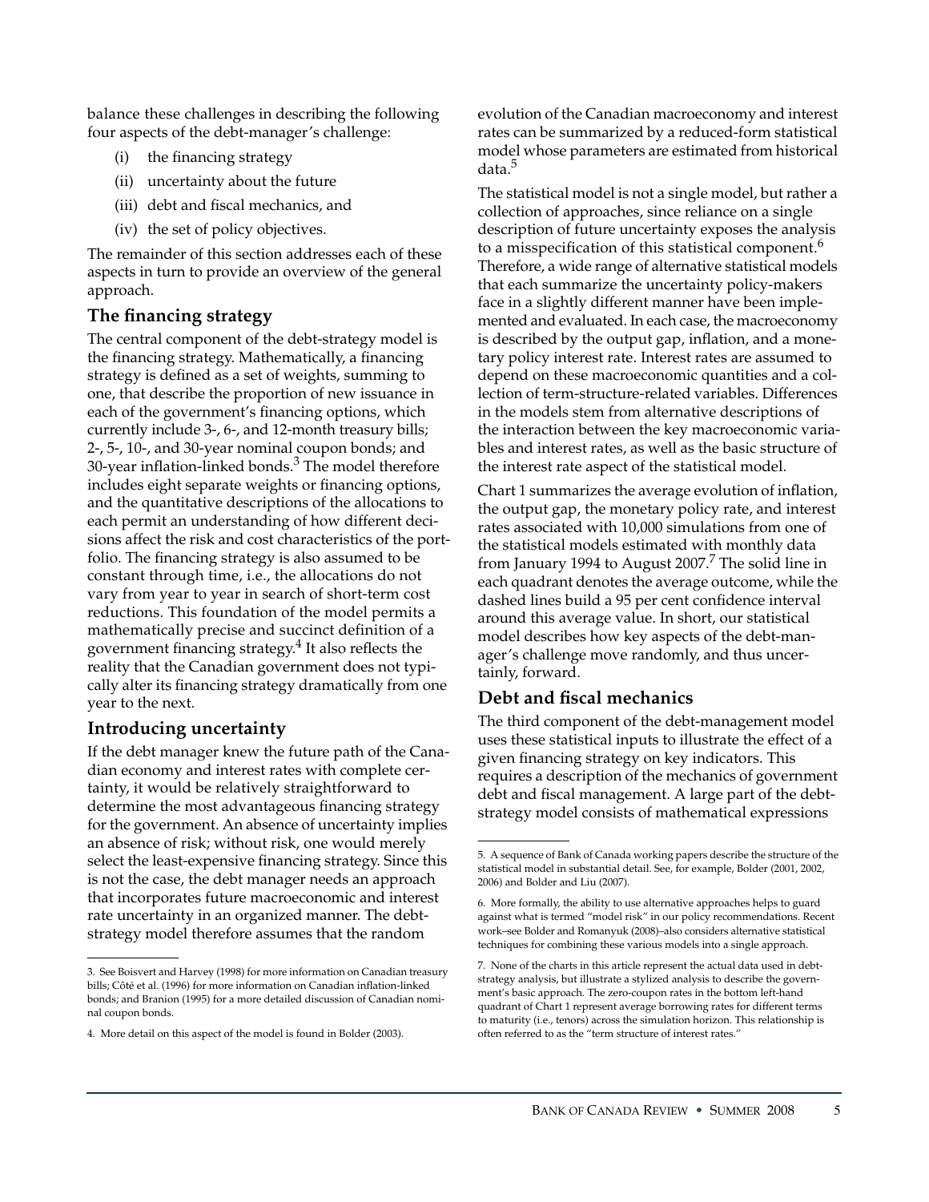balance these challenges in describing the following four aspects of the debt-manager's challenge:

(i) the financing strategy
(ii) uncertainty about the future
(iii) debt and fiscal mechanics, and
(iv) the set of policy objectives.

The remainder of this section addresses each of these aspects in turn to provide an overview of the general approach.

## The financing strategy

The central component of the debt-strategy model is the financing strategy. Mathematically, a financing strategy is defined as a set of weights, summing to one, that describe the proportion of new issuance in each of the government's financing options, which currently include 3-, 6-, and 12-month treasury bills; 2-, 5-, 10-, and 30-year nominal coupon bonds; and 30-year inflation-linked bonds.[3] The model therefore includes eight separate weights or financing options, and the quantitative descriptions of the allocations to each permit an understanding of how different decisions affect the risk and cost characteristics of the portfolio. The financing strategy is also assumed to be constant through time, i.e., the allocations do not vary from year to year in search of short-term cost reductions. This foundation of the model permits a mathematically precise and succinct definition of a government financing strategy.[4] It also reflects the reality that the Canadian government does not typically alter its financing strategy dramatically from one year to the next.

## Introducing uncertainty

If the debt manager knew the future path of the Canadian economy and interest rates with complete certainty, it would be relatively straightforward to determine the most advantageous financing strategy for the government. An absence of uncertainty implies an absence of risk; without risk, one would merely select the least-expensive financing strategy. Since this is not the case, the debt manager needs an approach that incorporates future macroeconomic and interest rate uncertainty in an organized manner. The debt-strategy model therefore assumes that the random evolution of the Canadian macroeconomy and interest rates can be summarized by a reduced-form statistical model whose parameters are estimated from historical data.[5]

The statistical model is not a single model, but rather a collection of approaches, since reliance on a single description of future uncertainty exposes the analysis to a misspecification of this statistical component.[6] Therefore, a wide range of alternative statistical models that each summarize the uncertainty policy-makers face in a slightly different manner have been implemented and evaluated. In each case, the macroeconomy is described by the output gap, inflation, and a monetary policy interest rate. Interest rates are assumed to depend on these macroeconomic quantities and a collection of term-structure-related variables. Differences in the models stem from alternative descriptions of the interaction between the key macroeconomic variables and interest rates, as well as the basic structure of the interest rate aspect of the statistical model.

Chart 1 summarizes the average evolution of inflation, the output gap, the monetary policy rate, and interest rates associated with 10,000 simulations from one of the statistical models estimated with monthly data from January 1994 to August 2007.[7] The solid line in each quadrant denotes the average outcome, while the dashed lines build a 95 per cent confidence interval around this average value. In short, our statistical model describes how key aspects of the debt-manager's challenge move randomly, and thus uncertainly, forward.

## Debt and fiscal mechanics

The third component of the debt-management model uses these statistical inputs to illustrate the effect of a given financing strategy on key indicators. This requires a description of the mechanics of government debt and fiscal management. A large part of the debt-strategy model consists of mathematical expressions

---

3. See Boisvert and Harvey (1998) for more information on Canadian treasury bills; Côté et al. (1996) for more information on Canadian inflation-linked bonds; and Branion (1995) for a more detailed discussion of Canadian nominal coupon bonds.

4. More detail on this aspect of the model is found in Bolder (2003).

5. A sequence of Bank of Canada working papers describe the structure of the statistical model in substantial detail. See, for example, Bolder (2001, 2002, 2006) and Bolder and Liu (2007).

6. More formally, the ability to use alternative approaches helps to guard against what is termed "model risk" in our policy recommendations. Recent work–see Bolder and Romanyuk (2008)–also considers alternative statistical techniques for combining these various models into a single approach.

7. None of the charts in this article represent the actual data used in debt-strategy analysis, but illustrate a stylized analysis to describe the government's basic approach. The zero-coupon rates in the bottom left-hand quadrant of Chart 1 represent average borrowing rates for different terms to maturity (i.e., tenors) across the simulation horizon. This relationship is often referred to as the "term structure of interest rates."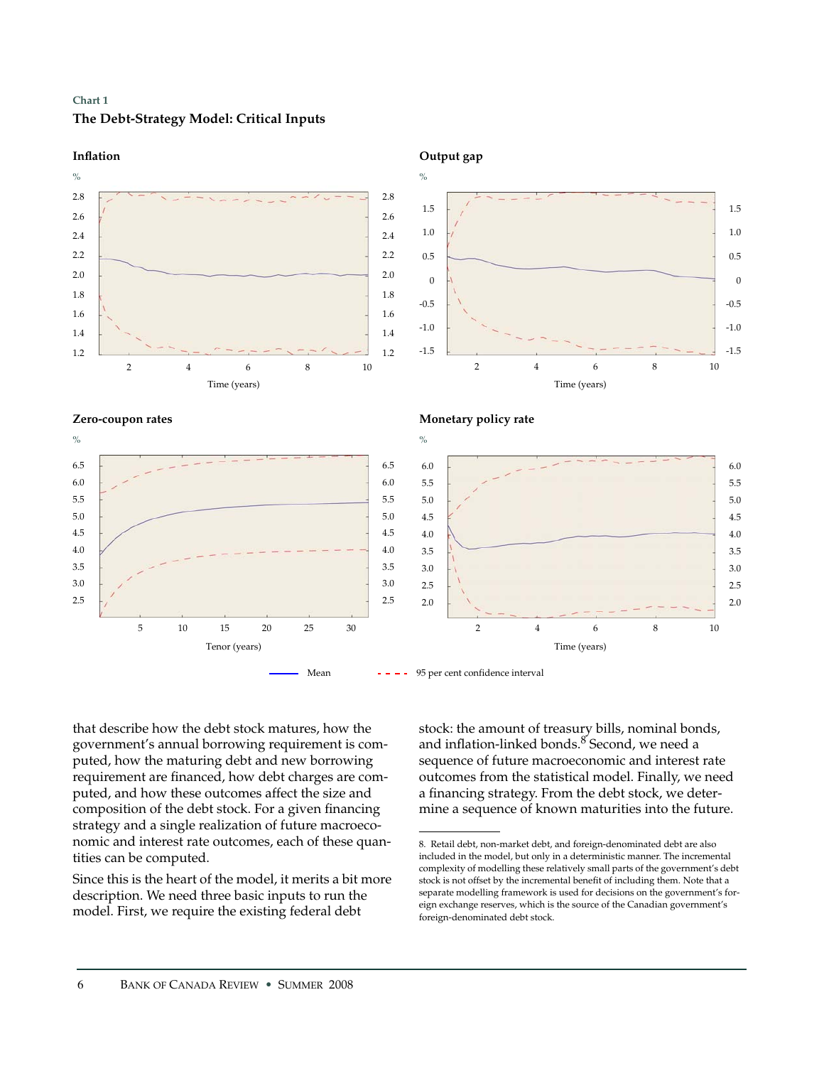Chart 1

**The Debt-Strategy Model: Critical Inputs**

**Inflation**

**Output gap**

**Zero-coupon rates**

**Monetary policy rate**

Mean — 95 per cent confidence interval

that describe how the debt stock matures, how the government's annual borrowing requirement is computed, how the maturing debt and new borrowing requirement are financed, how debt charges are computed, and how these outcomes affect the size and composition of the debt stock. For a given financing strategy and a single realization of future macroeconomic and interest rate outcomes, each of these quantities can be computed.

Since this is the heart of the model, it merits a bit more description. We need three basic inputs to run the model. First, we require the existing federal debt stock: the amount of treasury bills, nominal bonds, and inflation-linked bonds.[8] Second, we need a sequence of future macroeconomic and interest rate outcomes from the statistical model. Finally, we need a financing strategy. From the debt stock, we determine a sequence of known maturities into the future.

8. Retail debt, non-market debt, and foreign-denominated debt are also included in the model, but only in a deterministic manner. The incremental complexity of modelling these relatively small parts of the government's debt stock is not offset by the incremental benefit of including them. Note that a separate modelling framework is used for decisions on the government's foreign exchange reserves, which is the source of the Canadian government's foreign-denominated debt stock.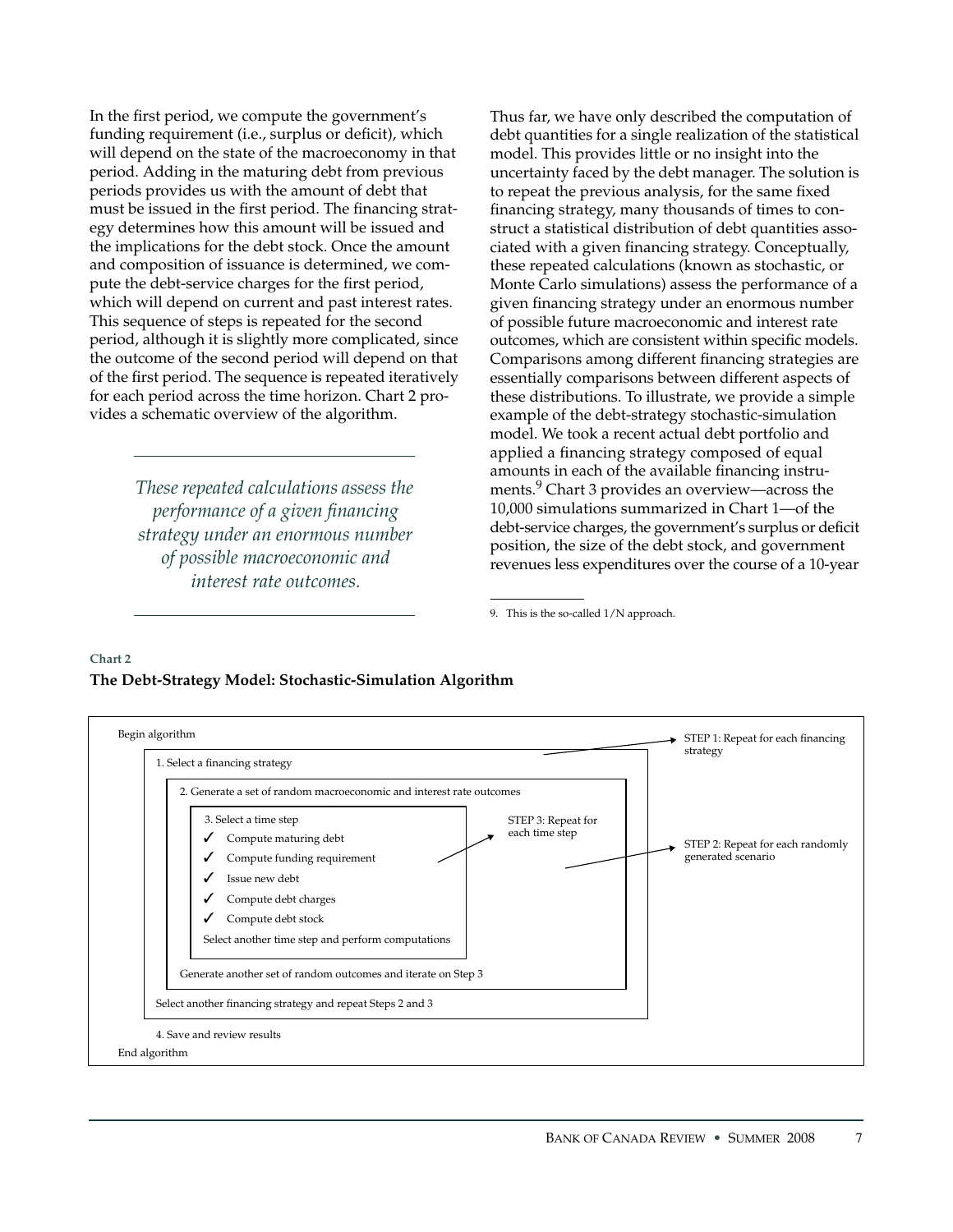In the first period, we compute the government's funding requirement (i.e., surplus or deficit), which will depend on the state of the macroeconomy in that period. Adding in the maturing debt from previous periods provides us with the amount of debt that must be issued in the first period. The financing strategy determines how this amount will be issued and the implications for the debt stock. Once the amount and composition of issuance is determined, we compute the debt-service charges for the first period, which will depend on current and past interest rates. This sequence of steps is repeated for the second period, although it is slightly more complicated, since the outcome of the second period will depend on that of the first period. The sequence is repeated iteratively for each period across the time horizon. Chart 2 provides a schematic overview of the algorithm.

*These repeated calculations assess the performance of a given financing strategy under an enormous number of possible macroeconomic and interest rate outcomes.*

Thus far, we have only described the computation of debt quantities for a single realization of the statistical model. This provides little or no insight into the uncertainty faced by the debt manager. The solution is to repeat the previous analysis, for the same fixed financing strategy, many thousands of times to construct a statistical distribution of debt quantities associated with a given financing strategy. Conceptually, these repeated calculations (known as stochastic, or Monte Carlo simulations) assess the performance of a given financing strategy under an enormous number of possible future macroeconomic and interest rate outcomes, which are consistent within specific models. Comparisons among different financing strategies are essentially comparisons between different aspects of these distributions. To illustrate, we provide a simple example of the debt-strategy stochastic-simulation model. We took a recent actual debt portfolio and applied a financing strategy composed of equal amounts in each of the available financing instruments.[9] Chart 3 provides an overview—across the 10,000 simulations summarized in Chart 1—of the debt-service charges, the government's surplus or deficit position, the size of the debt stock, and government revenues less expenditures over the course of a 10-year

9. This is the so-called 1/N approach.

**Chart 2**

**The Debt-Strategy Model: Stochastic-Simulation Algorithm**

Begin algorithm

- 1. Select a financing strategy → STEP 1: Repeat for each financing strategy
  - 2. Generate a set of random macroeconomic and interest rate outcomes → STEP 2: Repeat for each randomly generated scenario
    - 3. Select a time step → STEP 3: Repeat for each time step
      - ✓ Compute maturing debt
      - ✓ Compute funding requirement
      - ✓ Issue new debt
      - ✓ Compute debt charges
      - ✓ Compute debt stock
      - Select another time step and perform computations
    - Generate another set of random outcomes and iterate on Step 3
  - Select another financing strategy and repeat Steps 2 and 3
- 4. Save and review results

End algorithm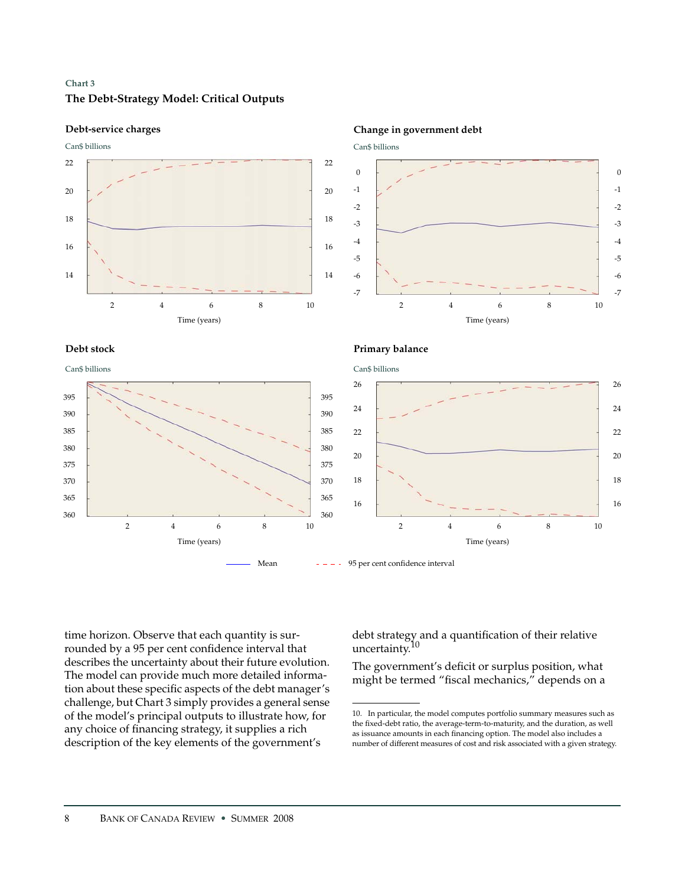Chart 3

**The Debt-Strategy Model: Critical Outputs**

**Debt-service charges**

Can$ billions

**Change in government debt**

Can$ billions

**Debt stock**

Can$ billions

**Primary balance**

Can$ billions

Time (years)

—— Mean - - - - 95 per cent confidence interval

time horizon. Observe that each quantity is surrounded by a 95 per cent confidence interval that describes the uncertainty about their future evolution. The model can provide much more detailed information about these specific aspects of the debt manager's challenge, but Chart 3 simply provides a general sense of the model's principal outputs to illustrate how, for any choice of financing strategy, it supplies a rich description of the key elements of the government's debt strategy and a quantification of their relative uncertainty.[10]

The government's deficit or surplus position, what might be termed "fiscal mechanics," depends on a

10. In particular, the model computes portfolio summary measures such as the fixed-debt ratio, the average-term-to-maturity, and the duration, as well as issuance amounts in each financing option. The model also includes a number of different measures of cost and risk associated with a given strategy.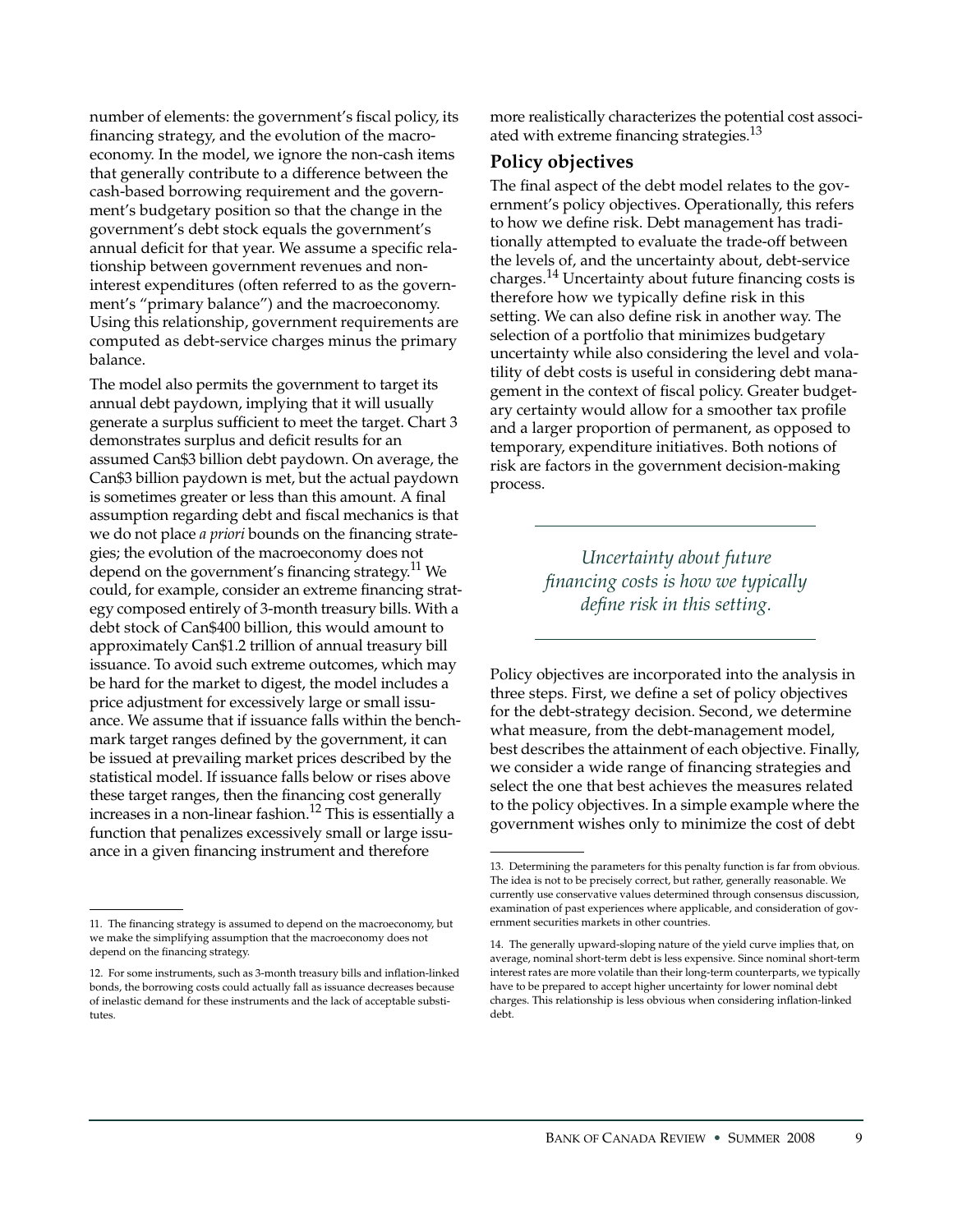number of elements: the government's fiscal policy, its financing strategy, and the evolution of the macroeconomy. In the model, we ignore the non-cash items that generally contribute to a difference between the cash-based borrowing requirement and the government's budgetary position so that the change in the government's debt stock equals the government's annual deficit for that year. We assume a specific relationship between government revenues and non-interest expenditures (often referred to as the government's "primary balance") and the macroeconomy. Using this relationship, government requirements are computed as debt-service charges minus the primary balance.

The model also permits the government to target its annual debt paydown, implying that it will usually generate a surplus sufficient to meet the target. Chart 3 demonstrates surplus and deficit results for an assumed Can$3 billion debt paydown. On average, the Can$3 billion paydown is met, but the actual paydown is sometimes greater or less than this amount. A final assumption regarding debt and fiscal mechanics is that we do not place *a priori* bounds on the financing strategies; the evolution of the macroeconomy does not depend on the government's financing strategy.[11] We could, for example, consider an extreme financing strategy composed entirely of 3-month treasury bills. With a debt stock of Can$400 billion, this would amount to approximately Can$1.2 trillion of annual treasury bill issuance. To avoid such extreme outcomes, which may be hard for the market to digest, the model includes a price adjustment for excessively large or small issuance. We assume that if issuance falls within the benchmark target ranges defined by the government, it can be issued at prevailing market prices described by the statistical model. If issuance falls below or rises above these target ranges, then the financing cost generally increases in a non-linear fashion.[12] This is essentially a function that penalizes excessively small or large issuance in a given financing instrument and therefore more realistically characterizes the potential cost associated with extreme financing strategies.[13]

## Policy objectives

The final aspect of the debt model relates to the government's policy objectives. Operationally, this refers to how we define risk. Debt management has traditionally attempted to evaluate the trade-off between the levels of, and the uncertainty about, debt-service charges.[14] Uncertainty about future financing costs is therefore how we typically define risk in this setting. We can also define risk in another way. The selection of a portfolio that minimizes budgetary uncertainty while also considering the level and volatility of debt costs is useful in considering debt management in the context of fiscal policy. Greater budgetary certainty would allow for a smoother tax profile and a larger proportion of permanent, as opposed to temporary, expenditure initiatives. Both notions of risk are factors in the government decision-making process.

> *Uncertainty about future financing costs is how we typically define risk in this setting.*

Policy objectives are incorporated into the analysis in three steps. First, we define a set of policy objectives for the debt-strategy decision. Second, we determine what measure, from the debt-management model, best describes the attainment of each objective. Finally, we consider a wide range of financing strategies and select the one that best achieves the measures related to the policy objectives. In a simple example where the government wishes only to minimize the cost of debt

---

11. The financing strategy is assumed to depend on the macroeconomy, but we make the simplifying assumption that the macroeconomy does not depend on the financing strategy.

12. For some instruments, such as 3-month treasury bills and inflation-linked bonds, the borrowing costs could actually fall as issuance decreases because of inelastic demand for these instruments and the lack of acceptable substitutes.

13. Determining the parameters for this penalty function is far from obvious. The idea is not to be precisely correct, but rather, generally reasonable. We currently use conservative values determined through consensus discussion, examination of past experiences where applicable, and consideration of government securities markets in other countries.

14. The generally upward-sloping nature of the yield curve implies that, on average, nominal short-term debt is less expensive. Since nominal short-term interest rates are more volatile than their long-term counterparts, we typically have to be prepared to accept higher uncertainty for lower nominal debt charges. This relationship is less obvious when considering inflation-linked debt.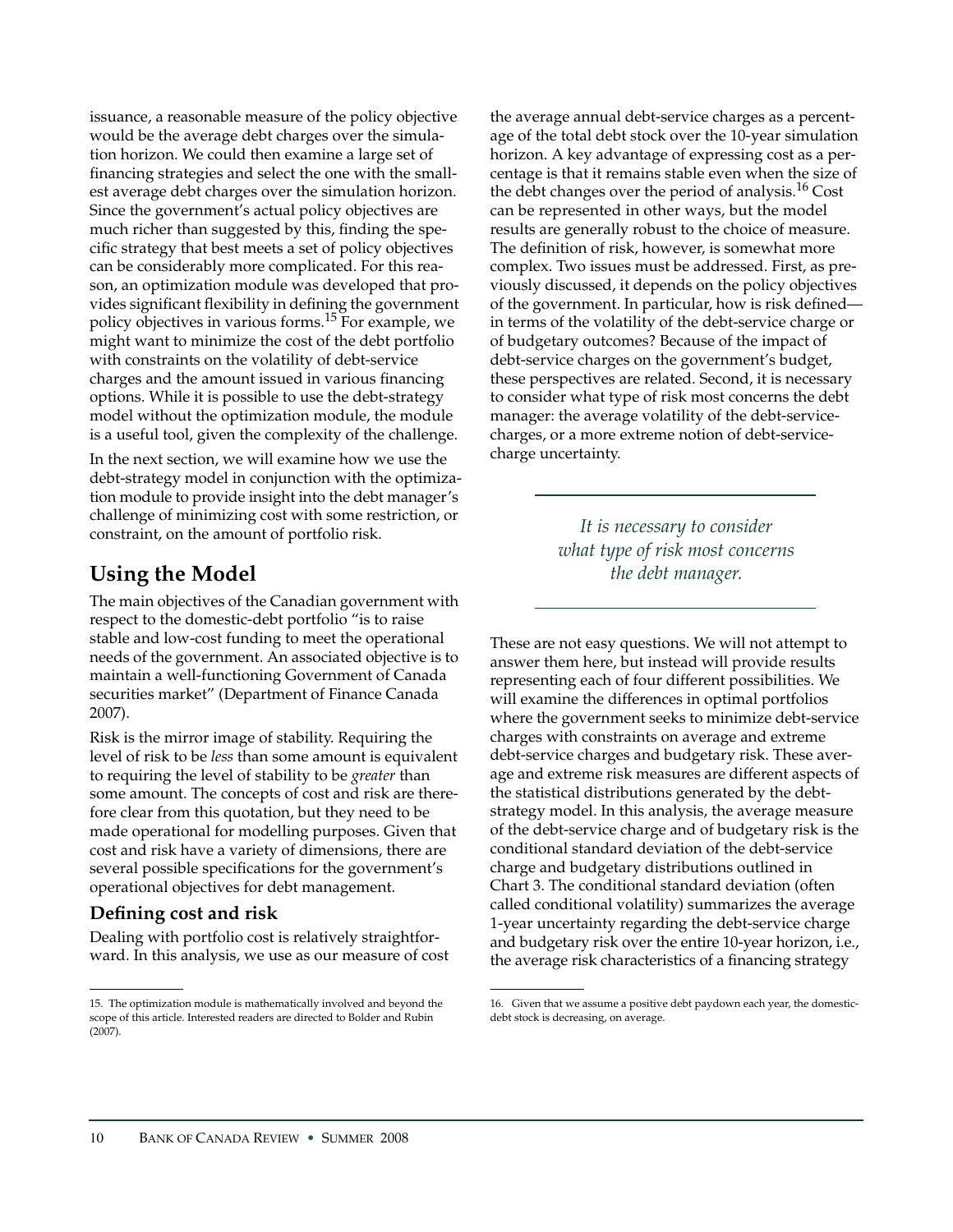issuance, a reasonable measure of the policy objective would be the average debt charges over the simulation horizon. We could then examine a large set of financing strategies and select the one with the smallest average debt charges over the simulation horizon. Since the government's actual policy objectives are much richer than suggested by this, finding the specific strategy that best meets a set of policy objectives can be considerably more complicated. For this reason, an optimization module was developed that provides significant flexibility in defining the government policy objectives in various forms.[15] For example, we might want to minimize the cost of the debt portfolio with constraints on the volatility of debt-service charges and the amount issued in various financing options. While it is possible to use the debt-strategy model without the optimization module, the module is a useful tool, given the complexity of the challenge.

In the next section, we will examine how we use the debt-strategy model in conjunction with the optimization module to provide insight into the debt manager's challenge of minimizing cost with some restriction, or constraint, on the amount of portfolio risk.

## Using the Model

The main objectives of the Canadian government with respect to the domestic-debt portfolio "is to raise stable and low-cost funding to meet the operational needs of the government. An associated objective is to maintain a well-functioning Government of Canada securities market" (Department of Finance Canada 2007).

Risk is the mirror image of stability. Requiring the level of risk to be *less* than some amount is equivalent to requiring the level of stability to be *greater* than some amount. The concepts of cost and risk are therefore clear from this quotation, but they need to be made operational for modelling purposes. Given that cost and risk have a variety of dimensions, there are several possible specifications for the government's operational objectives for debt management.

### Defining cost and risk

Dealing with portfolio cost is relatively straightforward. In this analysis, we use as our measure of cost the average annual debt-service charges as a percentage of the total debt stock over the 10-year simulation horizon. A key advantage of expressing cost as a percentage is that it remains stable even when the size of the debt changes over the period of analysis.[16] Cost can be represented in other ways, but the model results are generally robust to the choice of measure. The definition of risk, however, is somewhat more complex. Two issues must be addressed. First, as previously discussed, it depends on the policy objectives of the government. In particular, how is risk defined—in terms of the volatility of the debt-service charge or of budgetary outcomes? Because of the impact of debt-service charges on the government's budget, these perspectives are related. Second, it is necessary to consider what type of risk most concerns the debt manager: the average volatility of the debt-service-charges, or a more extreme notion of debt-service-charge uncertainty.

*It is necessary to consider what type of risk most concerns the debt manager.*

These are not easy questions. We will not attempt to answer them here, but instead will provide results representing each of four different possibilities. We will examine the differences in optimal portfolios where the government seeks to minimize debt-service charges with constraints on average and extreme debt-service charges and budgetary risk. These average and extreme risk measures are different aspects of the statistical distributions generated by the debt-strategy model. In this analysis, the average measure of the debt-service charge and of budgetary risk is the conditional standard deviation of the debt-service charge and budgetary distributions outlined in Chart 3. The conditional standard deviation (often called conditional volatility) summarizes the average 1-year uncertainty regarding the debt-service charge and budgetary risk over the entire 10-year horizon, i.e., the average risk characteristics of a financing strategy

---

15. The optimization module is mathematically involved and beyond the scope of this article. Interested readers are directed to Bolder and Rubin (2007).

16. Given that we assume a positive debt paydown each year, the domestic-debt stock is decreasing, on average.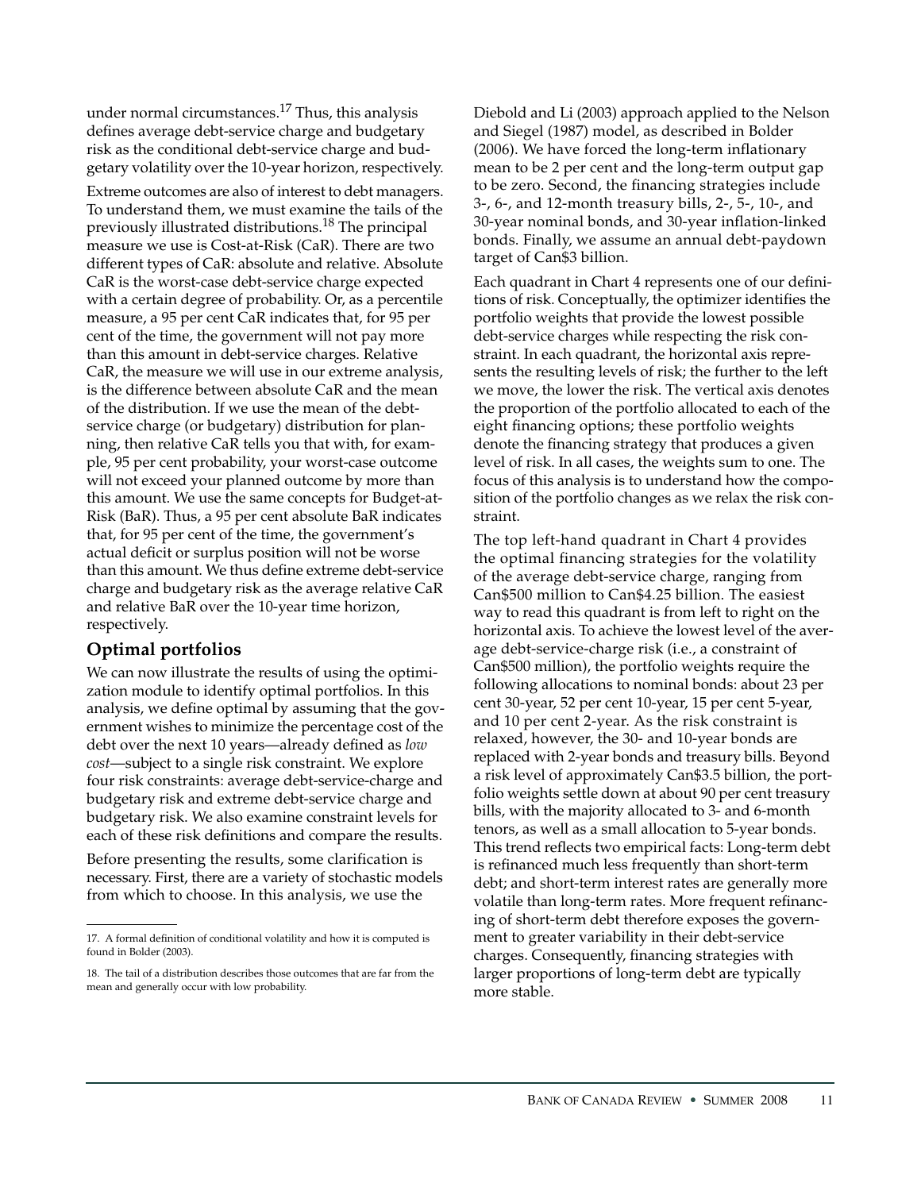under normal circumstances.[17] Thus, this analysis defines average debt-service charge and budgetary risk as the conditional debt-service charge and budgetary volatility over the 10-year horizon, respectively.

Extreme outcomes are also of interest to debt managers. To understand them, we must examine the tails of the previously illustrated distributions.[18] The principal measure we use is Cost-at-Risk (CaR). There are two different types of CaR: absolute and relative. Absolute CaR is the worst-case debt-service charge expected with a certain degree of probability. Or, as a percentile measure, a 95 per cent CaR indicates that, for 95 per cent of the time, the government will not pay more than this amount in debt-service charges. Relative CaR, the measure we will use in our extreme analysis, is the difference between absolute CaR and the mean of the distribution. If we use the mean of the debt-service charge (or budgetary) distribution for planning, then relative CaR tells you that with, for example, 95 per cent probability, your worst-case outcome will not exceed your planned outcome by more than this amount. We use the same concepts for Budget-at-Risk (BaR). Thus, a 95 per cent absolute BaR indicates that, for 95 per cent of the time, the government's actual deficit or surplus position will not be worse than this amount. We thus define extreme debt-service charge and budgetary risk as the average relative CaR and relative BaR over the 10-year time horizon, respectively.

## Optimal portfolios

We can now illustrate the results of using the optimization module to identify optimal portfolios. In this analysis, we define optimal by assuming that the government wishes to minimize the percentage cost of the debt over the next 10 years—already defined as *low cost*—subject to a single risk constraint. We explore four risk constraints: average debt-service-charge and budgetary risk and extreme debt-service charge and budgetary risk. We also examine constraint levels for each of these risk definitions and compare the results.

Before presenting the results, some clarification is necessary. First, there are a variety of stochastic models from which to choose. In this analysis, we use the Diebold and Li (2003) approach applied to the Nelson and Siegel (1987) model, as described in Bolder (2006). We have forced the long-term inflationary mean to be 2 per cent and the long-term output gap to be zero. Second, the financing strategies include 3-, 6-, and 12-month treasury bills, 2-, 5-, 10-, and 30-year nominal bonds, and 30-year inflation-linked bonds. Finally, we assume an annual debt-paydown target of Can$3 billion.

Each quadrant in Chart 4 represents one of our definitions of risk. Conceptually, the optimizer identifies the portfolio weights that provide the lowest possible debt-service charges while respecting the risk constraint. In each quadrant, the horizontal axis represents the resulting levels of risk; the further to the left we move, the lower the risk. The vertical axis denotes the proportion of the portfolio allocated to each of the eight financing options; these portfolio weights denote the financing strategy that produces a given level of risk. In all cases, the weights sum to one. The focus of this analysis is to understand how the composition of the portfolio changes as we relax the risk constraint.

The top left-hand quadrant in Chart 4 provides the optimal financing strategies for the volatility of the average debt-service charge, ranging from Can$500 million to Can$4.25 billion. The easiest way to read this quadrant is from left to right on the horizontal axis. To achieve the lowest level of the average debt-service-charge risk (i.e., a constraint of Can$500 million), the portfolio weights require the following allocations to nominal bonds: about 23 per cent 30-year, 52 per cent 10-year, 15 per cent 5-year, and 10 per cent 2-year. As the risk constraint is relaxed, however, the 30- and 10-year bonds are replaced with 2-year bonds and treasury bills. Beyond a risk level of approximately Can$3.5 billion, the portfolio weights settle down at about 90 per cent treasury bills, with the majority allocated to 3- and 6-month tenors, as well as a small allocation to 5-year bonds. This trend reflects two empirical facts: Long-term debt is refinanced much less frequently than short-term debt; and short-term interest rates are generally more volatile than long-term rates. More frequent refinancing of short-term debt therefore exposes the government to greater variability in their debt-service charges. Consequently, financing strategies with larger proportions of long-term debt are typically more stable.

---

17. A formal definition of conditional volatility and how it is computed is found in Bolder (2003).

18. The tail of a distribution describes those outcomes that are far from the mean and generally occur with low probability.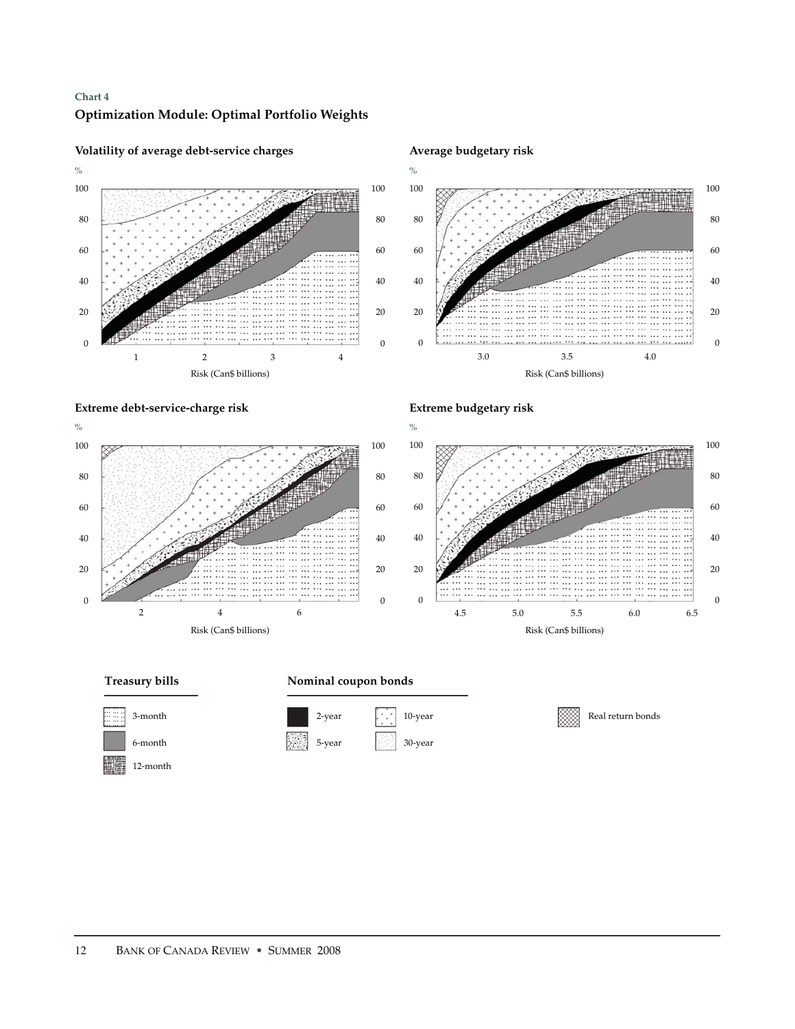**Chart 4**

**Optimization Module: Optimal Portfolio Weights**

**Volatility of average debt-service charges**

**Average budgetary risk**

**Extreme debt-service-charge risk**

**Extreme budgetary risk**

Risk (Can$ billions)

**Treasury bills**

- 3-month
- 6-month
- 12-month

**Nominal coupon bonds**

- 2-year
- 5-year
- 10-year
- 30-year

Real return bonds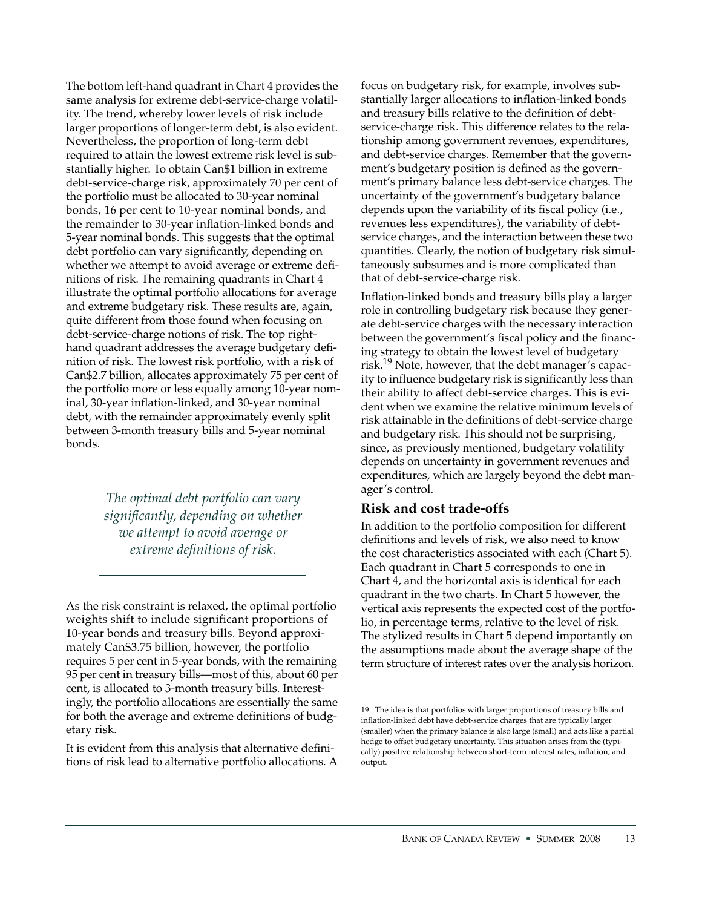The bottom left-hand quadrant in Chart 4 provides the same analysis for extreme debt-service-charge volatility. The trend, whereby lower levels of risk include larger proportions of longer-term debt, is also evident. Nevertheless, the proportion of long-term debt required to attain the lowest extreme risk level is substantially higher. To obtain Can$1 billion in extreme debt-service-charge risk, approximately 70 per cent of the portfolio must be allocated to 30-year nominal bonds, 16 per cent to 10-year nominal bonds, and the remainder to 30-year inflation-linked bonds and 5-year nominal bonds. This suggests that the optimal debt portfolio can vary significantly, depending on whether we attempt to avoid average or extreme definitions of risk. The remaining quadrants in Chart 4 illustrate the optimal portfolio allocations for average and extreme budgetary risk. These results are, again, quite different from those found when focusing on debt-service-charge notions of risk. The top right-hand quadrant addresses the average budgetary definition of risk. The lowest risk portfolio, with a risk of Can$2.7 billion, allocates approximately 75 per cent of the portfolio more or less equally among 10-year nominal, 30-year inflation-linked, and 30-year nominal debt, with the remainder approximately evenly split between 3-month treasury bills and 5-year nominal bonds.

*The optimal debt portfolio can vary significantly, depending on whether we attempt to avoid average or extreme definitions of risk.*

As the risk constraint is relaxed, the optimal portfolio weights shift to include significant proportions of 10-year bonds and treasury bills. Beyond approximately Can$3.75 billion, however, the portfolio requires 5 per cent in 5-year bonds, with the remaining 95 per cent in treasury bills—most of this, about 60 per cent, is allocated to 3-month treasury bills. Interestingly, the portfolio allocations are essentially the same for both the average and extreme definitions of budgetary risk.

It is evident from this analysis that alternative definitions of risk lead to alternative portfolio allocations. A focus on budgetary risk, for example, involves substantially larger allocations to inflation-linked bonds and treasury bills relative to the definition of debt-service-charge risk. This difference relates to the relationship among government revenues, expenditures, and debt-service charges. Remember that the government's budgetary position is defined as the government's primary balance less debt-service charges. The uncertainty of the government's budgetary balance depends upon the variability of its fiscal policy (i.e., revenues less expenditures), the variability of debt-service charges, and the interaction between these two quantities. Clearly, the notion of budgetary risk simultaneously subsumes and is more complicated than that of debt-service-charge risk.

Inflation-linked bonds and treasury bills play a larger role in controlling budgetary risk because they generate debt-service charges with the necessary interaction between the government's fiscal policy and the financing strategy to obtain the lowest level of budgetary risk.[19] Note, however, that the debt manager's capacity to influence budgetary risk is significantly less than their ability to affect debt-service charges. This is evident when we examine the relative minimum levels of risk attainable in the definitions of debt-service charge and budgetary risk. This should not be surprising, since, as previously mentioned, budgetary volatility depends on uncertainty in government revenues and expenditures, which are largely beyond the debt manager's control.

## Risk and cost trade-offs

In addition to the portfolio composition for different definitions and levels of risk, we also need to know the cost characteristics associated with each (Chart 5). Each quadrant in Chart 5 corresponds to one in Chart 4, and the horizontal axis is identical for each quadrant in the two charts. In Chart 5 however, the vertical axis represents the expected cost of the portfolio, in percentage terms, relative to the level of risk. The stylized results in Chart 5 depend importantly on the assumptions made about the average shape of the term structure of interest rates over the analysis horizon.

---

19. The idea is that portfolios with larger proportions of treasury bills and inflation-linked debt have debt-service charges that are typically larger (smaller) when the primary balance is also large (small) and acts like a partial hedge to offset budgetary uncertainty. This situation arises from the (typically) positive relationship between short-term interest rates, inflation, and output.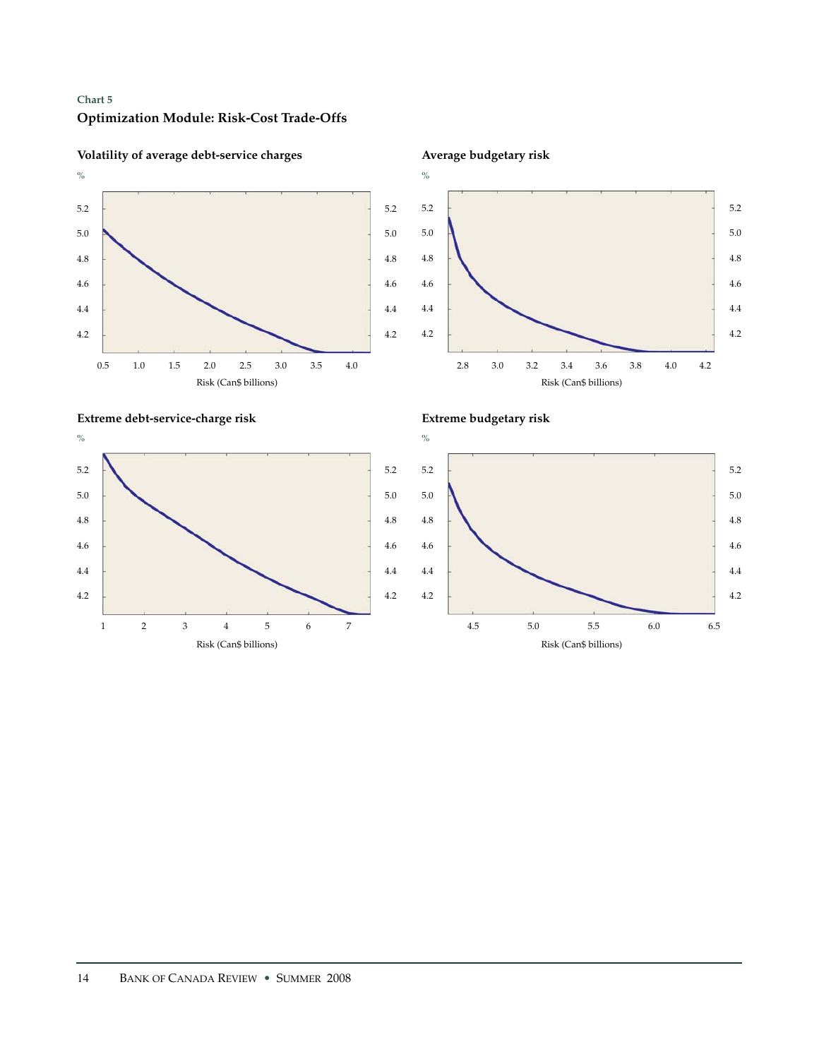Chart 5

**Optimization Module: Risk-Cost Trade-Offs**

**Volatility of average debt-service charges**

**Average budgetary risk**

**Extreme debt-service-charge risk**

**Extreme budgetary risk**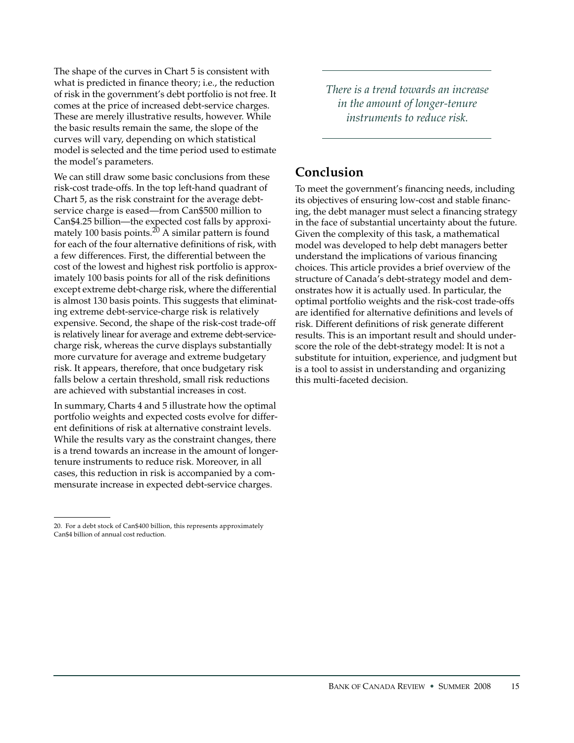The shape of the curves in Chart 5 is consistent with what is predicted in finance theory; i.e., the reduction of risk in the government's debt portfolio is not free. It comes at the price of increased debt-service charges. These are merely illustrative results, however. While the basic results remain the same, the slope of the curves will vary, depending on which statistical model is selected and the time period used to estimate the model's parameters.

We can still draw some basic conclusions from these risk-cost trade-offs. In the top left-hand quadrant of Chart 5, as the risk constraint for the average debt-service charge is eased—from Can$500 million to Can$4.25 billion—the expected cost falls by approximately 100 basis points.[20] A similar pattern is found for each of the four alternative definitions of risk, with a few differences. First, the differential between the cost of the lowest and highest risk portfolio is approximately 100 basis points for all of the risk definitions except extreme debt-charge risk, where the differential is almost 130 basis points. This suggests that eliminating extreme debt-service-charge risk is relatively expensive. Second, the shape of the risk-cost trade-off is relatively linear for average and extreme debt-service-charge risk, whereas the curve displays substantially more curvature for average and extreme budgetary risk. It appears, therefore, that once budgetary risk falls below a certain threshold, small risk reductions are achieved with substantial increases in cost.

In summary, Charts 4 and 5 illustrate how the optimal portfolio weights and expected costs evolve for different definitions of risk at alternative constraint levels. While the results vary as the constraint changes, there is a trend towards an increase in the amount of longer-tenure instruments to reduce risk. Moreover, in all cases, this reduction in risk is accompanied by a commensurate increase in expected debt-service charges.

*There is a trend towards an increase in the amount of longer-tenure instruments to reduce risk.*

## Conclusion

To meet the government's financing needs, including its objectives of ensuring low-cost and stable financing, the debt manager must select a financing strategy in the face of substantial uncertainty about the future. Given the complexity of this task, a mathematical model was developed to help debt managers better understand the implications of various financing choices. This article provides a brief overview of the structure of Canada's debt-strategy model and demonstrates how it is actually used. In particular, the optimal portfolio weights and the risk-cost trade-offs are identified for alternative definitions and levels of risk. Different definitions of risk generate different results. This is an important result and should underscore the role of the debt-strategy model: It is not a substitute for intuition, experience, and judgment but is a tool to assist in understanding and organizing this multi-faceted decision.

20. For a debt stock of Can$400 billion, this represents approximately Can$4 billion of annual cost reduction.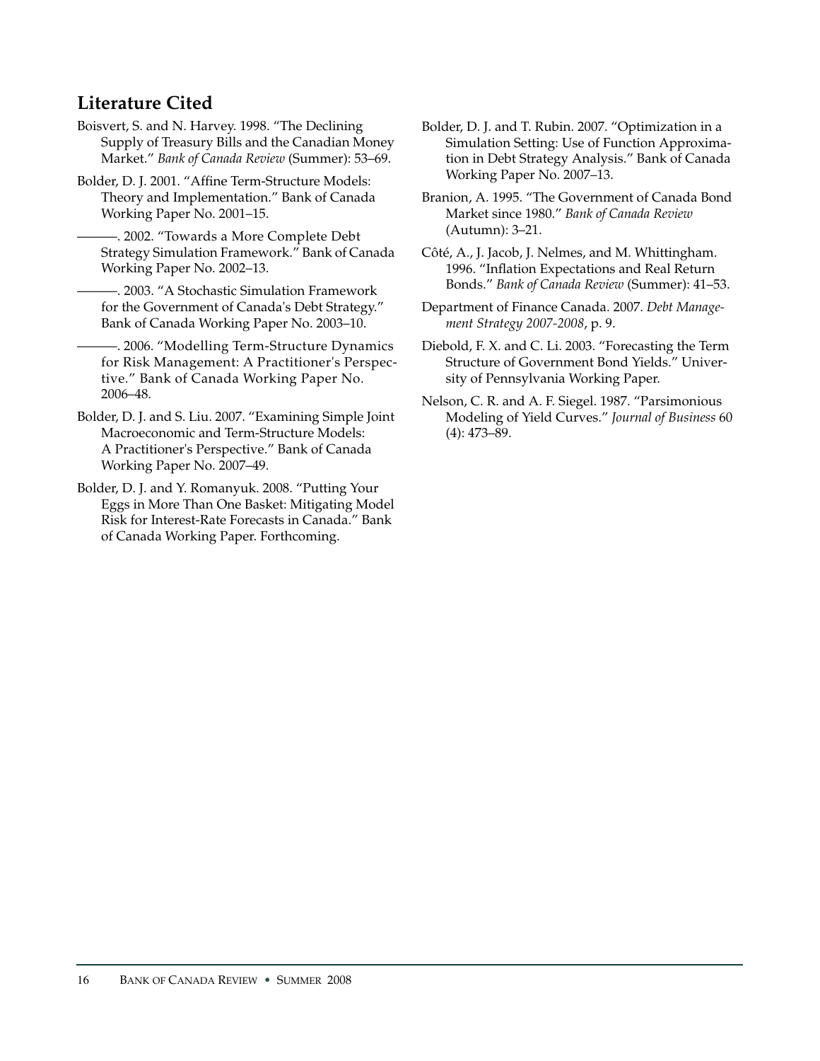## Literature Cited

Boisvert, S. and N. Harvey. 1998. "The Declining Supply of Treasury Bills and the Canadian Money Market." *Bank of Canada Review* (Summer): 53–69.

Bolder, D. J. 2001. "Affine Term-Structure Models: Theory and Implementation." Bank of Canada Working Paper No. 2001–15.

———. 2002. "Towards a More Complete Debt Strategy Simulation Framework." Bank of Canada Working Paper No. 2002–13.

———. 2003. "A Stochastic Simulation Framework for the Government of Canada's Debt Strategy." Bank of Canada Working Paper No. 2003–10.

———. 2006. "Modelling Term-Structure Dynamics for Risk Management: A Practitioner's Perspective." Bank of Canada Working Paper No. 2006–48.

Bolder, D. J. and S. Liu. 2007. "Examining Simple Joint Macroeconomic and Term-Structure Models: A Practitioner's Perspective." Bank of Canada Working Paper No. 2007–49.

Bolder, D. J. and Y. Romanyuk. 2008. "Putting Your Eggs in More Than One Basket: Mitigating Model Risk for Interest-Rate Forecasts in Canada." Bank of Canada Working Paper. Forthcoming.

Bolder, D. J. and T. Rubin. 2007. "Optimization in a Simulation Setting: Use of Function Approximation in Debt Strategy Analysis." Bank of Canada Working Paper No. 2007–13.

Branion, A. 1995. "The Government of Canada Bond Market since 1980." *Bank of Canada Review* (Autumn): 3–21.

Côté, A., J. Jacob, J. Nelmes, and M. Whittingham. 1996. "Inflation Expectations and Real Return Bonds." *Bank of Canada Review* (Summer): 41–53.

Department of Finance Canada. 2007. *Debt Management Strategy 2007-2008*, p. 9.

Diebold, F. X. and C. Li. 2003. "Forecasting the Term Structure of Government Bond Yields." University of Pennsylvania Working Paper.

Nelson, C. R. and A. F. Siegel. 1987. "Parsimonious Modeling of Yield Curves." *Journal of Business* 60 (4): 473–89.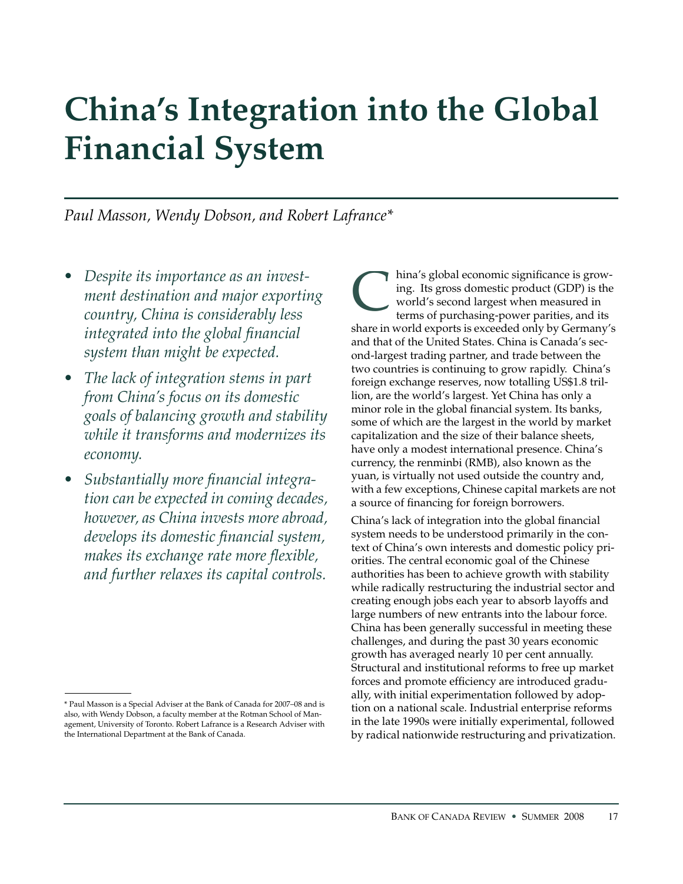# China's Integration into the Global Financial System

*Paul Masson, Wendy Dobson, and Robert Lafrance\**

- *Despite its importance as an investment destination and major exporting country, China is considerably less integrated into the global financial system than might be expected.*
- *The lack of integration stems in part from China's focus on its domestic goals of balancing growth and stability while it transforms and modernizes its economy.*
- *Substantially more financial integration can be expected in coming decades, however, as China invests more abroad, develops its domestic financial system, makes its exchange rate more flexible, and further relaxes its capital controls.*

China's global economic significance is growing. Its gross domestic product (GDP) is the world's second largest when measured in terms of purchasing-power parities, and its share in world exports is exceeded only by Germany's and that of the United States. China is Canada's second-largest trading partner, and trade between the two countries is continuing to grow rapidly. China's foreign exchange reserves, now totalling US$1.8 trillion, are the world's largest. Yet China has only a minor role in the global financial system. Its banks, some of which are the largest in the world by market capitalization and the size of their balance sheets, have only a modest international presence. China's currency, the renminbi (RMB), also known as the yuan, is virtually not used outside the country and, with a few exceptions, Chinese capital markets are not a source of financing for foreign borrowers.

China's lack of integration into the global financial system needs to be understood primarily in the context of China's own interests and domestic policy priorities. The central economic goal of the Chinese authorities has been to achieve growth with stability while radically restructuring the industrial sector and creating enough jobs each year to absorb layoffs and large numbers of new entrants into the labour force. China has been generally successful in meeting these challenges, and during the past 30 years economic growth has averaged nearly 10 per cent annually. Structural and institutional reforms to free up market forces and promote efficiency are introduced gradually, with initial experimentation followed by adoption on a national scale. Industrial enterprise reforms in the late 1990s were initially experimental, followed by radical nationwide restructuring and privatization.

\* Paul Masson is a Special Adviser at the Bank of Canada for 2007–08 and is also, with Wendy Dobson, a faculty member at the Rotman School of Management, University of Toronto. Robert Lafrance is a Research Adviser with the International Department at the Bank of Canada.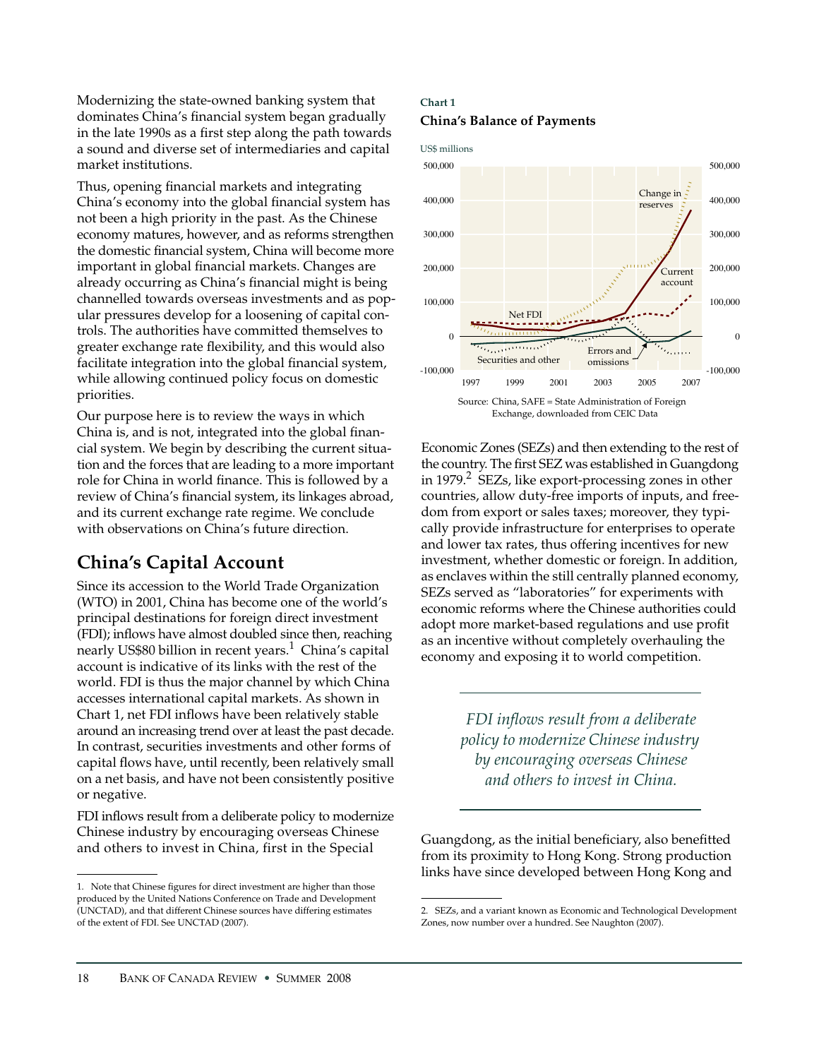Modernizing the state-owned banking system that dominates China's financial system began gradually in the late 1990s as a first step along the path towards a sound and diverse set of intermediaries and capital market institutions.

Thus, opening financial markets and integrating China's economy into the global financial system has not been a high priority in the past. As the Chinese economy matures, however, and as reforms strengthen the domestic financial system, China will become more important in global financial markets. Changes are already occurring as China's financial might is being channelled towards overseas investments and as popular pressures develop for a loosening of capital controls. The authorities have committed themselves to greater exchange rate flexibility, and this would also facilitate integration into the global financial system, while allowing continued policy focus on domestic priorities.

Our purpose here is to review the ways in which China is, and is not, integrated into the global financial system. We begin by describing the current situation and the forces that are leading to a more important role for China in world finance. This is followed by a review of China's financial system, its linkages abroad, and its current exchange rate regime. We conclude with observations on China's future direction.

## China's Capital Account

Since its accession to the World Trade Organization (WTO) in 2001, China has become one of the world's principal destinations for foreign direct investment (FDI); inflows have almost doubled since then, reaching nearly US$80 billion in recent years.[1] China's capital account is indicative of its links with the rest of the world. FDI is thus the major channel by which China accesses international capital markets. As shown in Chart 1, net FDI inflows have been relatively stable around an increasing trend over at least the past decade. In contrast, securities investments and other forms of capital flows have, until recently, been relatively small on a net basis, and have not been consistently positive or negative.

FDI inflows result from a deliberate policy to modernize Chinese industry by encouraging overseas Chinese and others to invest in China, first in the Special Economic Zones (SEZs) and then extending to the rest of the country. The first SEZ was established in Guangdong in 1979.[2] SEZs, like export-processing zones in other countries, allow duty-free imports of inputs, and freedom from export or sales taxes; moreover, they typically provide infrastructure for enterprises to operate and lower tax rates, thus offering incentives for new investment, whether domestic or foreign. In addition, as enclaves within the still centrally planned economy, SEZs served as "laboratories" for experiments with economic reforms where the Chinese authorities could adopt more market-based regulations and use profit as an incentive without completely overhauling the economy and exposing it to world competition.

**Chart 1**

**China's Balance of Payments**

Source: China, SAFE = State Administration of Foreign Exchange, downloaded from CEIC Data

*FDI inflows result from a deliberate policy to modernize Chinese industry by encouraging overseas Chinese and others to invest in China.*

Guangdong, as the initial beneficiary, also benefitted from its proximity to Hong Kong. Strong production links have since developed between Hong Kong and

---

1. Note that Chinese figures for direct investment are higher than those produced by the United Nations Conference on Trade and Development (UNCTAD), and that different Chinese sources have differing estimates of the extent of FDI. See UNCTAD (2007).

2. SEZs, and a variant known as Economic and Technological Development Zones, now number over a hundred. See Naughton (2007).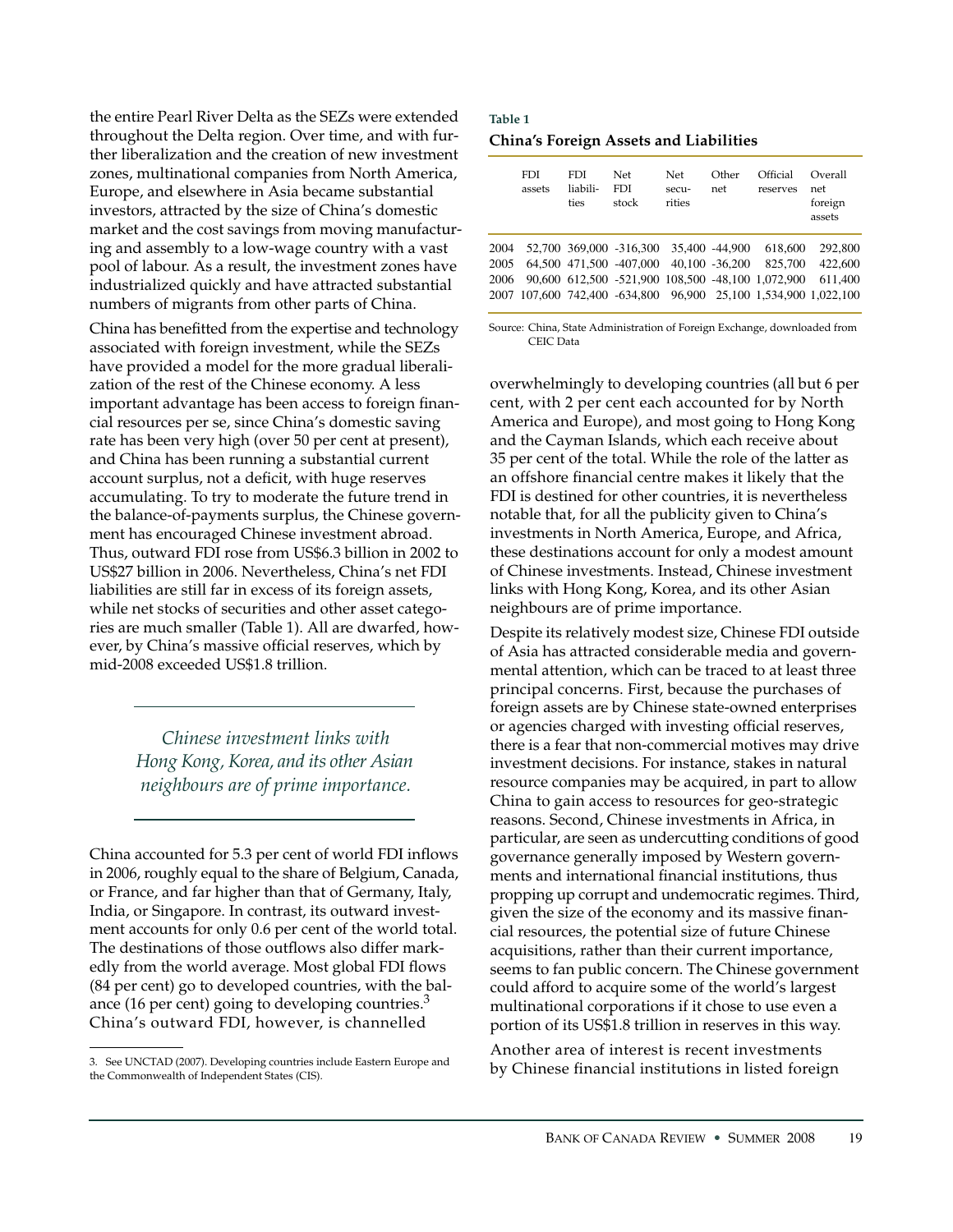the entire Pearl River Delta as the SEZs were extended throughout the Delta region. Over time, and with further liberalization and the creation of new investment zones, multinational companies from North America, Europe, and elsewhere in Asia became substantial investors, attracted by the size of China's domestic market and the cost savings from moving manufacturing and assembly to a low-wage country with a vast pool of labour. As a result, the investment zones have industrialized quickly and have attracted substantial numbers of migrants from other parts of China.

China has benefitted from the expertise and technology associated with foreign investment, while the SEZs have provided a model for the more gradual liberalization of the rest of the Chinese economy. A less important advantage has been access to foreign financial resources per se, since China's domestic saving rate has been very high (over 50 per cent at present), and China has been running a substantial current account surplus, not a deficit, with huge reserves accumulating. To try to moderate the future trend in the balance-of-payments surplus, the Chinese government has encouraged Chinese investment abroad. Thus, outward FDI rose from US$6.3 billion in 2002 to US$27 billion in 2006. Nevertheless, China's net FDI liabilities are still far in excess of its foreign assets, while net stocks of securities and other asset categories are much smaller (Table 1). All are dwarfed, however, by China's massive official reserves, which by mid-2008 exceeded US$1.8 trillion.

*Chinese investment links with Hong Kong, Korea, and its other Asian neighbours are of prime importance.*

China accounted for 5.3 per cent of world FDI inflows in 2006, roughly equal to the share of Belgium, Canada, or France, and far higher than that of Germany, Italy, India, or Singapore. In contrast, its outward investment accounts for only 0.6 per cent of the world total. The destinations of those outflows also differ markedly from the world average. Most global FDI flows (84 per cent) go to developed countries, with the balance (16 per cent) going to developing countries.[3] China's outward FDI, however, is channelled overwhelmingly to developing countries (all but 6 per cent, with 2 per cent each accounted for by North America and Europe), and most going to Hong Kong and the Cayman Islands, which each receive about 35 per cent of the total. While the role of the latter as an offshore financial centre makes it likely that the FDI is destined for other countries, it is nevertheless notable that, for all the publicity given to China's investments in North America, Europe, and Africa, these destinations account for only a modest amount of Chinese investments. Instead, Chinese investment links with Hong Kong, Korea, and its other Asian neighbours are of prime importance.

**Table 1**

**China's Foreign Assets and Liabilities**

| | FDI assets | FDI liabilities | Net FDI stock | Net securities | Other net | Official reserves | Overall net foreign assets |
|---|---|---|---|---|---|---|---|
| 2004 | 52,700 | 369,000 | -316,300 | 35,400 | -44,900 | 618,600 | 292,800 |
| 2005 | 64,500 | 471,500 | -407,000 | 40,100 | -36,200 | 825,700 | 422,600 |
| 2006 | 90,600 | 612,500 | -521,900 | 108,500 | -48,100 | 1,072,900 | 611,400 |
| 2007 | 107,600 | 742,400 | -634,800 | 96,900 | 25,100 | 1,534,900 | 1,022,100 |

Source: China, State Administration of Foreign Exchange, downloaded from CEIC Data

Despite its relatively modest size, Chinese FDI outside of Asia has attracted considerable media and governmental attention, which can be traced to at least three principal concerns. First, because the purchases of foreign assets are by Chinese state-owned enterprises or agencies charged with investing official reserves, there is a fear that non-commercial motives may drive investment decisions. For instance, stakes in natural resource companies may be acquired, in part to allow China to gain access to resources for geo-strategic reasons. Second, Chinese investments in Africa, in particular, are seen as undercutting conditions of good governance generally imposed by Western governments and international financial institutions, thus propping up corrupt and undemocratic regimes. Third, given the size of the economy and its massive financial resources, the potential size of future Chinese acquisitions, rather than their current importance, seems to fan public concern. The Chinese government could afford to acquire some of the world's largest multinational corporations if it chose to use even a portion of its US$1.8 trillion in reserves in this way.

Another area of interest is recent investments by Chinese financial institutions in listed foreign

3. See UNCTAD (2007). Developing countries include Eastern Europe and the Commonwealth of Independent States (CIS).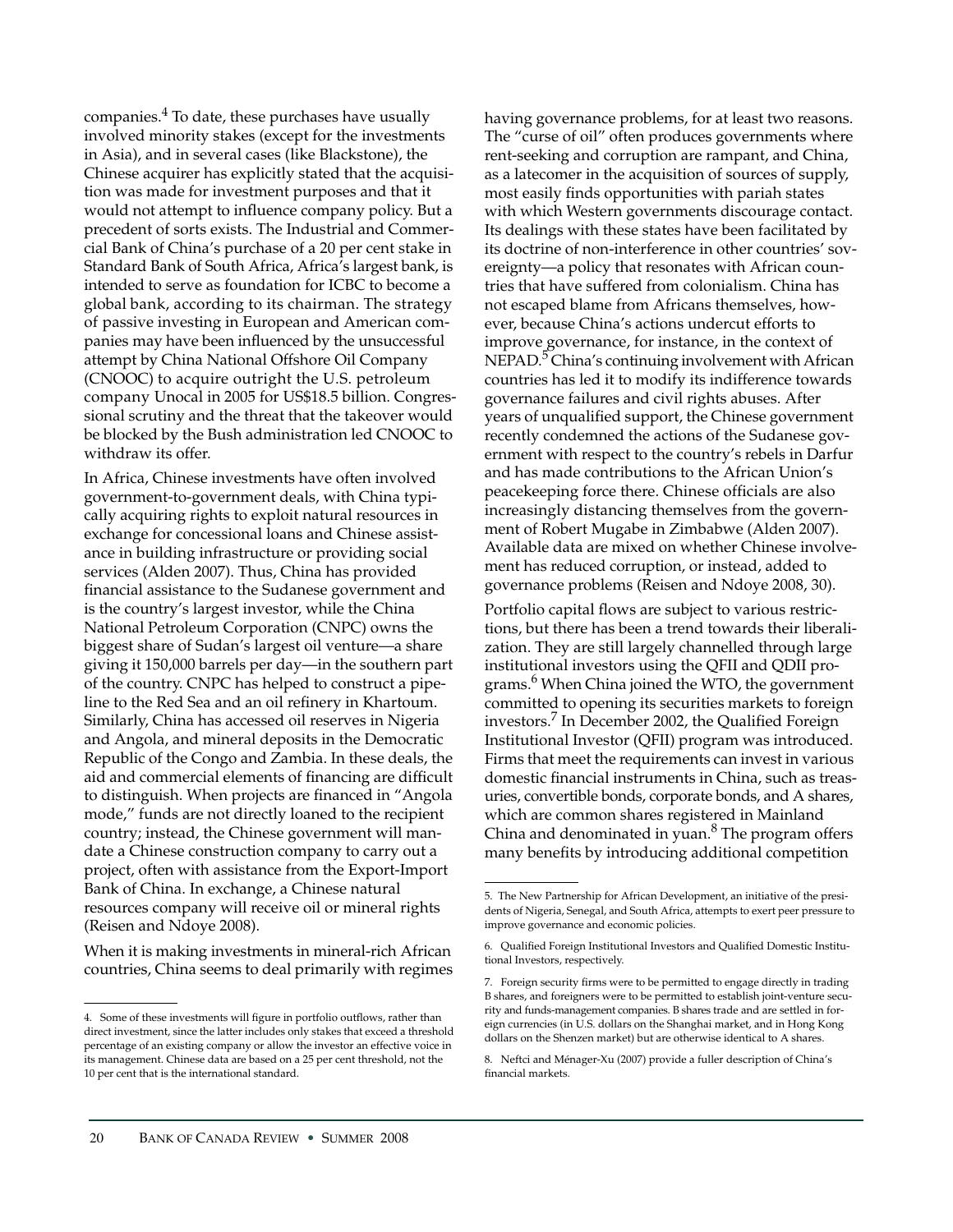companies.[4] To date, these purchases have usually involved minority stakes (except for the investments in Asia), and in several cases (like Blackstone), the Chinese acquirer has explicitly stated that the acquisition was made for investment purposes and that it would not attempt to influence company policy. But a precedent of sorts exists. The Industrial and Commercial Bank of China's purchase of a 20 per cent stake in Standard Bank of South Africa, Africa's largest bank, is intended to serve as foundation for ICBC to become a global bank, according to its chairman. The strategy of passive investing in European and American companies may have been influenced by the unsuccessful attempt by China National Offshore Oil Company (CNOOC) to acquire outright the U.S. petroleum company Unocal in 2005 for US$18.5 billion. Congressional scrutiny and the threat that the takeover would be blocked by the Bush administration led CNOOC to withdraw its offer.

In Africa, Chinese investments have often involved government-to-government deals, with China typically acquiring rights to exploit natural resources in exchange for concessional loans and Chinese assistance in building infrastructure or providing social services (Alden 2007). Thus, China has provided financial assistance to the Sudanese government and is the country's largest investor, while the China National Petroleum Corporation (CNPC) owns the biggest share of Sudan's largest oil venture—a share giving it 150,000 barrels per day—in the southern part of the country. CNPC has helped to construct a pipeline to the Red Sea and an oil refinery in Khartoum. Similarly, China has accessed oil reserves in Nigeria and Angola, and mineral deposits in the Democratic Republic of the Congo and Zambia. In these deals, the aid and commercial elements of financing are difficult to distinguish. When projects are financed in "Angola mode," funds are not directly loaned to the recipient country; instead, the Chinese government will mandate a Chinese construction company to carry out a project, often with assistance from the Export-Import Bank of China. In exchange, a Chinese natural resources company will receive oil or mineral rights (Reisen and Ndoye 2008).

When it is making investments in mineral-rich African countries, China seems to deal primarily with regimes having governance problems, for at least two reasons. The "curse of oil" often produces governments where rent-seeking and corruption are rampant, and China, as a latecomer in the acquisition of sources of supply, most easily finds opportunities with pariah states with which Western governments discourage contact. Its dealings with these states have been facilitated by its doctrine of non-interference in other countries' sovereignty—a policy that resonates with African countries that have suffered from colonialism. China has not escaped blame from Africans themselves, however, because China's actions undercut efforts to improve governance, for instance, in the context of NEPAD.[5] China's continuing involvement with African countries has led it to modify its indifference towards governance failures and civil rights abuses. After years of unqualified support, the Chinese government recently condemned the actions of the Sudanese government with respect to the country's rebels in Darfur and has made contributions to the African Union's peacekeeping force there. Chinese officials are also increasingly distancing themselves from the government of Robert Mugabe in Zimbabwe (Alden 2007). Available data are mixed on whether Chinese involvement has reduced corruption, or instead, added to governance problems (Reisen and Ndoye 2008, 30).

Portfolio capital flows are subject to various restrictions, but there has been a trend towards their liberalization. They are still largely channelled through large institutional investors using the QFII and QDII programs.[6] When China joined the WTO, the government committed to opening its securities markets to foreign investors.[7] In December 2002, the Qualified Foreign Institutional Investor (QFII) program was introduced. Firms that meet the requirements can invest in various domestic financial instruments in China, such as treasuries, convertible bonds, corporate bonds, and A shares, which are common shares registered in Mainland China and denominated in yuan.[8] The program offers many benefits by introducing additional competition

---

4. Some of these investments will figure in portfolio outflows, rather than direct investment, since the latter includes only stakes that exceed a threshold percentage of an existing company or allow the investor an effective voice in its management. Chinese data are based on a 25 per cent threshold, not the 10 per cent that is the international standard.

5. The New Partnership for African Development, an initiative of the presidents of Nigeria, Senegal, and South Africa, attempts to exert peer pressure to improve governance and economic policies.

6. Qualified Foreign Institutional Investors and Qualified Domestic Institutional Investors, respectively.

7. Foreign security firms were to be permitted to engage directly in trading B shares, and foreigners were to be permitted to establish joint-venture security and funds-management companies. B shares trade and are settled in foreign currencies (in U.S. dollars on the Shanghai market, and in Hong Kong dollars on the Shenzen market) but are otherwise identical to A shares.

8. Neftci and Ménager-Xu (2007) provide a fuller description of China's financial markets.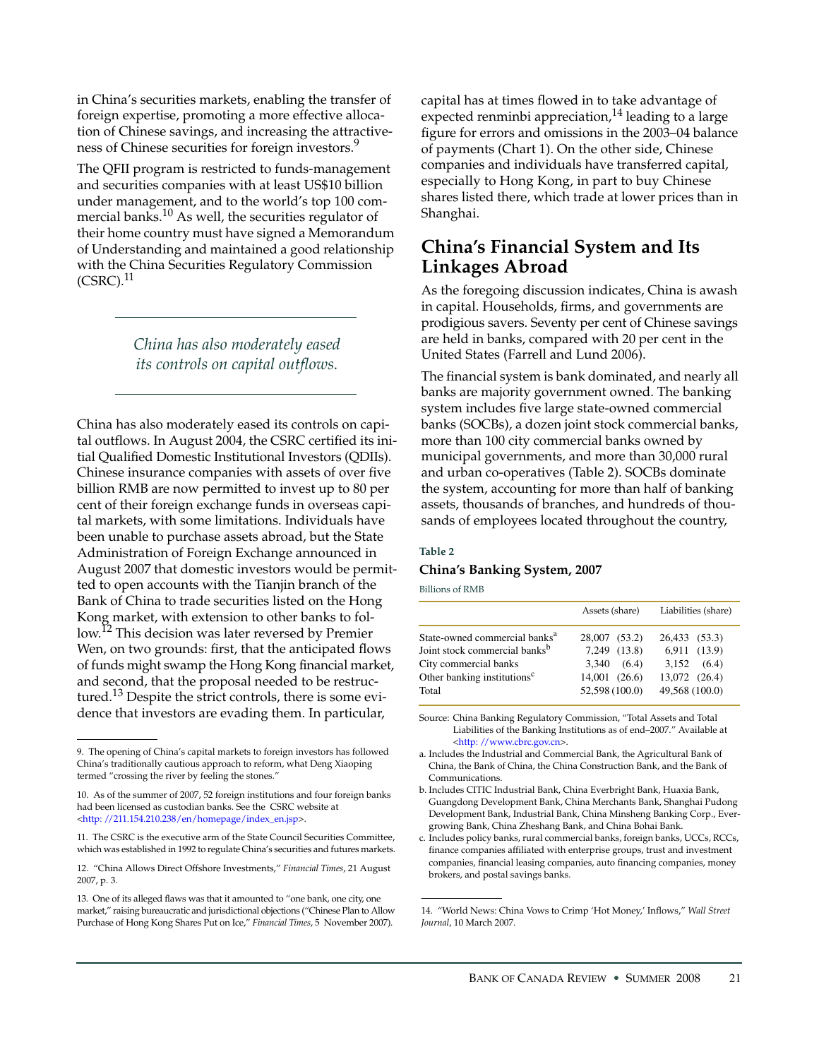in China's securities markets, enabling the transfer of foreign expertise, promoting a more effective allocation of Chinese savings, and increasing the attractiveness of Chinese securities for foreign investors.[9]

The QFII program is restricted to funds-management and securities companies with at least US$10 billion under management, and to the world's top 100 commercial banks.[10] As well, the securities regulator of their home country must have signed a Memorandum of Understanding and maintained a good relationship with the China Securities Regulatory Commission (CSRC).[11]

*China has also moderately eased its controls on capital outflows.*

China has also moderately eased its controls on capital outflows. In August 2004, the CSRC certified its initial Qualified Domestic Institutional Investors (QDIIs). Chinese insurance companies with assets of over five billion RMB are now permitted to invest up to 80 per cent of their foreign exchange funds in overseas capital markets, with some limitations. Individuals have been unable to purchase assets abroad, but the State Administration of Foreign Exchange announced in August 2007 that domestic investors would be permitted to open accounts with the Tianjin branch of the Bank of China to trade securities listed on the Hong Kong market, with extension to other banks to follow.[12] This decision was later reversed by Premier Wen, on two grounds: first, that the anticipated flows of funds might swamp the Hong Kong financial market, and second, that the proposal needed to be restructured.[13] Despite the strict controls, there is some evidence that investors are evading them. In particular, capital has at times flowed in to take advantage of expected renminbi appreciation,[14] leading to a large figure for errors and omissions in the 2003–04 balance of payments (Chart 1). On the other side, Chinese companies and individuals have transferred capital, especially to Hong Kong, in part to buy Chinese shares listed there, which trade at lower prices than in Shanghai.

## China's Financial System and Its Linkages Abroad

As the foregoing discussion indicates, China is awash in capital. Households, firms, and governments are prodigious savers. Seventy per cent of Chinese savings are held in banks, compared with 20 per cent in the United States (Farrell and Lund 2006).

The financial system is bank dominated, and nearly all banks are majority government owned. The banking system includes five large state-owned commercial banks (SOCBs), a dozen joint stock commercial banks, more than 100 city commercial banks owned by municipal governments, and more than 30,000 rural and urban co-operatives (Table 2). SOCBs dominate the system, accounting for more than half of banking assets, thousands of branches, and hundreds of thousands of employees located throughout the country,

**Table 2**

**China's Banking System, 2007**

Billions of RMB

| | Assets (share) | Liabilities (share) |
|---|---|---|
| State-owned commercial banks[a] | 28,007 (53.2) | 26,433 (53.3) |
| Joint stock commercial banks[b] | 7,249 (13.8) | 6,911 (13.9) |
| City commercial banks | 3,340 (6.4) | 3,152 (6.4) |
| Other banking institutions[c] | 14,001 (26.6) | 13,072 (26.4) |
| Total | 52,598 (100.0) | 49,568 (100.0) |

Source: China Banking Regulatory Commission, "Total Assets and Total Liabilities of the Banking Institutions as of end–2007." Available at <http: //www.cbrc.gov.cn>.

a. Includes the Industrial and Commercial Bank, the Agricultural Bank of China, the Bank of China, the China Construction Bank, and the Bank of Communications.

b. Includes CITIC Industrial Bank, China Everbright Bank, Huaxia Bank, Guangdong Development Bank, China Merchants Bank, Shanghai Pudong Development Bank, Industrial Bank, China Minsheng Banking Corp., Evergrowing Bank, China Zheshang Bank, and China Bohai Bank.

c. Includes policy banks, rural commercial banks, foreign banks, UCCs, RCCs, finance companies affiliated with enterprise groups, trust and investment companies, financial leasing companies, auto financing companies, money brokers, and postal savings banks.

---

9. The opening of China's capital markets to foreign investors has followed China's traditionally cautious approach to reform, what Deng Xiaoping termed "crossing the river by feeling the stones."

10. As of the summer of 2007, 52 foreign institutions and four foreign banks had been licensed as custodian banks. See the CSRC website at <http: //211.154.210.238/en/homepage/index_en.jsp>.

11. The CSRC is the executive arm of the State Council Securities Committee, which was established in 1992 to regulate China's securities and futures markets.

12. "China Allows Direct Offshore Investments," *Financial Times*, 21 August 2007, p. 3.

13. One of its alleged flaws was that it amounted to "one bank, one city, one market," raising bureaucratic and jurisdictional objections ("Chinese Plan to Allow Purchase of Hong Kong Shares Put on Ice," *Financial Times*, 5 November 2007).

14. "World News: China Vows to Crimp 'Hot Money,' Inflows," *Wall Street Journal*, 10 March 2007.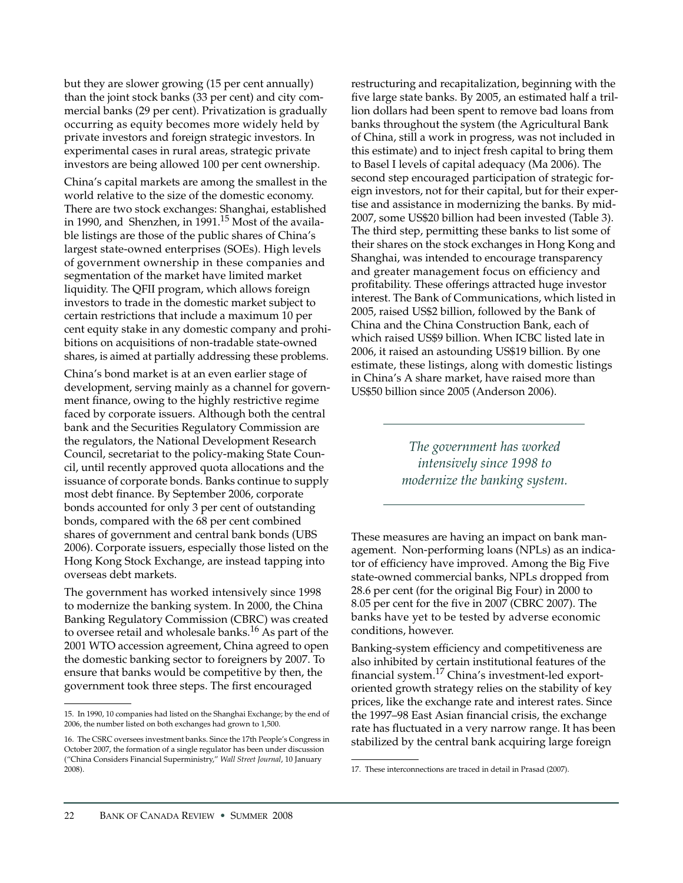but they are slower growing (15 per cent annually) than the joint stock banks (33 per cent) and city commercial banks (29 per cent). Privatization is gradually occurring as equity becomes more widely held by private investors and foreign strategic investors. In experimental cases in rural areas, strategic private investors are being allowed 100 per cent ownership.

China's capital markets are among the smallest in the world relative to the size of the domestic economy. There are two stock exchanges: Shanghai, established in 1990, and Shenzhen, in 1991.[15] Most of the available listings are those of the public shares of China's largest state-owned enterprises (SOEs). High levels of government ownership in these companies and segmentation of the market have limited market liquidity. The QFII program, which allows foreign investors to trade in the domestic market subject to certain restrictions that include a maximum 10 per cent equity stake in any domestic company and prohibitions on acquisitions of non-tradable state-owned shares, is aimed at partially addressing these problems.

China's bond market is at an even earlier stage of development, serving mainly as a channel for government finance, owing to the highly restrictive regime faced by corporate issuers. Although both the central bank and the Securities Regulatory Commission are the regulators, the National Development Research Council, secretariat to the policy-making State Council, until recently approved quota allocations and the issuance of corporate bonds. Banks continue to supply most debt finance. By September 2006, corporate bonds accounted for only 3 per cent of outstanding bonds, compared with the 68 per cent combined shares of government and central bank bonds (UBS 2006). Corporate issuers, especially those listed on the Hong Kong Stock Exchange, are instead tapping into overseas debt markets.

The government has worked intensively since 1998 to modernize the banking system. In 2000, the China Banking Regulatory Commission (CBRC) was created to oversee retail and wholesale banks.[16] As part of the 2001 WTO accession agreement, China agreed to open the domestic banking sector to foreigners by 2007. To ensure that banks would be competitive by then, the government took three steps. The first encouraged restructuring and recapitalization, beginning with the five large state banks. By 2005, an estimated half a trillion dollars had been spent to remove bad loans from banks throughout the system (the Agricultural Bank of China, still a work in progress, was not included in this estimate) and to inject fresh capital to bring them to Basel I levels of capital adequacy (Ma 2006). The second step encouraged participation of strategic foreign investors, not for their capital, but for their expertise and assistance in modernizing the banks. By mid-2007, some US$20 billion had been invested (Table 3). The third step, permitting these banks to list some of their shares on the stock exchanges in Hong Kong and Shanghai, was intended to encourage transparency and greater management focus on efficiency and profitability. These offerings attracted huge investor interest. The Bank of Communications, which listed in 2005, raised US$2 billion, followed by the Bank of China and the China Construction Bank, each of which raised US$9 billion. When ICBC listed late in 2006, it raised an astounding US$19 billion. By one estimate, these listings, along with domestic listings in China's A share market, have raised more than US$50 billion since 2005 (Anderson 2006).

*The government has worked intensively since 1998 to modernize the banking system.*

These measures are having an impact on bank management. Non-performing loans (NPLs) as an indicator of efficiency have improved. Among the Big Five state-owned commercial banks, NPLs dropped from 28.6 per cent (for the original Big Four) in 2000 to 8.05 per cent for the five in 2007 (CBRC 2007). The banks have yet to be tested by adverse economic conditions, however.

Banking-system efficiency and competitiveness are also inhibited by certain institutional features of the financial system.[17] China's investment-led export-oriented growth strategy relies on the stability of key prices, like the exchange rate and interest rates. Since the 1997–98 East Asian financial crisis, the exchange rate has fluctuated in a very narrow range. It has been stabilized by the central bank acquiring large foreign

---

15. In 1990, 10 companies had listed on the Shanghai Exchange; by the end of 2006, the number listed on both exchanges had grown to 1,500.

16. The CSRC oversees investment banks. Since the 17th People's Congress in October 2007, the formation of a single regulator has been under discussion ("China Considers Financial Superministry," *Wall Street Journal*, 10 January 2008).

17. These interconnections are traced in detail in Prasad (2007).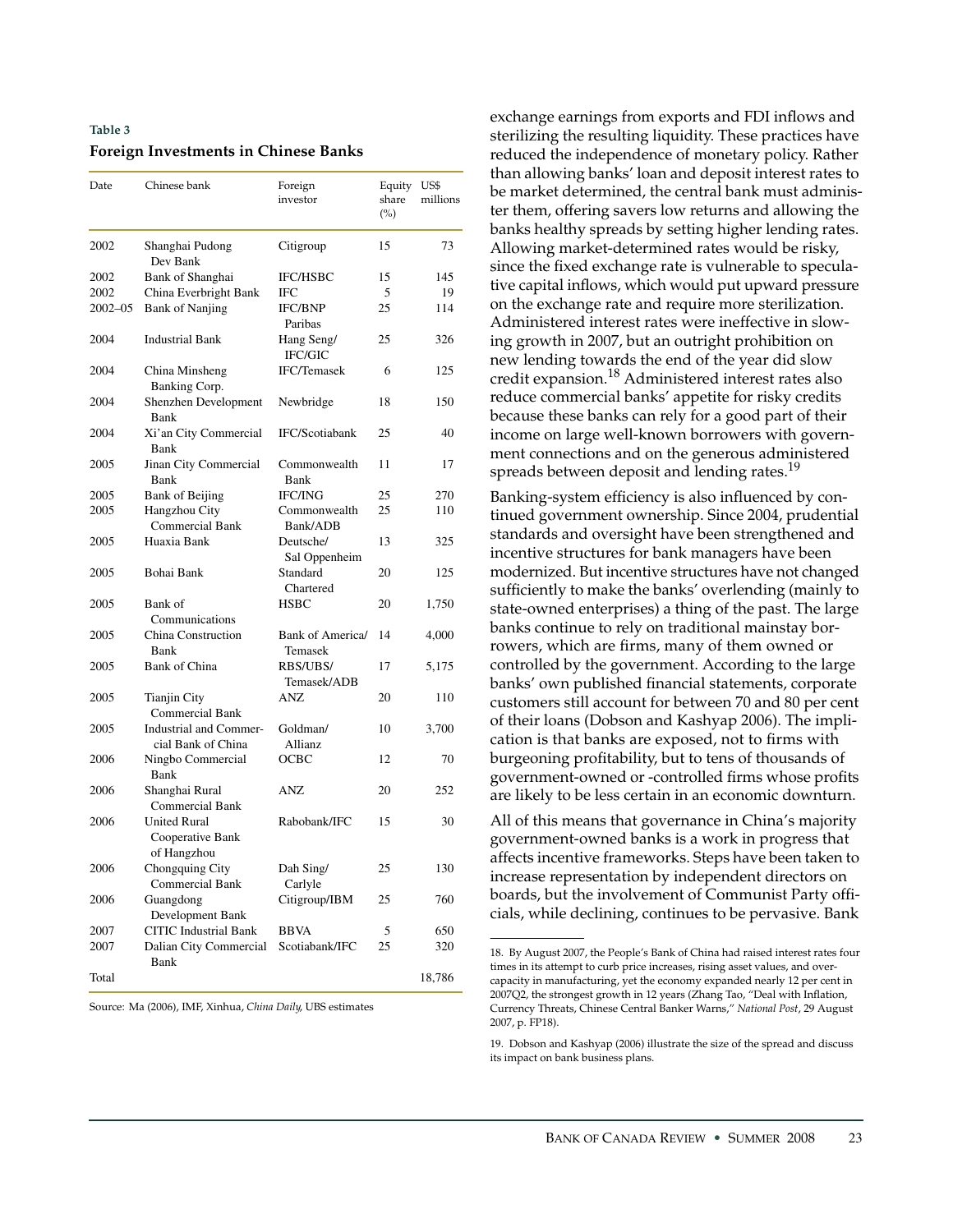**Table 3**

**Foreign Investments in Chinese Banks**

| Date | Chinese bank | Foreign investor | Equity share (%) | US$ millions |
|---|---|---|---|---|
| 2002 | Shanghai Pudong Dev Bank | Citigroup | 15 | 73 |
| 2002 | Bank of Shanghai | IFC/HSBC | 15 | 145 |
| 2002 | China Everbright Bank | IFC | 5 | 19 |
| 2002–05 | Bank of Nanjing | IFC/BNP Paribas | 25 | 114 |
| 2004 | Industrial Bank | Hang Seng/ IFC/GIC | 25 | 326 |
| 2004 | China Minsheng Banking Corp. | IFC/Temasek | 6 | 125 |
| 2004 | Shenzhen Development Bank | Newbridge | 18 | 150 |
| 2004 | Xi'an City Commercial Bank | IFC/Scotiabank | 25 | 40 |
| 2005 | Jinan City Commercial Bank | Commonwealth Bank | 11 | 17 |
| 2005 | Bank of Beijing | IFC/ING | 25 | 270 |
| 2005 | Hangzhou City Commercial Bank | Commonwealth Bank/ADB | 25 | 110 |
| 2005 | Huaxia Bank | Deutsche/ Sal Oppenheim | 13 | 325 |
| 2005 | Bohai Bank | Standard Chartered | 20 | 125 |
| 2005 | Bank of Communications | HSBC | 20 | 1,750 |
| 2005 | China Construction Bank | Bank of America/ Temasek | 14 | 4,000 |
| 2005 | Bank of China | RBS/UBS/ Temasek/ADB | 17 | 5,175 |
| 2005 | Tianjin City Commercial Bank | ANZ | 20 | 110 |
| 2005 | Industrial and Commercial Bank of China | Goldman/ Allianz | 10 | 3,700 |
| 2006 | Ningbo Commercial Bank | OCBC | 12 | 70 |
| 2006 | Shanghai Rural Commercial Bank | ANZ | 20 | 252 |
| 2006 | United Rural Cooperative Bank of Hangzhou | Rabobank/IFC | 15 | 30 |
| 2006 | Chongquing City Commercial Bank | Dah Sing/ Carlyle | 25 | 130 |
| 2006 | Guangdong Development Bank | Citigroup/IBM | 25 | 760 |
| 2007 | CITIC Industrial Bank | BBVA | 5 | 650 |
| 2007 | Dalian City Commercial Bank | Scotiabank/IFC | 25 | 320 |
| Total | | | | 18,786 |

Source: Ma (2006), IMF, Xinhua, *China Daily,* UBS estimates

exchange earnings from exports and FDI inflows and sterilizing the resulting liquidity. These practices have reduced the independence of monetary policy. Rather than allowing banks' loan and deposit interest rates to be market determined, the central bank must administer them, offering savers low returns and allowing the banks healthy spreads by setting higher lending rates. Allowing market-determined rates would be risky, since the fixed exchange rate is vulnerable to speculative capital inflows, which would put upward pressure on the exchange rate and require more sterilization. Administered interest rates were ineffective in slowing growth in 2007, but an outright prohibition on new lending towards the end of the year did slow credit expansion.[18] Administered interest rates also reduce commercial banks' appetite for risky credits because these banks can rely for a good part of their income on large well-known borrowers with government connections and on the generous administered spreads between deposit and lending rates.[19]

Banking-system efficiency is also influenced by continued government ownership. Since 2004, prudential standards and oversight have been strengthened and incentive structures for bank managers have been modernized. But incentive structures have not changed sufficiently to make the banks' overlending (mainly to state-owned enterprises) a thing of the past. The large banks continue to rely on traditional mainstay borrowers, which are firms, many of them owned or controlled by the government. According to the large banks' own published financial statements, corporate customers still account for between 70 and 80 per cent of their loans (Dobson and Kashyap 2006). The implication is that banks are exposed, not to firms with burgeoning profitability, but to tens of thousands of government-owned or -controlled firms whose profits are likely to be less certain in an economic downturn.

All of this means that governance in China's majority government-owned banks is a work in progress that affects incentive frameworks. Steps have been taken to increase representation by independent directors on boards, but the involvement of Communist Party officials, while declining, continues to be pervasive. Bank

---

18. By August 2007, the People's Bank of China had raised interest rates four times in its attempt to curb price increases, rising asset values, and overcapacity in manufacturing, yet the economy expanded nearly 12 per cent in 2007Q2, the strongest growth in 12 years (Zhang Tao, "Deal with Inflation, Currency Threats, Chinese Central Banker Warns," *National Post*, 29 August 2007, p. FP18).

19. Dobson and Kashyap (2006) illustrate the size of the spread and discuss its impact on bank business plans.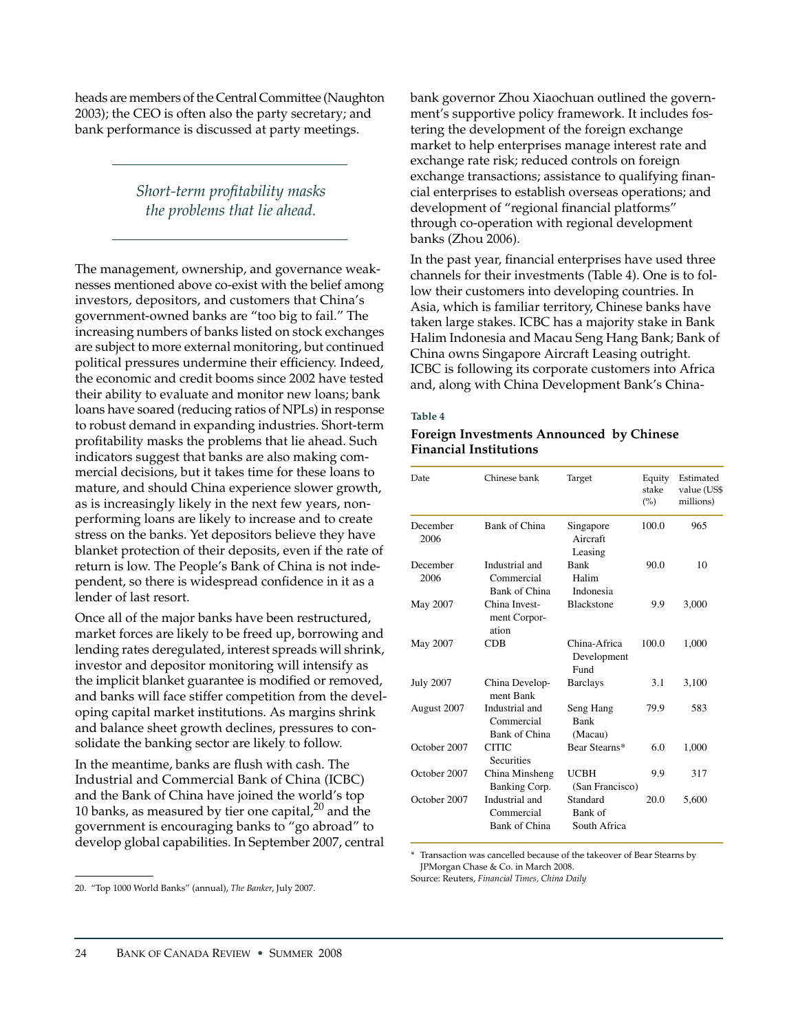heads are members of the Central Committee (Naughton 2003); the CEO is often also the party secretary; and bank performance is discussed at party meetings.

*Short-term profitability masks the problems that lie ahead.*

The management, ownership, and governance weaknesses mentioned above co-exist with the belief among investors, depositors, and customers that China's government-owned banks are "too big to fail." The increasing numbers of banks listed on stock exchanges are subject to more external monitoring, but continued political pressures undermine their efficiency. Indeed, the economic and credit booms since 2002 have tested their ability to evaluate and monitor new loans; bank loans have soared (reducing ratios of NPLs) in response to robust demand in expanding industries. Short-term profitability masks the problems that lie ahead. Such indicators suggest that banks are also making commercial decisions, but it takes time for these loans to mature, and should China experience slower growth, as is increasingly likely in the next few years, nonperforming loans are likely to increase and to create stress on the banks. Yet depositors believe they have blanket protection of their deposits, even if the rate of return is low. The People's Bank of China is not independent, so there is widespread confidence in it as a lender of last resort.

Once all of the major banks have been restructured, market forces are likely to be freed up, borrowing and lending rates deregulated, interest spreads will shrink, investor and depositor monitoring will intensify as the implicit blanket guarantee is modified or removed, and banks will face stiffer competition from the developing capital market institutions. As margins shrink and balance sheet growth declines, pressures to consolidate the banking sector are likely to follow.

In the meantime, banks are flush with cash. The Industrial and Commercial Bank of China (ICBC) and the Bank of China have joined the world's top 10 banks, as measured by tier one capital,[20] and the government is encouraging banks to "go abroad" to develop global capabilities. In September 2007, central bank governor Zhou Xiaochuan outlined the government's supportive policy framework. It includes fostering the development of the foreign exchange market to help enterprises manage interest rate and exchange rate risk; reduced controls on foreign exchange transactions; assistance to qualifying financial enterprises to establish overseas operations; and development of "regional financial platforms" through co-operation with regional development banks (Zhou 2006).

In the past year, financial enterprises have used three channels for their investments (Table 4). One is to follow their customers into developing countries. In Asia, which is familiar territory, Chinese banks have taken large stakes. ICBC has a majority stake in Bank Halim Indonesia and Macau Seng Hang Bank; Bank of China owns Singapore Aircraft Leasing outright. ICBC is following its corporate customers into Africa and, along with China Development Bank's China-

**Table 4**

**Foreign Investments Announced by Chinese Financial Institutions**

| Date | Chinese bank | Target | Equity stake (%) | Estimated value (US$ millions) |
|---|---|---|---|---|
| December 2006 | Bank of China | Singapore Aircraft Leasing | 100.0 | 965 |
| December 2006 | Industrial and Commercial Bank of China | Bank Halim Indonesia | 90.0 | 10 |
| May 2007 | China Investment Corporation | Blackstone | 9.9 | 3,000 |
| May 2007 | CDB | China-Africa Development Fund | 100.0 | 1,000 |
| July 2007 | China Development Bank | Barclays | 3.1 | 3,100 |
| August 2007 | Industrial and Commercial Bank of China | Seng Hang Bank (Macau) | 79.9 | 583 |
| October 2007 | CITIC Securities | Bear Stearns* | 6.0 | 1,000 |
| October 2007 | China Minsheng Banking Corp. | UCBH (San Francisco) | 9.9 | 317 |
| October 2007 | Industrial and Commercial Bank of China | Standard Bank of South Africa | 20.0 | 5,600 |

\* Transaction was cancelled because of the takeover of Bear Stearns by JPMorgan Chase & Co. in March 2008.

Source: Reuters, *Financial Times*, *China Daily*

20. "Top 1000 World Banks" (annual), *The Banker*, July 2007.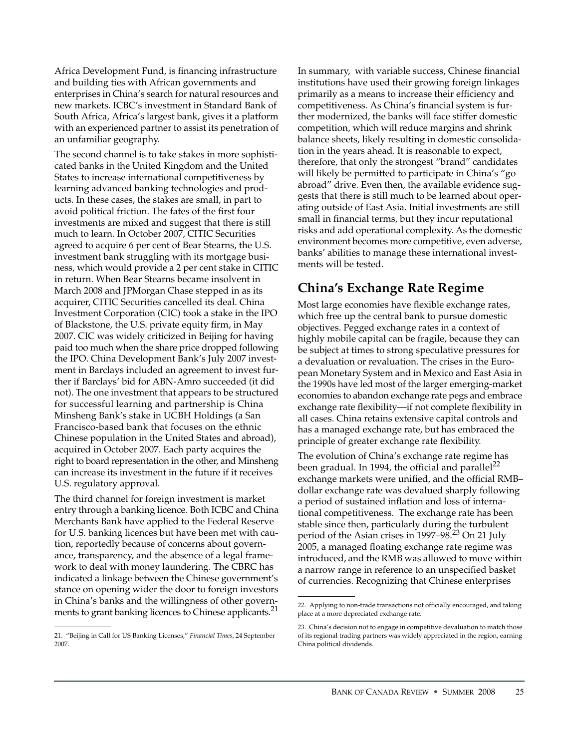Africa Development Fund, is financing infrastructure and building ties with African governments and enterprises in China's search for natural resources and new markets. ICBC's investment in Standard Bank of South Africa, Africa's largest bank, gives it a platform with an experienced partner to assist its penetration of an unfamiliar geography.

The second channel is to take stakes in more sophisticated banks in the United Kingdom and the United States to increase international competitiveness by learning advanced banking technologies and products. In these cases, the stakes are small, in part to avoid political friction. The fates of the first four investments are mixed and suggest that there is still much to learn. In October 2007, CITIC Securities agreed to acquire 6 per cent of Bear Stearns, the U.S. investment bank struggling with its mortgage business, which would provide a 2 per cent stake in CITIC in return. When Bear Stearns became insolvent in March 2008 and JPMorgan Chase stepped in as its acquirer, CITIC Securities cancelled its deal. China Investment Corporation (CIC) took a stake in the IPO of Blackstone, the U.S. private equity firm, in May 2007. CIC was widely criticized in Beijing for having paid too much when the share price dropped following the IPO. China Development Bank's July 2007 investment in Barclays included an agreement to invest further if Barclays' bid for ABN-Amro succeeded (it did not). The one investment that appears to be structured for successful learning and partnership is China Minsheng Bank's stake in UCBH Holdings (a San Francisco-based bank that focuses on the ethnic Chinese population in the United States and abroad), acquired in October 2007. Each party acquires the right to board representation in the other, and Minsheng can increase its investment in the future if it receives U.S. regulatory approval.

The third channel for foreign investment is market entry through a banking licence. Both ICBC and China Merchants Bank have applied to the Federal Reserve for U.S. banking licences but have been met with caution, reportedly because of concerns about governance, transparency, and the absence of a legal framework to deal with money laundering. The CBRC has indicated a linkage between the Chinese government's stance on opening wider the door to foreign investors in China's banks and the willingness of other governments to grant banking licences to Chinese applicants.[21]

In summary, with variable success, Chinese financial institutions have used their growing foreign linkages primarily as a means to increase their efficiency and competitiveness. As China's financial system is further modernized, the banks will face stiffer domestic competition, which will reduce margins and shrink balance sheets, likely resulting in domestic consolidation in the years ahead. It is reasonable to expect, therefore, that only the strongest "brand" candidates will likely be permitted to participate in China's "go abroad" drive. Even then, the available evidence suggests that there is still much to be learned about operating outside of East Asia. Initial investments are still small in financial terms, but they incur reputational risks and add operational complexity. As the domestic environment becomes more competitive, even adverse, banks' abilities to manage these international investments will be tested.

## China's Exchange Rate Regime

Most large economies have flexible exchange rates, which free up the central bank to pursue domestic objectives. Pegged exchange rates in a context of highly mobile capital can be fragile, because they can be subject at times to strong speculative pressures for a devaluation or revaluation. The crises in the European Monetary System and in Mexico and East Asia in the 1990s have led most of the larger emerging-market economies to abandon exchange rate pegs and embrace exchange rate flexibility—if not complete flexibility in all cases. China retains extensive capital controls and has a managed exchange rate, but has embraced the principle of greater exchange rate flexibility.

The evolution of China's exchange rate regime has been gradual. In 1994, the official and parallel[22] exchange markets were unified, and the official RMB–dollar exchange rate was devalued sharply following a period of sustained inflation and loss of international competitiveness. The exchange rate has been stable since then, particularly during the turbulent period of the Asian crises in 1997–98.[23] On 21 July 2005, a managed floating exchange rate regime was introduced, and the RMB was allowed to move within a narrow range in reference to an unspecified basket of currencies. Recognizing that Chinese enterprises

---

21. "Beijing in Call for US Banking Licenses," *Financial Times*, 24 September 2007.

22. Applying to non-trade transactions not officially encouraged, and taking place at a more depreciated exchange rate.

23. China's decision not to engage in competitive devaluation to match those of its regional trading partners was widely appreciated in the region, earning China political dividends.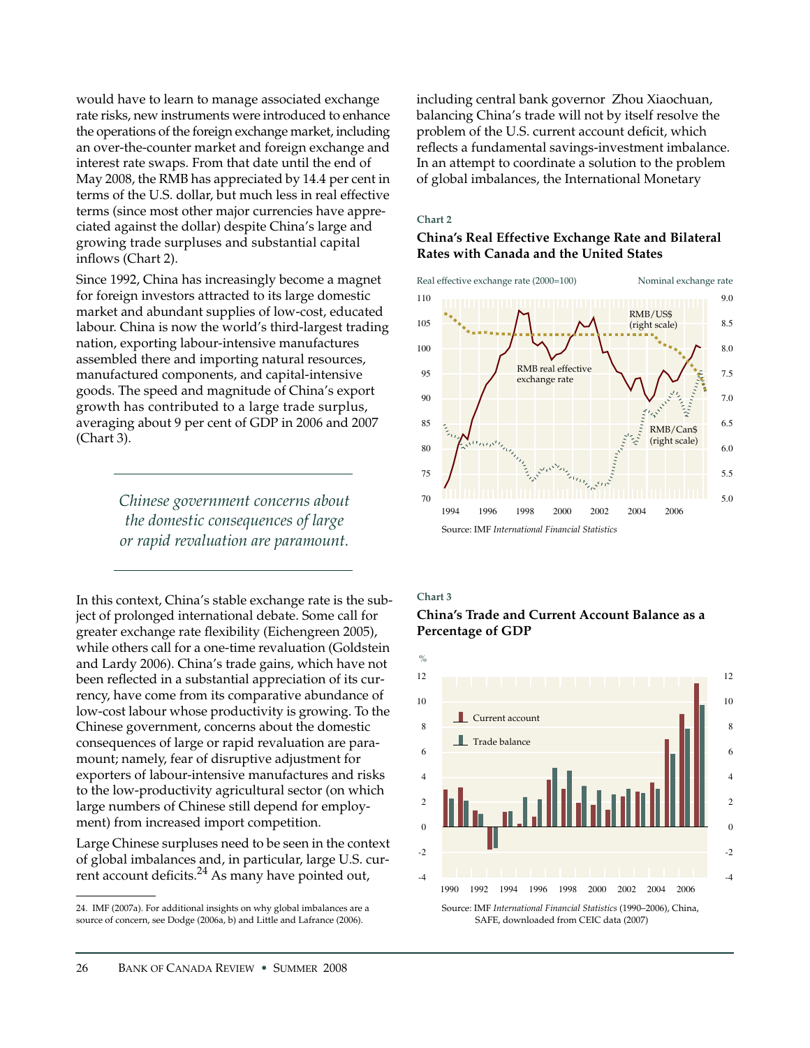would have to learn to manage associated exchange rate risks, new instruments were introduced to enhance the operations of the foreign exchange market, including an over-the-counter market and foreign exchange and interest rate swaps. From that date until the end of May 2008, the RMB has appreciated by 14.4 per cent in terms of the U.S. dollar, but much less in real effective terms (since most other major currencies have appreciated against the dollar) despite China's large and growing trade surpluses and substantial capital inflows (Chart 2).

Since 1992, China has increasingly become a magnet for foreign investors attracted to its large domestic market and abundant supplies of low-cost, educated labour. China is now the world's third-largest trading nation, exporting labour-intensive manufactures assembled there and importing natural resources, manufactured components, and capital-intensive goods. The speed and magnitude of China's export growth has contributed to a large trade surplus, averaging about 9 per cent of GDP in 2006 and 2007 (Chart 3).

> *Chinese government concerns about the domestic consequences of large or rapid revaluation are paramount.*

In this context, China's stable exchange rate is the subject of prolonged international debate. Some call for greater exchange rate flexibility (Eichengreen 2005), while others call for a one-time revaluation (Goldstein and Lardy 2006). China's trade gains, which have not been reflected in a substantial appreciation of its currency, have come from its comparative abundance of low-cost labour whose productivity is growing. To the Chinese government, concerns about the domestic consequences of large or rapid revaluation are paramount; namely, fear of disruptive adjustment for exporters of labour-intensive manufactures and risks to the low-productivity agricultural sector (on which large numbers of Chinese still depend for employment) from increased import competition.

Large Chinese surpluses need to be seen in the context of global imbalances and, in particular, large U.S. current account deficits.[24] As many have pointed out, including central bank governor Zhou Xiaochuan, balancing China's trade will not by itself resolve the problem of the U.S. current account deficit, which reflects a fundamental savings-investment imbalance. In an attempt to coordinate a solution to the problem of global imbalances, the International Monetary

**Chart 2**

**China's Real Effective Exchange Rate and Bilateral Rates with Canada and the United States**

Source: IMF *International Financial Statistics*

**Chart 3**

**China's Trade and Current Account Balance as a Percentage of GDP**

Source: IMF *International Financial Statistics* (1990–2006), China, SAFE, downloaded from CEIC data (2007)

24. IMF (2007a). For additional insights on why global imbalances are a source of concern, see Dodge (2006a, b) and Little and Lafrance (2006).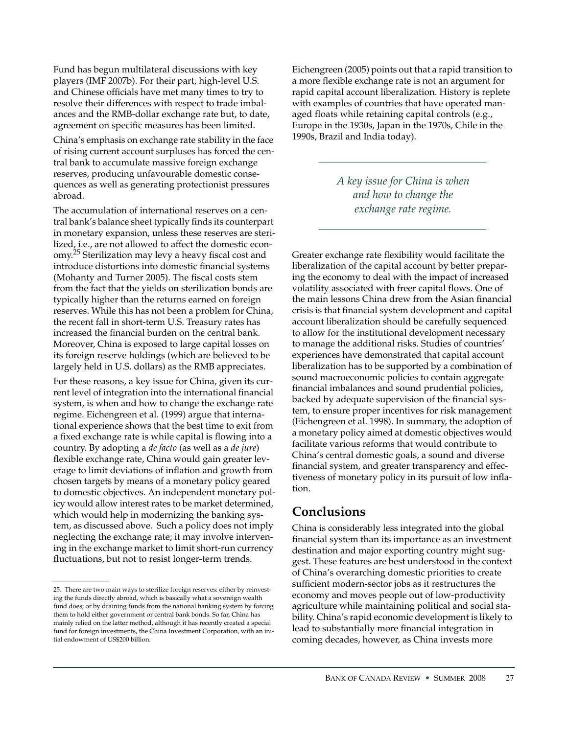Fund has begun multilateral discussions with key players (IMF 2007b). For their part, high-level U.S. and Chinese officials have met many times to try to resolve their differences with respect to trade imbalances and the RMB-dollar exchange rate but, to date, agreement on specific measures has been limited.

China's emphasis on exchange rate stability in the face of rising current account surpluses has forced the central bank to accumulate massive foreign exchange reserves, producing unfavourable domestic consequences as well as generating protectionist pressures abroad.

The accumulation of international reserves on a central bank's balance sheet typically finds its counterpart in monetary expansion, unless these reserves are sterilized, i.e., are not allowed to affect the domestic economy.[25] Sterilization may levy a heavy fiscal cost and introduce distortions into domestic financial systems (Mohanty and Turner 2005). The fiscal costs stem from the fact that the yields on sterilization bonds are typically higher than the returns earned on foreign reserves. While this has not been a problem for China, the recent fall in short-term U.S. Treasury rates has increased the financial burden on the central bank. Moreover, China is exposed to large capital losses on its foreign reserve holdings (which are believed to be largely held in U.S. dollars) as the RMB appreciates.

For these reasons, a key issue for China, given its current level of integration into the international financial system, is when and how to change the exchange rate regime. Eichengreen et al. (1999) argue that international experience shows that the best time to exit from a fixed exchange rate is while capital is flowing into a country. By adopting a *de facto* (as well as a *de jure*) flexible exchange rate, China would gain greater leverage to limit deviations of inflation and growth from chosen targets by means of a monetary policy geared to domestic objectives. An independent monetary policy would allow interest rates to be market determined, which would help in modernizing the banking system, as discussed above. Such a policy does not imply neglecting the exchange rate; it may involve intervening in the exchange market to limit short-run currency fluctuations, but not to resist longer-term trends.

Eichengreen (2005) points out that a rapid transition to a more flexible exchange rate is not an argument for rapid capital account liberalization. History is replete with examples of countries that have operated managed floats while retaining capital controls (e.g., Europe in the 1930s, Japan in the 1970s, Chile in the 1990s, Brazil and India today).

*A key issue for China is when and how to change the exchange rate regime.*

Greater exchange rate flexibility would facilitate the liberalization of the capital account by better preparing the economy to deal with the impact of increased volatility associated with freer capital flows. One of the main lessons China drew from the Asian financial crisis is that financial system development and capital account liberalization should be carefully sequenced to allow for the institutional development necessary to manage the additional risks. Studies of countries' experiences have demonstrated that capital account liberalization has to be supported by a combination of sound macroeconomic policies to contain aggregate financial imbalances and sound prudential policies, backed by adequate supervision of the financial system, to ensure proper incentives for risk management (Eichengreen et al. 1998). In summary, the adoption of a monetary policy aimed at domestic objectives would facilitate various reforms that would contribute to China's central domestic goals, a sound and diverse financial system, and greater transparency and effectiveness of monetary policy in its pursuit of low inflation.

## Conclusions

China is considerably less integrated into the global financial system than its importance as an investment destination and major exporting country might suggest. These features are best understood in the context of China's overarching domestic priorities to create sufficient modern-sector jobs as it restructures the economy and moves people out of low-productivity agriculture while maintaining political and social stability. China's rapid economic development is likely to lead to substantially more financial integration in coming decades, however, as China invests more

25. There are two main ways to sterilize foreign reserves: either by reinvesting the funds directly abroad, which is basically what a sovereign wealth fund does; or by draining funds from the national banking system by forcing them to hold either government or central bank bonds. So far, China has mainly relied on the latter method, although it has recently created a special fund for foreign investments, the China Investment Corporation, with an initial endowment of US$200 billion.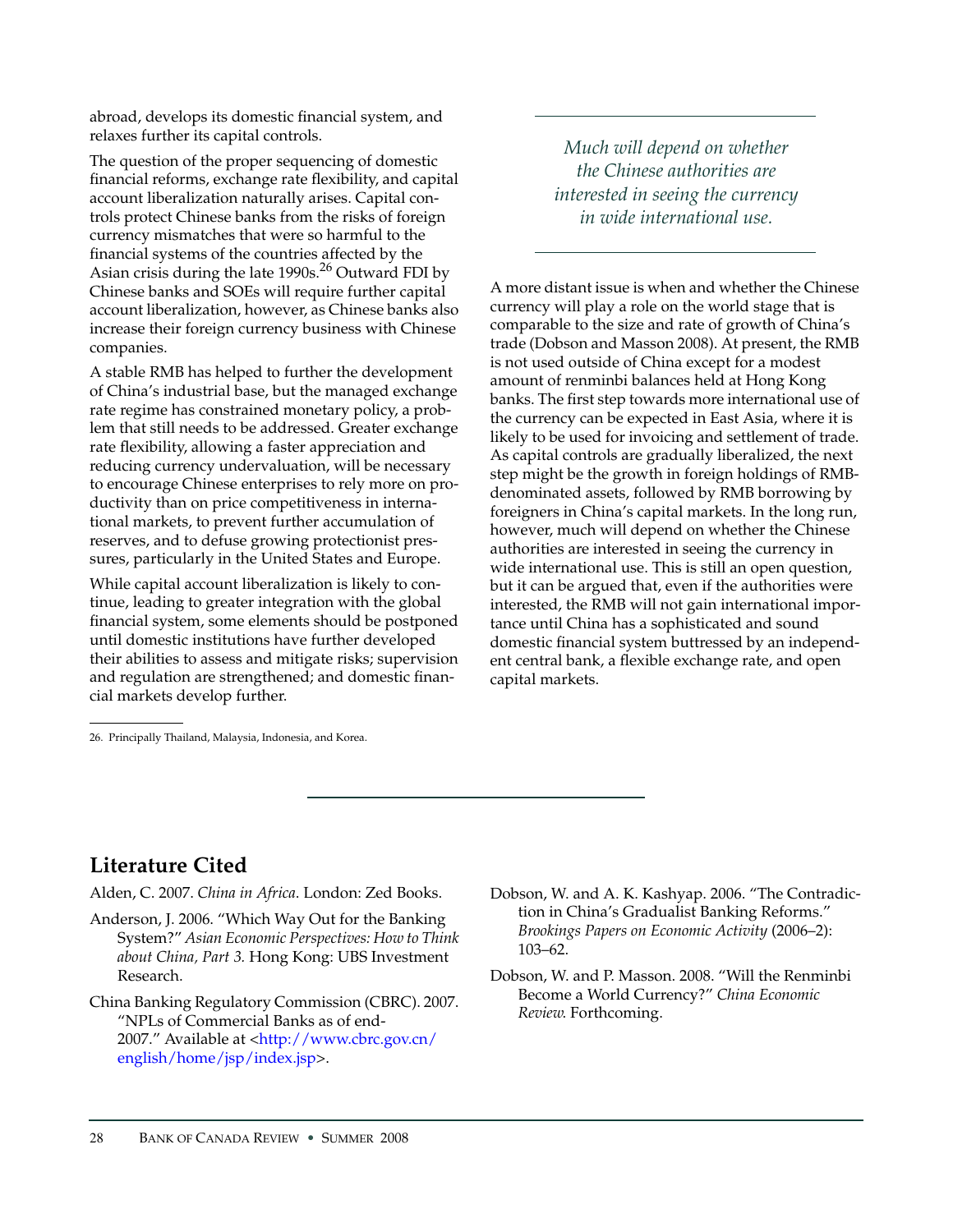abroad, develops its domestic financial system, and relaxes further its capital controls.

The question of the proper sequencing of domestic financial reforms, exchange rate flexibility, and capital account liberalization naturally arises. Capital controls protect Chinese banks from the risks of foreign currency mismatches that were so harmful to the financial systems of the countries affected by the Asian crisis during the late 1990s.[26] Outward FDI by Chinese banks and SOEs will require further capital account liberalization, however, as Chinese banks also increase their foreign currency business with Chinese companies.

A stable RMB has helped to further the development of China's industrial base, but the managed exchange rate regime has constrained monetary policy, a problem that still needs to be addressed. Greater exchange rate flexibility, allowing a faster appreciation and reducing currency undervaluation, will be necessary to encourage Chinese enterprises to rely more on productivity than on price competitiveness in international markets, to prevent further accumulation of reserves, and to defuse growing protectionist pressures, particularly in the United States and Europe.

While capital account liberalization is likely to continue, leading to greater integration with the global financial system, some elements should be postponed until domestic institutions have further developed their abilities to assess and mitigate risks; supervision and regulation are strengthened; and domestic financial markets develop further.

*Much will depend on whether the Chinese authorities are interested in seeing the currency in wide international use.*

A more distant issue is when and whether the Chinese currency will play a role on the world stage that is comparable to the size and rate of growth of China's trade (Dobson and Masson 2008). At present, the RMB is not used outside of China except for a modest amount of renminbi balances held at Hong Kong banks. The first step towards more international use of the currency can be expected in East Asia, where it is likely to be used for invoicing and settlement of trade. As capital controls are gradually liberalized, the next step might be the growth in foreign holdings of RMB-denominated assets, followed by RMB borrowing by foreigners in China's capital markets. In the long run, however, much will depend on whether the Chinese authorities are interested in seeing the currency in wide international use. This is still an open question, but it can be argued that, even if the authorities were interested, the RMB will not gain international importance until China has a sophisticated and sound domestic financial system buttressed by an independent central bank, a flexible exchange rate, and open capital markets.

26. Principally Thailand, Malaysia, Indonesia, and Korea.

## Literature Cited

Alden, C. 2007. *China in Africa*. London: Zed Books.

Anderson, J. 2006. "Which Way Out for the Banking System?" *Asian Economic Perspectives: How to Think about China, Part 3.* Hong Kong: UBS Investment Research.

China Banking Regulatory Commission (CBRC). 2007. "NPLs of Commercial Banks as of end-2007." Available at <http://www.cbrc.gov.cn/english/home/jsp/index.jsp>.

Dobson, W. and A. K. Kashyap. 2006. "The Contradiction in China's Gradualist Banking Reforms." *Brookings Papers on Economic Activity* (2006–2): 103–62.

Dobson, W. and P. Masson. 2008. "Will the Renminbi Become a World Currency?" *China Economic Review.* Forthcoming.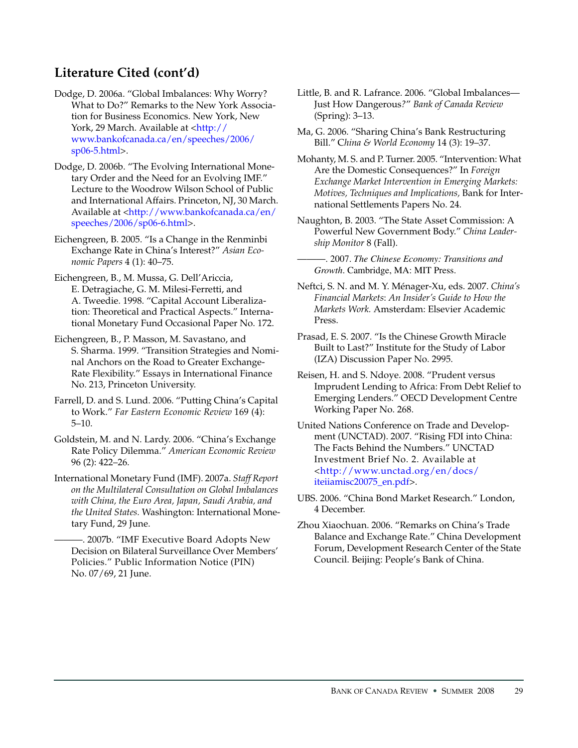## Literature Cited (cont'd)

Dodge, D. 2006a. "Global Imbalances: Why Worry? What to Do?" Remarks to the New York Association for Business Economics. New York, New York, 29 March. Available at <http://www.bankofcanada.ca/en/speeches/2006/sp06-5.html>.

Dodge, D. 2006b. "The Evolving International Monetary Order and the Need for an Evolving IMF." Lecture to the Woodrow Wilson School of Public and International Affairs. Princeton, NJ, 30 March. Available at <http://www.bankofcanada.ca/en/speeches/2006/sp06-6.html>.

Eichengreen, B. 2005. "Is a Change in the Renminbi Exchange Rate in China's Interest?" *Asian Economic Papers* 4 (1): 40–75.

Eichengreen, B., M. Mussa, G. Dell'Ariccia, E. Detragiache, G. M. Milesi-Ferretti, and A. Tweedie. 1998. "Capital Account Liberalization: Theoretical and Practical Aspects." International Monetary Fund Occasional Paper No. 172.

Eichengreen, B., P. Masson, M. Savastano, and S. Sharma. 1999. "Transition Strategies and Nominal Anchors on the Road to Greater Exchange-Rate Flexibility." Essays in International Finance No. 213, Princeton University.

Farrell, D. and S. Lund. 2006. "Putting China's Capital to Work." *Far Eastern Economic Review* 169 (4): 5–10.

Goldstein, M. and N. Lardy. 2006. "China's Exchange Rate Policy Dilemma." *American Economic Review* 96 (2): 422–26.

International Monetary Fund (IMF). 2007a. *Staff Report on the Multilateral Consultation on Global Imbalances with China, the Euro Area, Japan, Saudi Arabia, and the United States.* Washington: International Monetary Fund, 29 June.

———. 2007b. "IMF Executive Board Adopts New Decision on Bilateral Surveillance Over Members' Policies." Public Information Notice (PIN) No. 07/69, 21 June.

Little, B. and R. Lafrance. 2006. "Global Imbalances—Just How Dangerous?" *Bank of Canada Review* (Spring): 3–13.

Ma, G. 2006. "Sharing China's Bank Restructuring Bill." *China & World Economy* 14 (3): 19–37.

Mohanty, M. S. and P. Turner. 2005. "Intervention: What Are the Domestic Consequences?" In *Foreign Exchange Market Intervention in Emerging Markets: Motives, Techniques and Implications*, Bank for International Settlements Papers No. 24.

Naughton, B. 2003. "The State Asset Commission: A Powerful New Government Body." *China Leadership Monitor* 8 (Fall).

———. 2007. *The Chinese Economy: Transitions and Growth*. Cambridge, MA: MIT Press.

Neftci, S. N. and M. Y. Ménager-Xu, eds. 2007. *China's Financial Markets: An Insider's Guide to How the Markets Work.* Amsterdam: Elsevier Academic Press.

Prasad, E. S. 2007. "Is the Chinese Growth Miracle Built to Last?" Institute for the Study of Labor (IZA) Discussion Paper No. 2995.

Reisen, H. and S. Ndoye. 2008. "Prudent versus Imprudent Lending to Africa: From Debt Relief to Emerging Lenders." OECD Development Centre Working Paper No. 268.

United Nations Conference on Trade and Development (UNCTAD). 2007. "Rising FDI into China: The Facts Behind the Numbers." UNCTAD Investment Brief No. 2. Available at <http://www.unctad.org/en/docs/iteiiamisc20075_en.pdf>.

UBS. 2006. "China Bond Market Research." London, 4 December.

Zhou Xiaochuan. 2006. "Remarks on China's Trade Balance and Exchange Rate." China Development Forum, Development Research Center of the State Council. Beijing: People's Bank of China.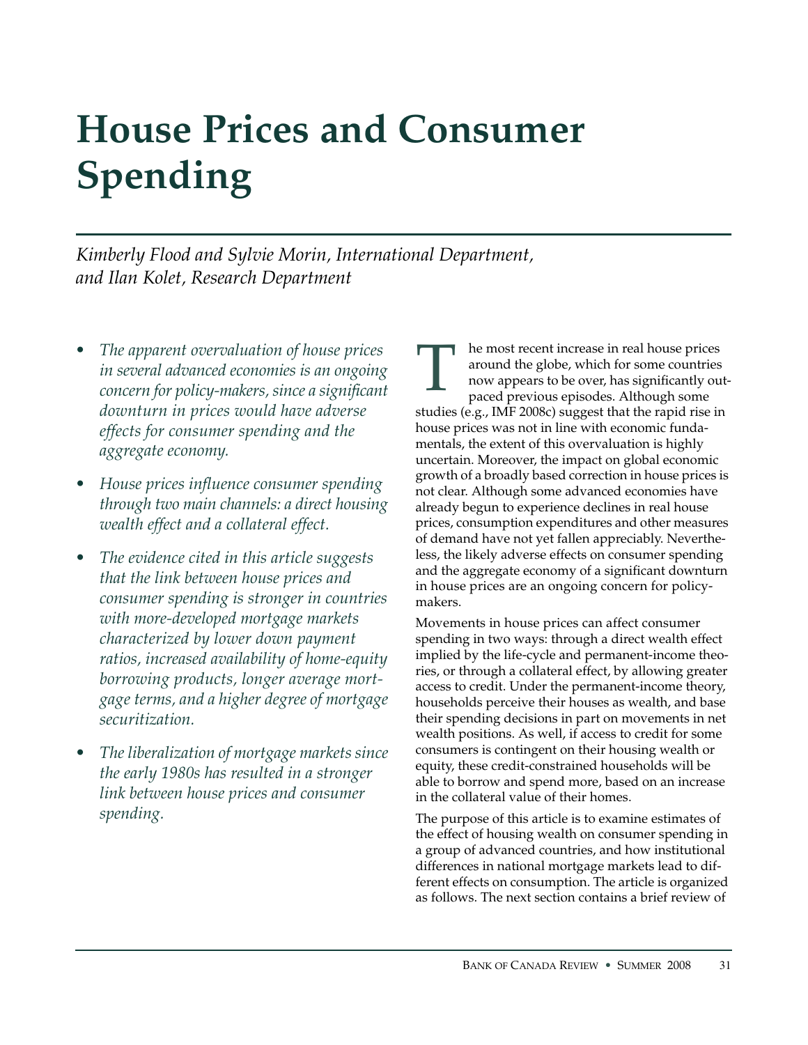# House Prices and Consumer Spending

*Kimberly Flood and Sylvie Morin, International Department, and Ilan Kolet, Research Department*

- *The apparent overvaluation of house prices in several advanced economies is an ongoing concern for policy-makers, since a significant downturn in prices would have adverse effects for consumer spending and the aggregate economy.*
- *House prices influence consumer spending through two main channels: a direct housing wealth effect and a collateral effect.*
- *The evidence cited in this article suggests that the link between house prices and consumer spending is stronger in countries with more-developed mortgage markets characterized by lower down payment ratios, increased availability of home-equity borrowing products, longer average mortgage terms, and a higher degree of mortgage securitization.*
- *The liberalization of mortgage markets since the early 1980s has resulted in a stronger link between house prices and consumer spending.*

The most recent increase in real house prices around the globe, which for some countries now appears to be over, has significantly outpaced previous episodes. Although some studies (e.g., IMF 2008c) suggest that the rapid rise in house prices was not in line with economic fundamentals, the extent of this overvaluation is highly uncertain. Moreover, the impact on global economic growth of a broadly based correction in house prices is not clear. Although some advanced economies have already begun to experience declines in real house prices, consumption expenditures and other measures of demand have not yet fallen appreciably. Nevertheless, the likely adverse effects on consumer spending and the aggregate economy of a significant downturn in house prices are an ongoing concern for policy-makers.

Movements in house prices can affect consumer spending in two ways: through a direct wealth effect implied by the life-cycle and permanent-income theories, or through a collateral effect, by allowing greater access to credit. Under the permanent-income theory, households perceive their houses as wealth, and base their spending decisions in part on movements in net wealth positions. As well, if access to credit for some consumers is contingent on their housing wealth or equity, these credit-constrained households will be able to borrow and spend more, based on an increase in the collateral value of their homes.

The purpose of this article is to examine estimates of the effect of housing wealth on consumer spending in a group of advanced countries, and how institutional differences in national mortgage markets lead to different effects on consumption. The article is organized as follows. The next section contains a brief review of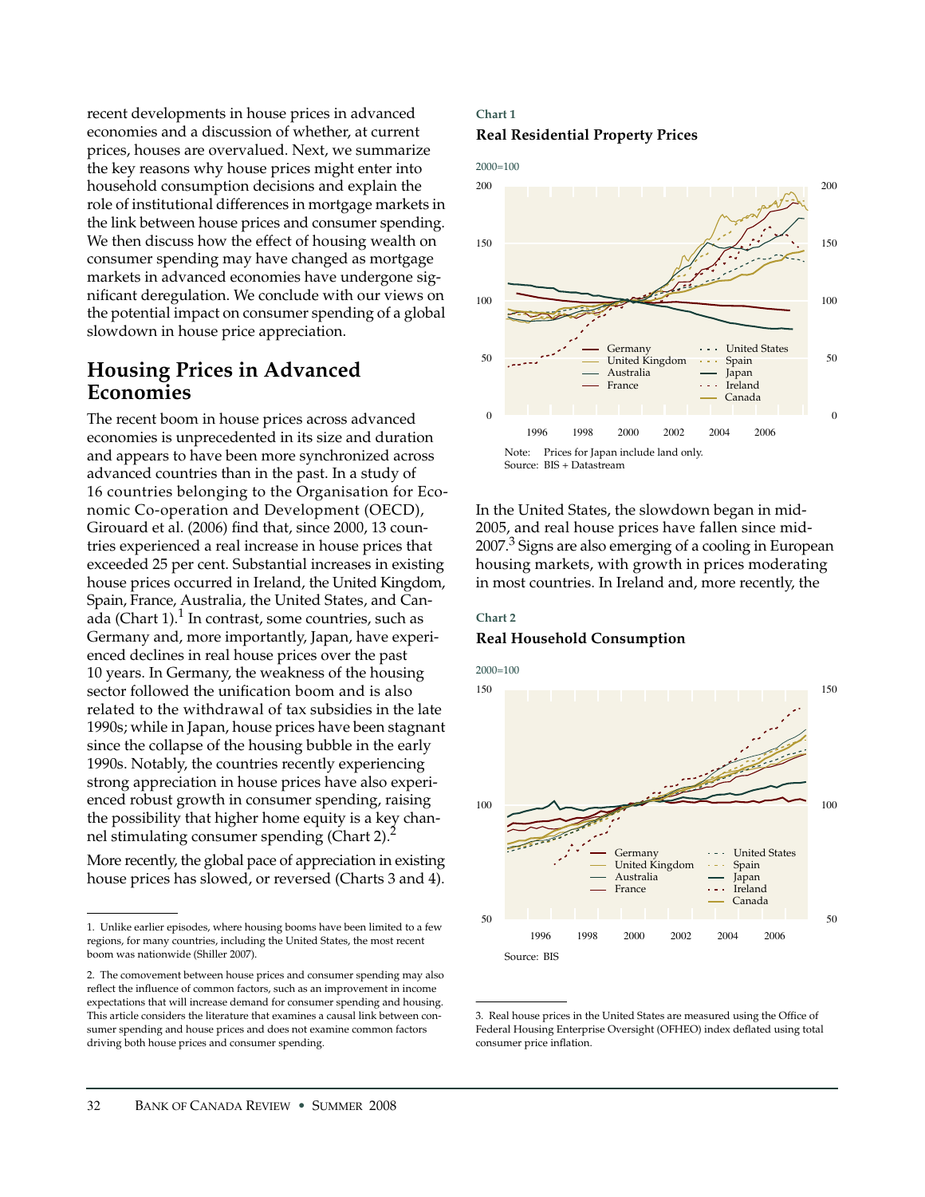recent developments in house prices in advanced economies and a discussion of whether, at current prices, houses are overvalued. Next, we summarize the key reasons why house prices might enter into household consumption decisions and explain the role of institutional differences in mortgage markets in the link between house prices and consumer spending. We then discuss how the effect of housing wealth on consumer spending may have changed as mortgage markets in advanced economies have undergone significant deregulation. We conclude with our views on the potential impact on consumer spending of a global slowdown in house price appreciation.

## Housing Prices in Advanced Economies

The recent boom in house prices across advanced economies is unprecedented in its size and duration and appears to have been more synchronized across advanced countries than in the past. In a study of 16 countries belonging to the Organisation for Economic Co-operation and Development (OECD), Girouard et al. (2006) find that, since 2000, 13 countries experienced a real increase in house prices that exceeded 25 per cent. Substantial increases in existing house prices occurred in Ireland, the United Kingdom, Spain, France, Australia, the United States, and Canada (Chart 1).[1] In contrast, some countries, such as Germany and, more importantly, Japan, have experienced declines in real house prices over the past 10 years. In Germany, the weakness of the housing sector followed the unification boom and is also related to the withdrawal of tax subsidies in the late 1990s; while in Japan, house prices have been stagnant since the collapse of the housing bubble in the early 1990s. Notably, the countries recently experiencing strong appreciation in house prices have also experienced robust growth in consumer spending, raising the possibility that higher home equity is a key channel stimulating consumer spending (Chart 2).[2]

More recently, the global pace of appreciation in existing house prices has slowed, or reversed (Charts 3 and 4).

**Chart 1**

**Real Residential Property Prices**

2000=100

Germany, United Kingdom, Australia, France, United States, Spain, Japan, Ireland, Canada

Note: Prices for Japan include land only.
Source: BIS + Datastream

In the United States, the slowdown began in mid-2005, and real house prices have fallen since mid-2007.[3] Signs are also emerging of a cooling in European housing markets, with growth in prices moderating in most countries. In Ireland and, more recently, the

**Chart 2**

**Real Household Consumption**

2000=100

Germany, United Kingdom, Australia, France, United States, Spain, Japan, Ireland, Canada

Source: BIS

---

1. Unlike earlier episodes, where housing booms have been limited to a few regions, for many countries, including the United States, the most recent boom was nationwide (Shiller 2007).

2. The comovement between house prices and consumer spending may also reflect the influence of common factors, such as an improvement in income expectations that will increase demand for consumer spending and housing. This article considers the literature that examines a causal link between consumer spending and house prices and does not examine common factors driving both house prices and consumer spending.

3. Real house prices in the United States are measured using the Office of Federal Housing Enterprise Oversight (OFHEO) index deflated using total consumer price inflation.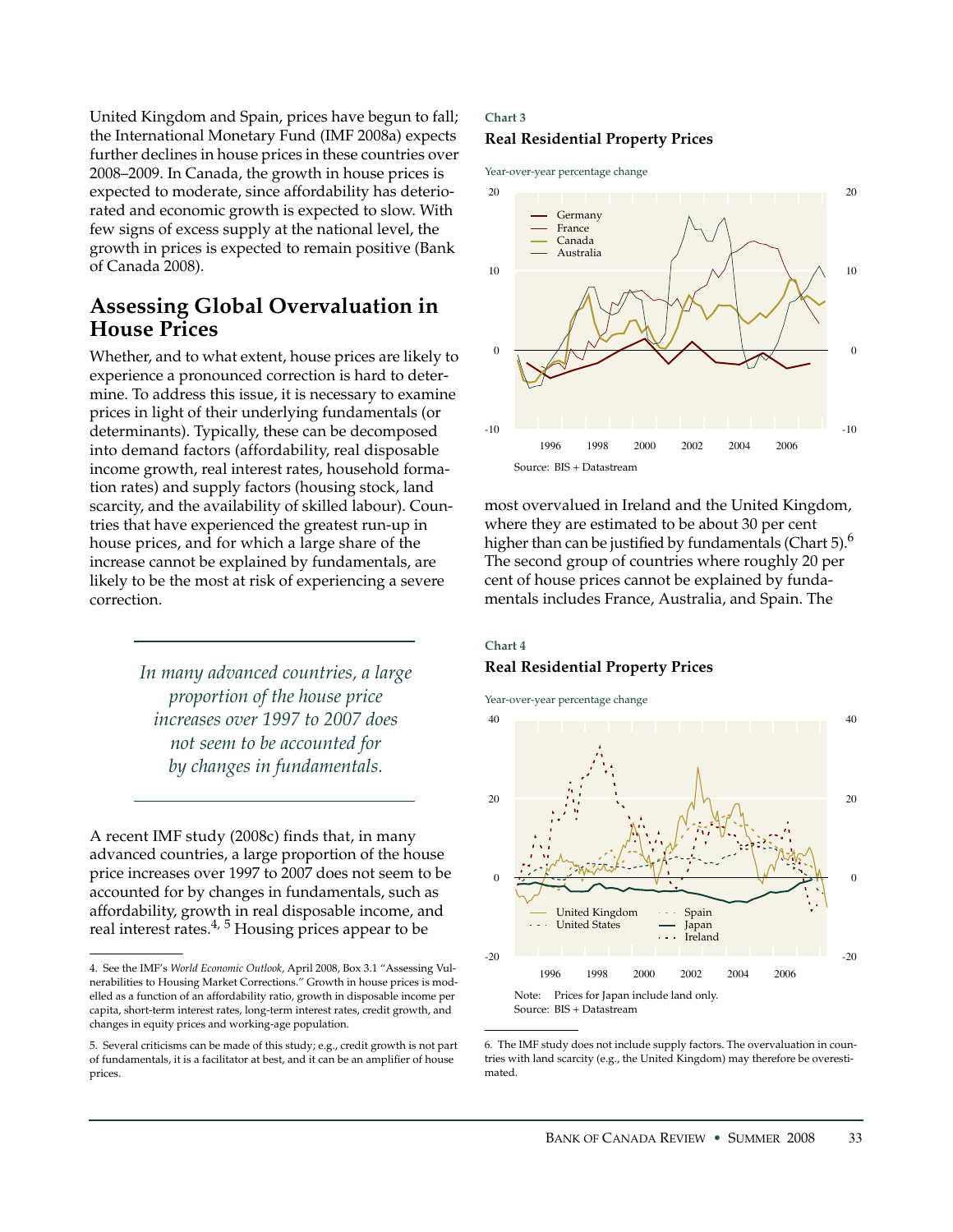United Kingdom and Spain, prices have begun to fall; the International Monetary Fund (IMF 2008a) expects further declines in house prices in these countries over 2008–2009. In Canada, the growth in house prices is expected to moderate, since affordability has deteriorated and economic growth is expected to slow. With few signs of excess supply at the national level, the growth in prices is expected to remain positive (Bank of Canada 2008).

## Assessing Global Overvaluation in House Prices

Whether, and to what extent, house prices are likely to experience a pronounced correction is hard to determine. To address this issue, it is necessary to examine prices in light of their underlying fundamentals (or determinants). Typically, these can be decomposed into demand factors (affordability, real disposable income growth, real interest rates, household formation rates) and supply factors (housing stock, land scarcity, and the availability of skilled labour). Countries that have experienced the greatest run-up in house prices, and for which a large share of the increase cannot be explained by fundamentals, are likely to be the most at risk of experiencing a severe correction.

> *In many advanced countries, a large proportion of the house price increases over 1997 to 2007 does not seem to be accounted for by changes in fundamentals.*

A recent IMF study (2008c) finds that, in many advanced countries, a large proportion of the house price increases over 1997 to 2007 does not seem to be accounted for by changes in fundamentals, such as affordability, growth in real disposable income, and real interest rates.[4, 5] Housing prices appear to be most overvalued in Ireland and the United Kingdom, where they are estimated to be about 30 per cent higher than can be justified by fundamentals (Chart 5).[6] The second group of countries where roughly 20 per cent of house prices cannot be explained by fundamentals includes France, Australia, and Spain. The

**Chart 3**

**Real Residential Property Prices**

Year-over-year percentage change

Germany, France, Canada, Australia

Source: BIS + Datastream

**Chart 4**

**Real Residential Property Prices**

Year-over-year percentage change

United Kingdom, United States, Spain, Japan, Ireland

Note: Prices for Japan include land only.
Source: BIS + Datastream

---

4. See the IMF's *World Economic Outlook*, April 2008, Box 3.1 "Assessing Vulnerabilities to Housing Market Corrections." Growth in house prices is modelled as a function of an affordability ratio, growth in disposable income per capita, short-term interest rates, long-term interest rates, credit growth, and changes in equity prices and working-age population.

5. Several criticisms can be made of this study; e.g., credit growth is not part of fundamentals, it is a facilitator at best, and it can be an amplifier of house prices.

6. The IMF study does not include supply factors. The overvaluation in countries with land scarcity (e.g., the United Kingdom) may therefore be overestimated.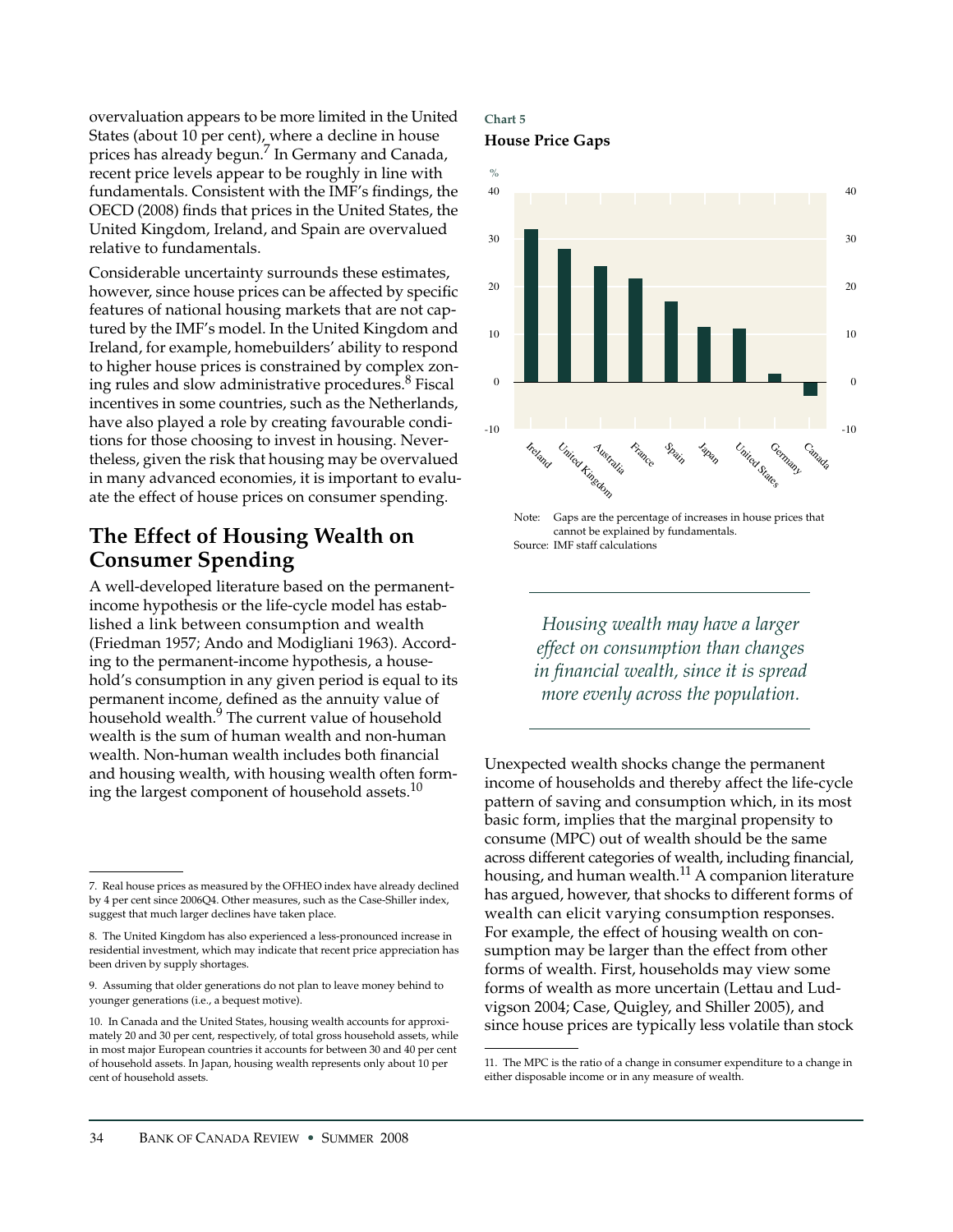overvaluation appears to be more limited in the United States (about 10 per cent), where a decline in house prices has already begun.[7] In Germany and Canada, recent price levels appear to be roughly in line with fundamentals. Consistent with the IMF's findings, the OECD (2008) finds that prices in the United States, the United Kingdom, Ireland, and Spain are overvalued relative to fundamentals.

Considerable uncertainty surrounds these estimates, however, since house prices can be affected by specific features of national housing markets that are not captured by the IMF's model. In the United Kingdom and Ireland, for example, homebuilders' ability to respond to higher house prices is constrained by complex zoning rules and slow administrative procedures.[8] Fiscal incentives in some countries, such as the Netherlands, have also played a role by creating favourable conditions for those choosing to invest in housing. Nevertheless, given the risk that housing may be overvalued in many advanced economies, it is important to evaluate the effect of house prices on consumer spending.

**Chart 5**

**House Price Gaps**

| Country | % |
|---|---|
| Ireland | 32 |
| United Kingdom | 28 |
| Australia | 24 |
| France | 22 |
| Spain | 17 |
| Japan | 12 |
| United States | 11 |
| Germany | 2 |
| Canada | -3 |

Note: Gaps are the percentage of increases in house prices that cannot be explained by fundamentals.
Source: IMF staff calculations

## The Effect of Housing Wealth on Consumer Spending

A well-developed literature based on the permanent-income hypothesis or the life-cycle model has established a link between consumption and wealth (Friedman 1957; Ando and Modigliani 1963). According to the permanent-income hypothesis, a household's consumption in any given period is equal to its permanent income, defined as the annuity value of household wealth.[9] The current value of household wealth is the sum of human wealth and non-human wealth. Non-human wealth includes both financial and housing wealth, with housing wealth often forming the largest component of household assets.[10]

*Housing wealth may have a larger effect on consumption than changes in financial wealth, since it is spread more evenly across the population.*

Unexpected wealth shocks change the permanent income of households and thereby affect the life-cycle pattern of saving and consumption which, in its most basic form, implies that the marginal propensity to consume (MPC) out of wealth should be the same across different categories of wealth, including financial, housing, and human wealth.[11] A companion literature has argued, however, that shocks to different forms of wealth can elicit varying consumption responses. For example, the effect of housing wealth on consumption may be larger than the effect from other forms of wealth. First, households may view some forms of wealth as more uncertain (Lettau and Ludvigson 2004; Case, Quigley, and Shiller 2005), and since house prices are typically less volatile than stock

---

7. Real house prices as measured by the OFHEO index have already declined by 4 per cent since 2006Q4. Other measures, such as the Case-Shiller index, suggest that much larger declines have taken place.

8. The United Kingdom has also experienced a less-pronounced increase in residential investment, which may indicate that recent price appreciation has been driven by supply shortages.

9. Assuming that older generations do not plan to leave money behind to younger generations (i.e., a bequest motive).

10. In Canada and the United States, housing wealth accounts for approximately 20 and 30 per cent, respectively, of total gross household assets, while in most major European countries it accounts for between 30 and 40 per cent of household assets. In Japan, housing wealth represents only about 10 per cent of household assets.

11. The MPC is the ratio of a change in consumer expenditure to a change in either disposable income or in any measure of wealth.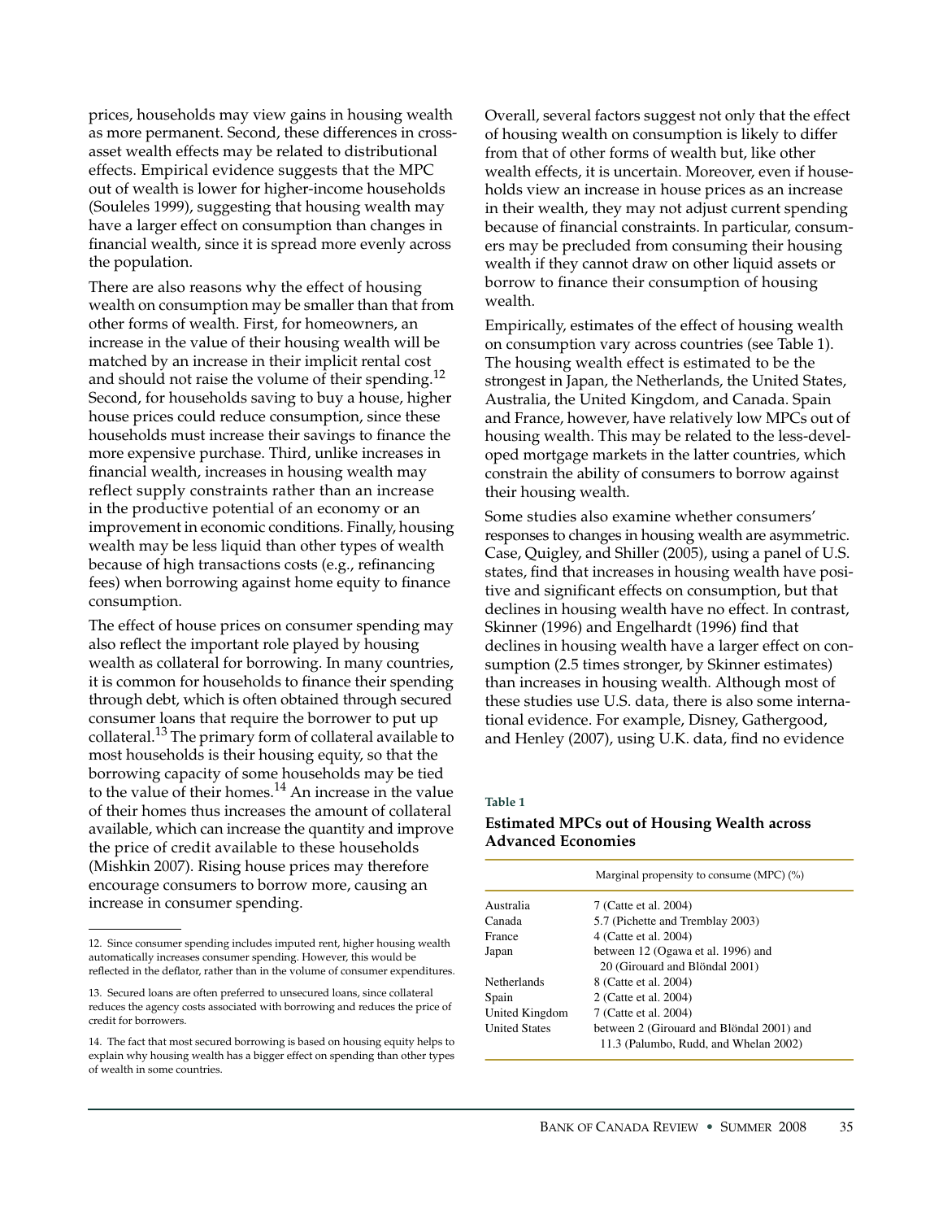prices, households may view gains in housing wealth as more permanent. Second, these differences in cross-asset wealth effects may be related to distributional effects. Empirical evidence suggests that the MPC out of wealth is lower for higher-income households (Souleles 1999), suggesting that housing wealth may have a larger effect on consumption than changes in financial wealth, since it is spread more evenly across the population.

There are also reasons why the effect of housing wealth on consumption may be smaller than that from other forms of wealth. First, for homeowners, an increase in the value of their housing wealth will be matched by an increase in their implicit rental cost and should not raise the volume of their spending.[12] Second, for households saving to buy a house, higher house prices could reduce consumption, since these households must increase their savings to finance the more expensive purchase. Third, unlike increases in financial wealth, increases in housing wealth may reflect supply constraints rather than an increase in the productive potential of an economy or an improvement in economic conditions. Finally, housing wealth may be less liquid than other types of wealth because of high transactions costs (e.g., refinancing fees) when borrowing against home equity to finance consumption.

The effect of house prices on consumer spending may also reflect the important role played by housing wealth as collateral for borrowing. In many countries, it is common for households to finance their spending through debt, which is often obtained through secured consumer loans that require the borrower to put up collateral.[13] The primary form of collateral available to most households is their housing equity, so that the borrowing capacity of some households may be tied to the value of their homes.[14] An increase in the value of their homes thus increases the amount of collateral available, which can increase the quantity and improve the price of credit available to these households (Mishkin 2007). Rising house prices may therefore encourage consumers to borrow more, causing an increase in consumer spending.

Overall, several factors suggest not only that the effect of housing wealth on consumption is likely to differ from that of other forms of wealth but, like other wealth effects, it is uncertain. Moreover, even if households view an increase in house prices as an increase in their wealth, they may not adjust current spending because of financial constraints. In particular, consumers may be precluded from consuming their housing wealth if they cannot draw on other liquid assets or borrow to finance their consumption of housing wealth.

Empirically, estimates of the effect of housing wealth on consumption vary across countries (see Table 1). The housing wealth effect is estimated to be the strongest in Japan, the Netherlands, the United States, Australia, the United Kingdom, and Canada. Spain and France, however, have relatively low MPCs out of housing wealth. This may be related to the less-developed mortgage markets in the latter countries, which constrain the ability of consumers to borrow against their housing wealth.

Some studies also examine whether consumers' responses to changes in housing wealth are asymmetric. Case, Quigley, and Shiller (2005), using a panel of U.S. states, find that increases in housing wealth have positive and significant effects on consumption, but that declines in housing wealth have no effect. In contrast, Skinner (1996) and Engelhardt (1996) find that declines in housing wealth have a larger effect on consumption (2.5 times stronger, by Skinner estimates) than increases in housing wealth. Although most of these studies use U.S. data, there is also some international evidence. For example, Disney, Gathergood, and Henley (2007), using U.K. data, find no evidence

**Table 1**

**Estimated MPCs out of Housing Wealth across Advanced Economies**

| | Marginal propensity to consume (MPC) (%) |
|---|---|
| Australia | 7 (Catte et al. 2004) |
| Canada | 5.7 (Pichette and Tremblay 2003) |
| France | 4 (Catte et al. 2004) |
| Japan | between 12 (Ogawa et al. 1996) and 20 (Girouard and Blöndal 2001) |
| Netherlands | 8 (Catte et al. 2004) |
| Spain | 2 (Catte et al. 2004) |
| United Kingdom | 7 (Catte et al. 2004) |
| United States | between 2 (Girouard and Blöndal 2001) and 11.3 (Palumbo, Rudd, and Whelan 2002) |

12. Since consumer spending includes imputed rent, higher housing wealth automatically increases consumer spending. However, this would be reflected in the deflator, rather than in the volume of consumer expenditures.

13. Secured loans are often preferred to unsecured loans, since collateral reduces the agency costs associated with borrowing and reduces the price of credit for borrowers.

14. The fact that most secured borrowing is based on housing equity helps to explain why housing wealth has a bigger effect on spending than other types of wealth in some countries.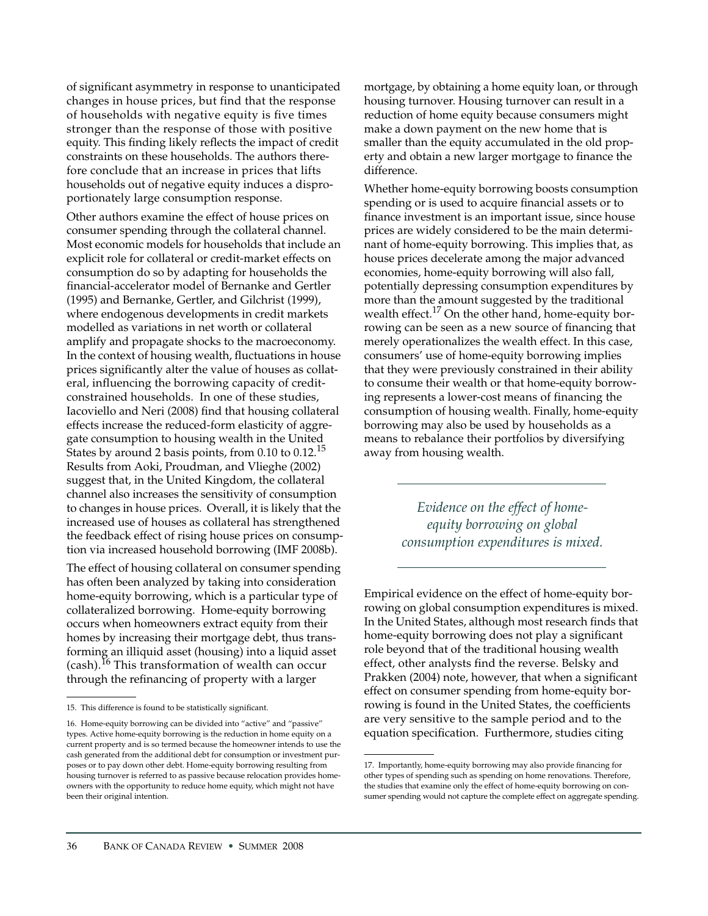of significant asymmetry in response to unanticipated changes in house prices, but find that the response of households with negative equity is five times stronger than the response of those with positive equity. This finding likely reflects the impact of credit constraints on these households. The authors therefore conclude that an increase in prices that lifts households out of negative equity induces a disproportionately large consumption response.

Other authors examine the effect of house prices on consumer spending through the collateral channel. Most economic models for households that include an explicit role for collateral or credit-market effects on consumption do so by adapting for households the financial-accelerator model of Bernanke and Gertler (1995) and Bernanke, Gertler, and Gilchrist (1999), where endogenous developments in credit markets modelled as variations in net worth or collateral amplify and propagate shocks to the macroeconomy. In the context of housing wealth, fluctuations in house prices significantly alter the value of houses as collateral, influencing the borrowing capacity of credit-constrained households. In one of these studies, Iacoviello and Neri (2008) find that housing collateral effects increase the reduced-form elasticity of aggregate consumption to housing wealth in the United States by around 2 basis points, from 0.10 to 0.12.[15] Results from Aoki, Proudman, and Vlieghe (2002) suggest that, in the United Kingdom, the collateral channel also increases the sensitivity of consumption to changes in house prices. Overall, it is likely that the increased use of houses as collateral has strengthened the feedback effect of rising house prices on consumption via increased household borrowing (IMF 2008b).

The effect of housing collateral on consumer spending has often been analyzed by taking into consideration home-equity borrowing, which is a particular type of collateralized borrowing. Home-equity borrowing occurs when homeowners extract equity from their homes by increasing their mortgage debt, thus transforming an illiquid asset (housing) into a liquid asset (cash).[16] This transformation of wealth can occur through the refinancing of property with a larger mortgage, by obtaining a home equity loan, or through housing turnover. Housing turnover can result in a reduction of home equity because consumers might make a down payment on the new home that is smaller than the equity accumulated in the old property and obtain a new larger mortgage to finance the difference.

Whether home-equity borrowing boosts consumption spending or is used to acquire financial assets or to finance investment is an important issue, since house prices are widely considered to be the main determinant of home-equity borrowing. This implies that, as house prices decelerate among the major advanced economies, home-equity borrowing will also fall, potentially depressing consumption expenditures by more than the amount suggested by the traditional wealth effect.[17] On the other hand, home-equity borrowing can be seen as a new source of financing that merely operationalizes the wealth effect. In this case, consumers' use of home-equity borrowing implies that they were previously constrained in their ability to consume their wealth or that home-equity borrowing represents a lower-cost means of financing the consumption of housing wealth. Finally, home-equity borrowing may also be used by households as a means to rebalance their portfolios by diversifying away from housing wealth.

*Evidence on the effect of home-equity borrowing on global consumption expenditures is mixed.*

Empirical evidence on the effect of home-equity borrowing on global consumption expenditures is mixed. In the United States, although most research finds that home-equity borrowing does not play a significant role beyond that of the traditional housing wealth effect, other analysts find the reverse. Belsky and Prakken (2004) note, however, that when a significant effect on consumer spending from home-equity borrowing is found in the United States, the coefficients are very sensitive to the sample period and to the equation specification. Furthermore, studies citing

15. This difference is found to be statistically significant.

16. Home-equity borrowing can be divided into "active" and "passive" types. Active home-equity borrowing is the reduction in home equity on a current property and is so termed because the homeowner intends to use the cash generated from the additional debt for consumption or investment purposes or to pay down other debt. Home-equity borrowing resulting from housing turnover is referred to as passive because relocation provides homeowners with the opportunity to reduce home equity, which might not have been their original intention.

17. Importantly, home-equity borrowing may also provide financing for other types of spending such as spending on home renovations. Therefore, the studies that examine only the effect of home-equity borrowing on consumer spending would not capture the complete effect on aggregate spending.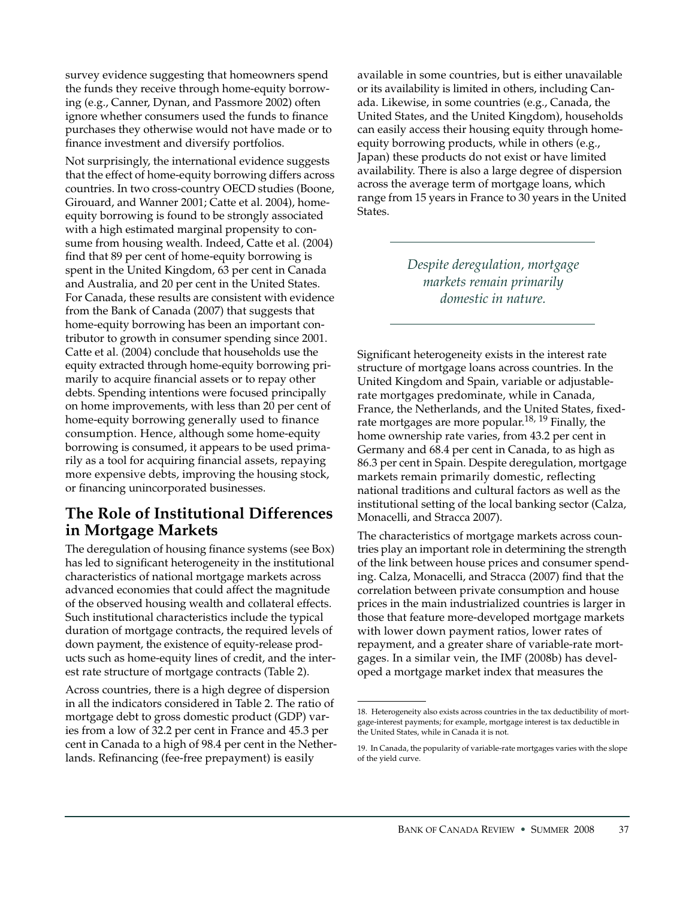survey evidence suggesting that homeowners spend the funds they receive through home-equity borrowing (e.g., Canner, Dynan, and Passmore 2002) often ignore whether consumers used the funds to finance purchases they otherwise would not have made or to finance investment and diversify portfolios.

Not surprisingly, the international evidence suggests that the effect of home-equity borrowing differs across countries. In two cross-country OECD studies (Boone, Girouard, and Wanner 2001; Catte et al. 2004), home-equity borrowing is found to be strongly associated with a high estimated marginal propensity to consume from housing wealth. Indeed, Catte et al. (2004) find that 89 per cent of home-equity borrowing is spent in the United Kingdom, 63 per cent in Canada and Australia, and 20 per cent in the United States. For Canada, these results are consistent with evidence from the Bank of Canada (2007) that suggests that home-equity borrowing has been an important contributor to growth in consumer spending since 2001. Catte et al. (2004) conclude that households use the equity extracted through home-equity borrowing primarily to acquire financial assets or to repay other debts. Spending intentions were focused principally on home improvements, with less than 20 per cent of home-equity borrowing generally used to finance consumption. Hence, although some home-equity borrowing is consumed, it appears to be used primarily as a tool for acquiring financial assets, repaying more expensive debts, improving the housing stock, or financing unincorporated businesses.

## The Role of Institutional Differences in Mortgage Markets

The deregulation of housing finance systems (see Box) has led to significant heterogeneity in the institutional characteristics of national mortgage markets across advanced economies that could affect the magnitude of the observed housing wealth and collateral effects. Such institutional characteristics include the typical duration of mortgage contracts, the required levels of down payment, the existence of equity-release products such as home-equity lines of credit, and the interest rate structure of mortgage contracts (Table 2).

Across countries, there is a high degree of dispersion in all the indicators considered in Table 2. The ratio of mortgage debt to gross domestic product (GDP) varies from a low of 32.2 per cent in France and 45.3 per cent in Canada to a high of 98.4 per cent in the Netherlands. Refinancing (fee-free prepayment) is easily available in some countries, but is either unavailable or its availability is limited in others, including Canada. Likewise, in some countries (e.g., Canada, the United States, and the United Kingdom), households can easily access their housing equity through home-equity borrowing products, while in others (e.g., Japan) these products do not exist or have limited availability. There is also a large degree of dispersion across the average term of mortgage loans, which range from 15 years in France to 30 years in the United States.

*Despite deregulation, mortgage markets remain primarily domestic in nature.*

Significant heterogeneity exists in the interest rate structure of mortgage loans across countries. In the United Kingdom and Spain, variable or adjustable-rate mortgages predominate, while in Canada, France, the Netherlands, and the United States, fixed-rate mortgages are more popular.[18, 19] Finally, the home ownership rate varies, from 43.2 per cent in Germany and 68.4 per cent in Canada, to as high as 86.3 per cent in Spain. Despite deregulation, mortgage markets remain primarily domestic, reflecting national traditions and cultural factors as well as the institutional setting of the local banking sector (Calza, Monacelli, and Stracca 2007).

The characteristics of mortgage markets across countries play an important role in determining the strength of the link between house prices and consumer spending. Calza, Monacelli, and Stracca (2007) find that the correlation between private consumption and house prices in the main industrialized countries is larger in those that feature more-developed mortgage markets with lower down payment ratios, lower rates of repayment, and a greater share of variable-rate mortgages. In a similar vein, the IMF (2008b) has developed a mortgage market index that measures the

---

18. Heterogeneity also exists across countries in the tax deductibility of mortgage-interest payments; for example, mortgage interest is tax deductible in the United States, while in Canada it is not.

19. In Canada, the popularity of variable-rate mortgages varies with the slope of the yield curve.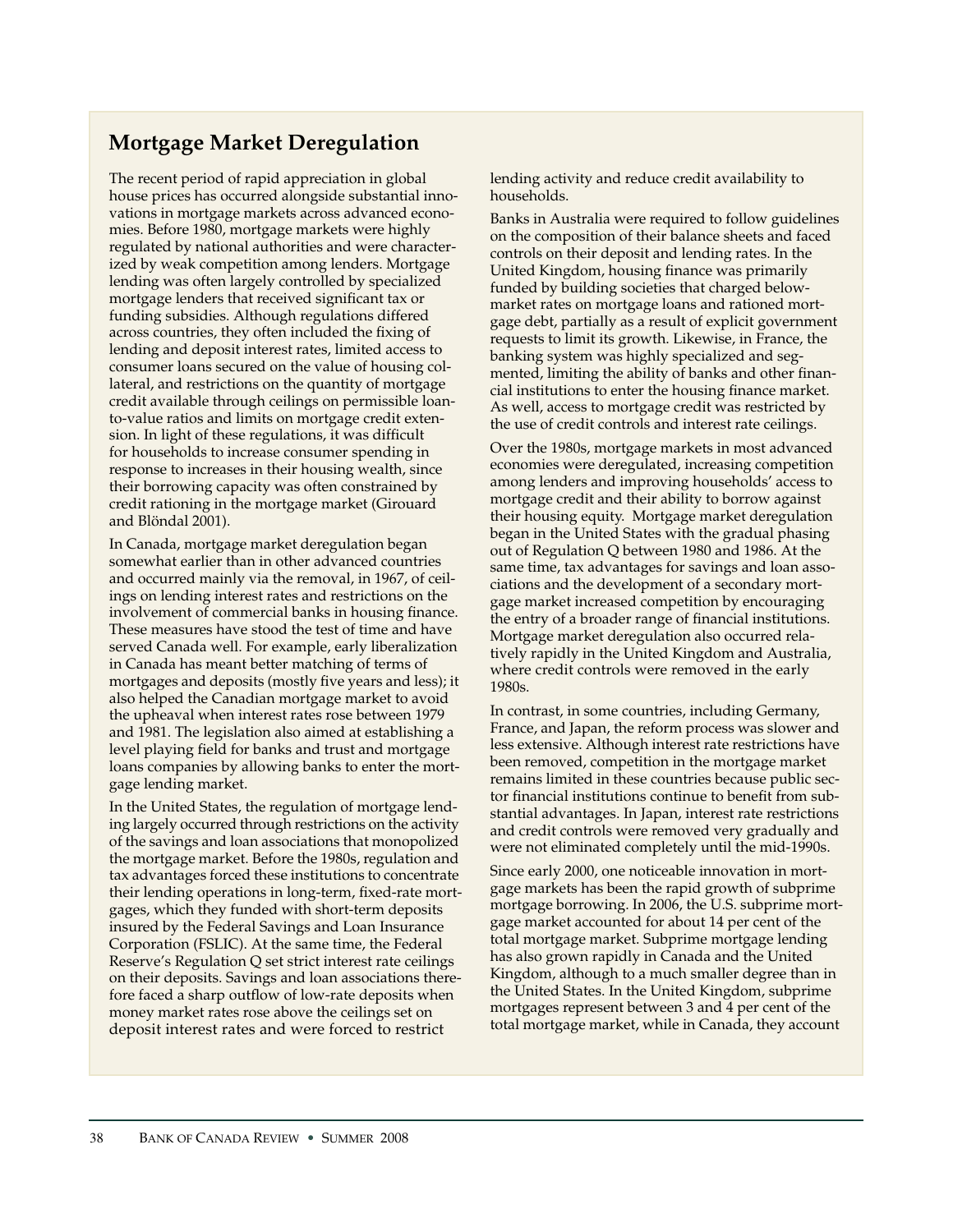## Mortgage Market Deregulation

The recent period of rapid appreciation in global house prices has occurred alongside substantial innovations in mortgage markets across advanced economies. Before 1980, mortgage markets were highly regulated by national authorities and were characterized by weak competition among lenders. Mortgage lending was often largely controlled by specialized mortgage lenders that received significant tax or funding subsidies. Although regulations differed across countries, they often included the fixing of lending and deposit interest rates, limited access to consumer loans secured on the value of housing collateral, and restrictions on the quantity of mortgage credit available through ceilings on permissible loan-to-value ratios and limits on mortgage credit extension. In light of these regulations, it was difficult for households to increase consumer spending in response to increases in their housing wealth, since their borrowing capacity was often constrained by credit rationing in the mortgage market (Girouard and Blöndal 2001).

In Canada, mortgage market deregulation began somewhat earlier than in other advanced countries and occurred mainly via the removal, in 1967, of ceilings on lending interest rates and restrictions on the involvement of commercial banks in housing finance. These measures have stood the test of time and have served Canada well. For example, early liberalization in Canada has meant better matching of terms of mortgages and deposits (mostly five years and less); it also helped the Canadian mortgage market to avoid the upheaval when interest rates rose between 1979 and 1981. The legislation also aimed at establishing a level playing field for banks and trust and mortgage loans companies by allowing banks to enter the mortgage lending market.

In the United States, the regulation of mortgage lending largely occurred through restrictions on the activity of the savings and loan associations that monopolized the mortgage market. Before the 1980s, regulation and tax advantages forced these institutions to concentrate their lending operations in long-term, fixed-rate mortgages, which they funded with short-term deposits insured by the Federal Savings and Loan Insurance Corporation (FSLIC). At the same time, the Federal Reserve's Regulation Q set strict interest rate ceilings on their deposits. Savings and loan associations therefore faced a sharp outflow of low-rate deposits when money market rates rose above the ceilings set on deposit interest rates and were forced to restrict lending activity and reduce credit availability to households.

Banks in Australia were required to follow guidelines on the composition of their balance sheets and faced controls on their deposit and lending rates. In the United Kingdom, housing finance was primarily funded by building societies that charged below-market rates on mortgage loans and rationed mortgage debt, partially as a result of explicit government requests to limit its growth. Likewise, in France, the banking system was highly specialized and segmented, limiting the ability of banks and other financial institutions to enter the housing finance market. As well, access to mortgage credit was restricted by the use of credit controls and interest rate ceilings.

Over the 1980s, mortgage markets in most advanced economies were deregulated, increasing competition among lenders and improving households' access to mortgage credit and their ability to borrow against their housing equity. Mortgage market deregulation began in the United States with the gradual phasing out of Regulation Q between 1980 and 1986. At the same time, tax advantages for savings and loan associations and the development of a secondary mortgage market increased competition by encouraging the entry of a broader range of financial institutions. Mortgage market deregulation also occurred relatively rapidly in the United Kingdom and Australia, where credit controls were removed in the early 1980s.

In contrast, in some countries, including Germany, France, and Japan, the reform process was slower and less extensive. Although interest rate restrictions have been removed, competition in the mortgage market remains limited in these countries because public sector financial institutions continue to benefit from substantial advantages. In Japan, interest rate restrictions and credit controls were removed very gradually and were not eliminated completely until the mid-1990s.

Since early 2000, one noticeable innovation in mortgage markets has been the rapid growth of subprime mortgage borrowing. In 2006, the U.S. subprime mortgage market accounted for about 14 per cent of the total mortgage market. Subprime mortgage lending has also grown rapidly in Canada and the United Kingdom, although to a much smaller degree than in the United States. In the United Kingdom, subprime mortgages represent between 3 and 4 per cent of the total mortgage market, while in Canada, they account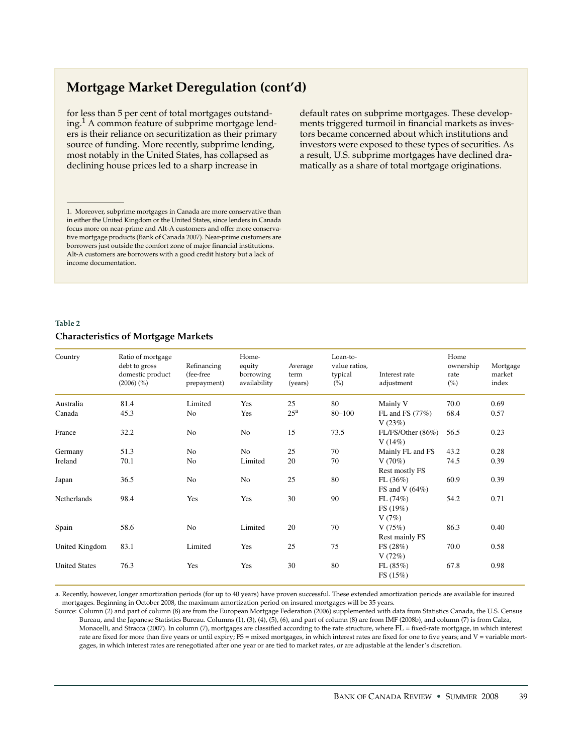## Mortgage Market Deregulation (cont'd)

for less than 5 per cent of total mortgages outstanding.[1] A common feature of subprime mortgage lenders is their reliance on securitization as their primary source of funding. More recently, subprime lending, most notably in the United States, has collapsed as declining house prices led to a sharp increase in default rates on subprime mortgages. These developments triggered turmoil in financial markets as investors became concerned about which institutions and investors were exposed to these types of securities. As a result, U.S. subprime mortgages have declined dramatically as a share of total mortgage originations.

1. Moreover, subprime mortgages in Canada are more conservative than in either the United Kingdom or the United States, since lenders in Canada focus more on near-prime and Alt-A customers and offer more conservative mortgage products (Bank of Canada 2007). Near-prime customers are borrowers just outside the comfort zone of major financial institutions. Alt-A customers are borrowers with a good credit history but a lack of income documentation.

**Table 2**

### Characteristics of Mortgage Markets

| Country | Ratio of mortgage debt to gross domestic product (2006) (%) | Refinancing (fee-free prepayment) | Home-equity borrowing availability | Average term (years) | Loan-to-value ratios, typical (%) | Interest rate adjustment | Home ownership rate (%) | Mortgage market index |
|---|---|---|---|---|---|---|---|---|
| Australia | 81.4 | Limited | Yes | 25 | 80 | Mainly V | 70.0 | 0.69 |
| Canada | 45.3 | No | Yes | 25[a] | 80–100 | FL and FS (77%) V (23%) | 68.4 | 0.57 |
| France | 32.2 | No | No | 15 | 73.5 | FL/FS/Other (86%) V (14%) | 56.5 | 0.23 |
| Germany | 51.3 | No | No | 25 | 70 | Mainly FL and FS | 43.2 | 0.28 |
| Ireland | 70.1 | No | Limited | 20 | 70 | V (70%) Rest mostly FS | 74.5 | 0.39 |
| Japan | 36.5 | No | No | 25 | 80 | FL (36%) FS and V (64%) | 60.9 | 0.39 |
| Netherlands | 98.4 | Yes | Yes | 30 | 90 | FL (74%) FS (19%) V (7%) | 54.2 | 0.71 |
| Spain | 58.6 | No | Limited | 20 | 70 | V (75%) Rest mainly FS | 86.3 | 0.40 |
| United Kingdom | 83.1 | Limited | Yes | 25 | 75 | FS (28%) V (72%) | 70.0 | 0.58 |
| United States | 76.3 | Yes | Yes | 30 | 80 | FL (85%) FS (15%) | 67.8 | 0.98 |

a. Recently, however, longer amortization periods (for up to 40 years) have proven successful. These extended amortization periods are available for insured mortgages. Beginning in October 2008, the maximum amortization period on insured mortgages will be 35 years.

Source: Column (2) and part of column (8) are from the European Mortgage Federation (2006) supplemented with data from Statistics Canada, the U.S. Census Bureau, and the Japanese Statistics Bureau. Columns (1), (3), (4), (5), (6), and part of column (8) are from IMF (2008b), and column (7) is from Calza, Monacelli, and Stracca (2007). In column (7), mortgages are classified according to the rate structure, where FL = fixed-rate mortgage, in which interest rate are fixed for more than five years or until expiry; FS = mixed mortgages, in which interest rates are fixed for one to five years; and V = variable mortgages, in which interest rates are renegotiated after one year or are tied to market rates, or are adjustable at the lender's discretion.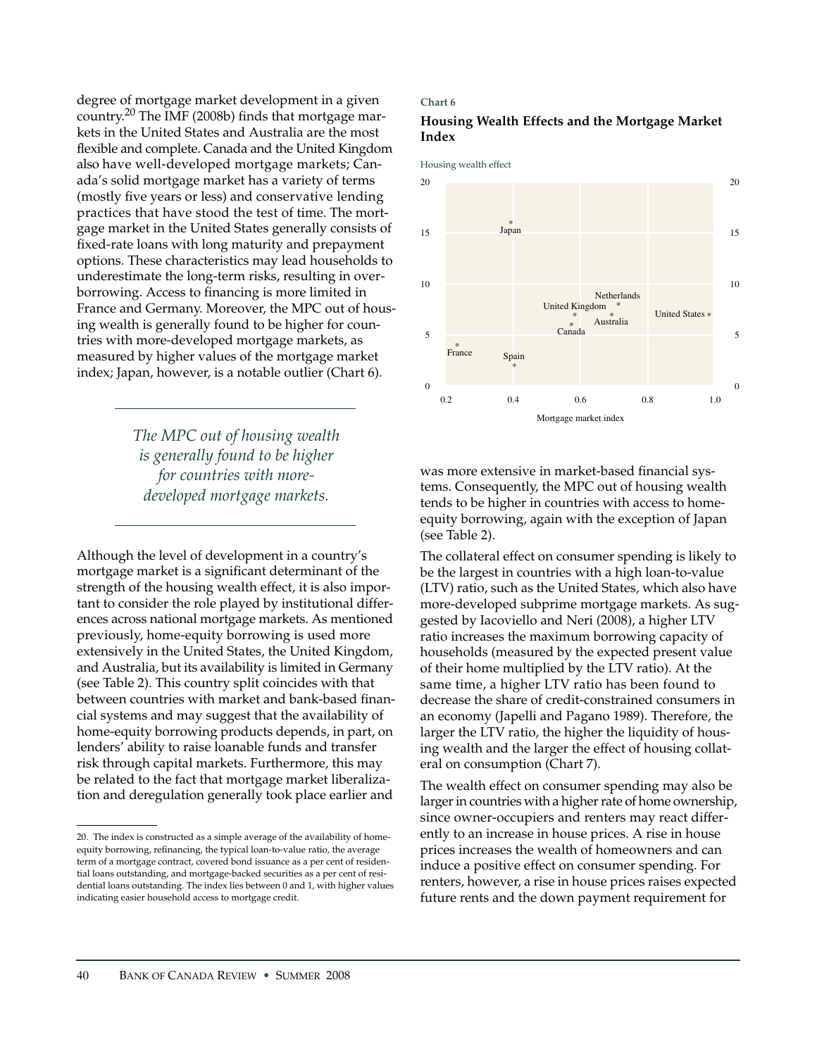degree of mortgage market development in a given country.[20] The IMF (2008b) finds that mortgage markets in the United States and Australia are the most flexible and complete. Canada and the United Kingdom also have well-developed mortgage markets; Canada's solid mortgage market has a variety of terms (mostly five years or less) and conservative lending practices that have stood the test of time. The mortgage market in the United States generally consists of fixed-rate loans with long maturity and prepayment options. These characteristics may lead households to underestimate the long-term risks, resulting in overborrowing. Access to financing is more limited in France and Germany. Moreover, the MPC out of housing wealth is generally found to be higher for countries with more-developed mortgage markets, as measured by higher values of the mortgage market index; Japan, however, is a notable outlier (Chart 6).

*The MPC out of housing wealth is generally found to be higher for countries with more-developed mortgage markets.*

Although the level of development in a country's mortgage market is a significant determinant of the strength of the housing wealth effect, it is also important to consider the role played by institutional differences across national mortgage markets. As mentioned previously, home-equity borrowing is used more extensively in the United States, the United Kingdom, and Australia, but its availability is limited in Germany (see Table 2). This country split coincides with that between countries with market and bank-based financial systems and may suggest that the availability of home-equity borrowing products depends, in part, on lenders' ability to raise loanable funds and transfer risk through capital markets. Furthermore, this may be related to the fact that mortgage market liberalization and deregulation generally took place earlier and

**Chart 6**

**Housing Wealth Effects and the Mortgage Market Index**

Housing wealth effect

| Country | Mortgage market index (approx.) | Housing wealth effect (approx.) |
|---|---|---|
| Japan | 0.4 | 16 |
| Netherlands | 0.72 | 8 |
| United Kingdom | 0.6 | 7 |
| Australia | 0.7 | 7 |
| United States | 0.98 | 7 |
| Canada | 0.58 | 6 |
| France | 0.23 | 4 |
| Spain | 0.4 | 2 |

Mortgage market index

was more extensive in market-based financial systems. Consequently, the MPC out of housing wealth tends to be higher in countries with access to home-equity borrowing, again with the exception of Japan (see Table 2).

The collateral effect on consumer spending is likely to be the largest in countries with a high loan-to-value (LTV) ratio, such as the United States, which also have more-developed subprime mortgage markets. As suggested by Iacoviello and Neri (2008), a higher LTV ratio increases the maximum borrowing capacity of households (measured by the expected present value of their home multiplied by the LTV ratio). At the same time, a higher LTV ratio has been found to decrease the share of credit-constrained consumers in an economy (Japelli and Pagano 1989). Therefore, the larger the LTV ratio, the higher the liquidity of housing wealth and the larger the effect of housing collateral on consumption (Chart 7).

The wealth effect on consumer spending may also be larger in countries with a higher rate of home ownership, since owner-occupiers and renters may react differently to an increase in house prices. A rise in house prices increases the wealth of homeowners and can induce a positive effect on consumer spending. For renters, however, a rise in house prices raises expected future rents and the down payment requirement for

20. The index is constructed as a simple average of the availability of home-equity borrowing, refinancing, the typical loan-to-value ratio, the average term of a mortgage contract, covered bond issuance as a per cent of residential loans outstanding, and mortgage-backed securities as a per cent of residential loans outstanding. The index lies between 0 and 1, with higher values indicating easier household access to mortgage credit.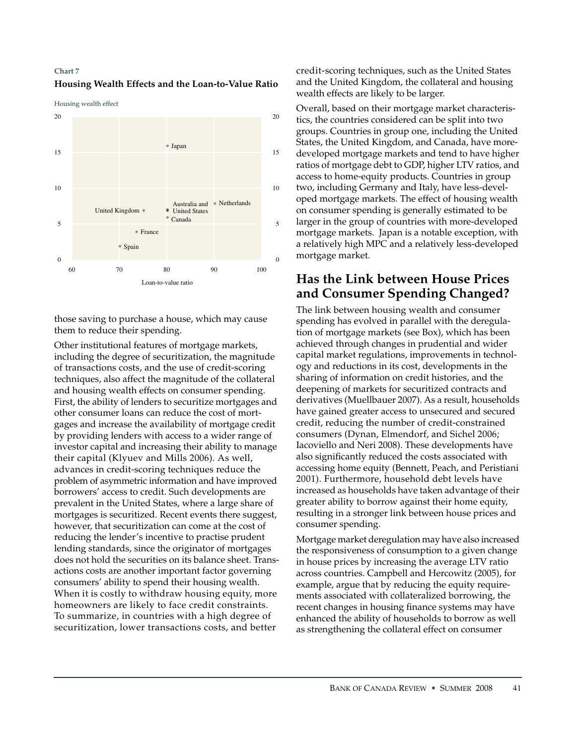**Chart 7**

**Housing Wealth Effects and the Loan-to-Value Ratio**

Housing wealth effect

| Country | Loan-to-value ratio | Housing wealth effect |
|---|---|---|
| Japan | 80 | 16 |
| Netherlands | 90 | 8 |
| Australia and United States | 80 | 7 |
| United Kingdom | 75 | 7 |
| Canada | 80 | 6 |
| France | 74 | 4 |
| Spain | 70 | 2 |

those saving to purchase a house, which may cause them to reduce their spending.

Other institutional features of mortgage markets, including the degree of securitization, the magnitude of transactions costs, and the use of credit-scoring techniques, also affect the magnitude of the collateral and housing wealth effects on consumer spending. First, the ability of lenders to securitize mortgages and other consumer loans can reduce the cost of mortgages and increase the availability of mortgage credit by providing lenders with access to a wider range of investor capital and increasing their ability to manage their capital (Klyuev and Mills 2006). As well, advances in credit-scoring techniques reduce the problem of asymmetric information and have improved borrowers' access to credit. Such developments are prevalent in the United States, where a large share of mortgages is securitized. Recent events there suggest, however, that securitization can come at the cost of reducing the lender's incentive to practise prudent lending standards, since the originator of mortgages does not hold the securities on its balance sheet. Transactions costs are another important factor governing consumers' ability to spend their housing wealth. When it is costly to withdraw housing equity, more homeowners are likely to face credit constraints. To summarize, in countries with a high degree of securitization, lower transactions costs, and better credit-scoring techniques, such as the United States and the United Kingdom, the collateral and housing wealth effects are likely to be larger.

Overall, based on their mortgage market characteristics, the countries considered can be split into two groups. Countries in group one, including the United States, the United Kingdom, and Canada, have more-developed mortgage markets and tend to have higher ratios of mortgage debt to GDP, higher LTV ratios, and access to home-equity products. Countries in group two, including Germany and Italy, have less-developed mortgage markets. The effect of housing wealth on consumer spending is generally estimated to be larger in the group of countries with more-developed mortgage markets. Japan is a notable exception, with a relatively high MPC and a relatively less-developed mortgage market.

## Has the Link between House Prices and Consumer Spending Changed?

The link between housing wealth and consumer spending has evolved in parallel with the deregulation of mortgage markets (see Box), which has been achieved through changes in prudential and wider capital market regulations, improvements in technology and reductions in its cost, developments in the sharing of information on credit histories, and the deepening of markets for securitized contracts and derivatives (Muellbauer 2007). As a result, households have gained greater access to unsecured and secured credit, reducing the number of credit-constrained consumers (Dynan, Elmendorf, and Sichel 2006; Iacoviello and Neri 2008). These developments have also significantly reduced the costs associated with accessing home equity (Bennett, Peach, and Peristiani 2001). Furthermore, household debt levels have increased as households have taken advantage of their greater ability to borrow against their home equity, resulting in a stronger link between house prices and consumer spending.

Mortgage market deregulation may have also increased the responsiveness of consumption to a given change in house prices by increasing the average LTV ratio across countries. Campbell and Hercowitz (2005), for example, argue that by reducing the equity requirements associated with collateralized borrowing, the recent changes in housing finance systems may have enhanced the ability of households to borrow as well as strengthening the collateral effect on consumer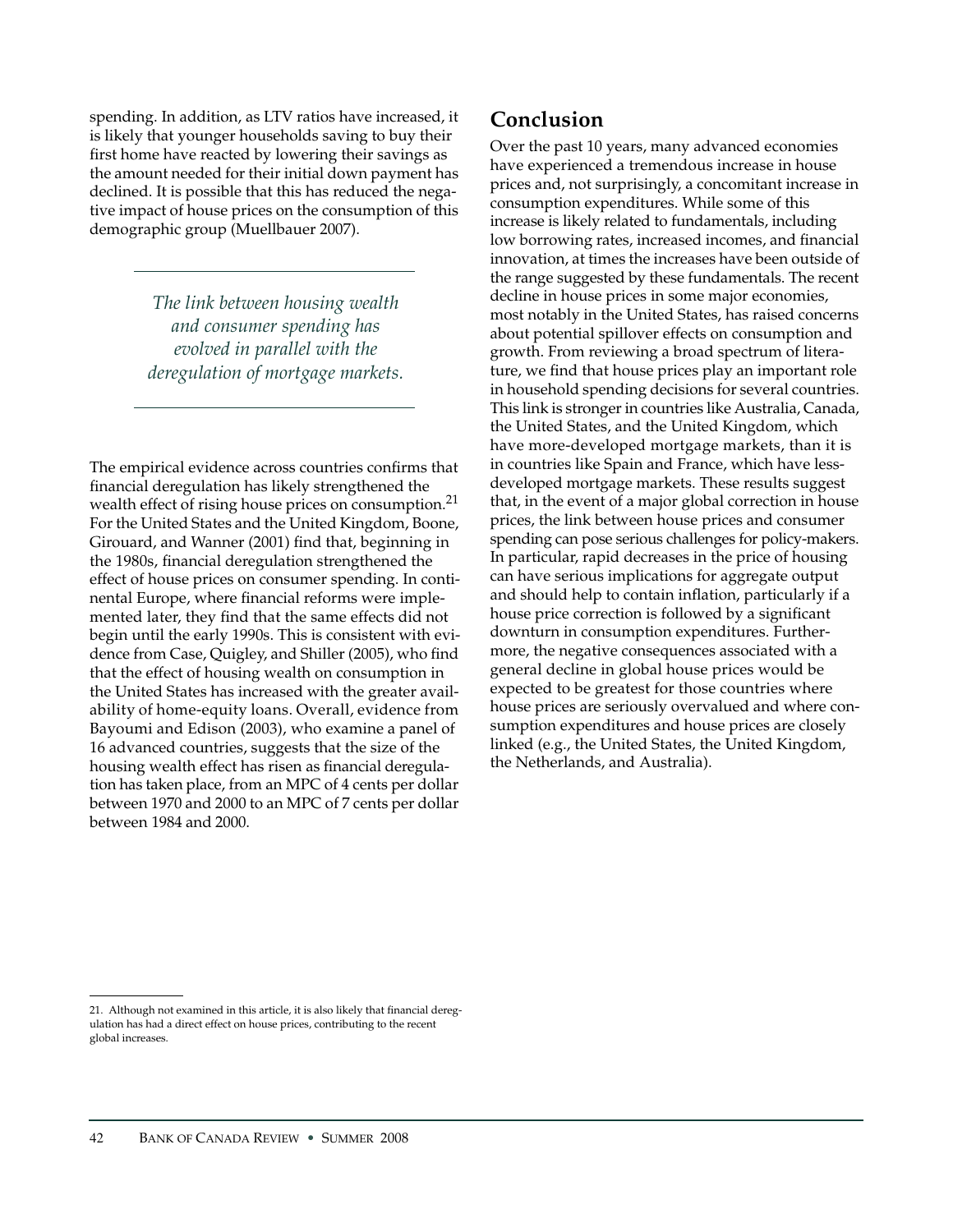spending. In addition, as LTV ratios have increased, it is likely that younger households saving to buy their first home have reacted by lowering their savings as the amount needed for their initial down payment has declined. It is possible that this has reduced the negative impact of house prices on the consumption of this demographic group (Muellbauer 2007).

*The link between housing wealth and consumer spending has evolved in parallel with the deregulation of mortgage markets.*

The empirical evidence across countries confirms that financial deregulation has likely strengthened the wealth effect of rising house prices on consumption.[21] For the United States and the United Kingdom, Boone, Girouard, and Wanner (2001) find that, beginning in the 1980s, financial deregulation strengthened the effect of house prices on consumer spending. In continental Europe, where financial reforms were implemented later, they find that the same effects did not begin until the early 1990s. This is consistent with evidence from Case, Quigley, and Shiller (2005), who find that the effect of housing wealth on consumption in the United States has increased with the greater availability of home-equity loans. Overall, evidence from Bayoumi and Edison (2003), who examine a panel of 16 advanced countries, suggests that the size of the housing wealth effect has risen as financial deregulation has taken place, from an MPC of 4 cents per dollar between 1970 and 2000 to an MPC of 7 cents per dollar between 1984 and 2000.

## Conclusion

Over the past 10 years, many advanced economies have experienced a tremendous increase in house prices and, not surprisingly, a concomitant increase in consumption expenditures. While some of this increase is likely related to fundamentals, including low borrowing rates, increased incomes, and financial innovation, at times the increases have been outside of the range suggested by these fundamentals. The recent decline in house prices in some major economies, most notably in the United States, has raised concerns about potential spillover effects on consumption and growth. From reviewing a broad spectrum of literature, we find that house prices play an important role in household spending decisions for several countries. This link is stronger in countries like Australia, Canada, the United States, and the United Kingdom, which have more-developed mortgage markets, than it is in countries like Spain and France, which have less-developed mortgage markets. These results suggest that, in the event of a major global correction in house prices, the link between house prices and consumer spending can pose serious challenges for policy-makers. In particular, rapid decreases in the price of housing can have serious implications for aggregate output and should help to contain inflation, particularly if a house price correction is followed by a significant downturn in consumption expenditures. Furthermore, the negative consequences associated with a general decline in global house prices would be expected to be greatest for those countries where house prices are seriously overvalued and where consumption expenditures and house prices are closely linked (e.g., the United States, the United Kingdom, the Netherlands, and Australia).

21. Although not examined in this article, it is also likely that financial deregulation has had a direct effect on house prices, contributing to the recent global increases.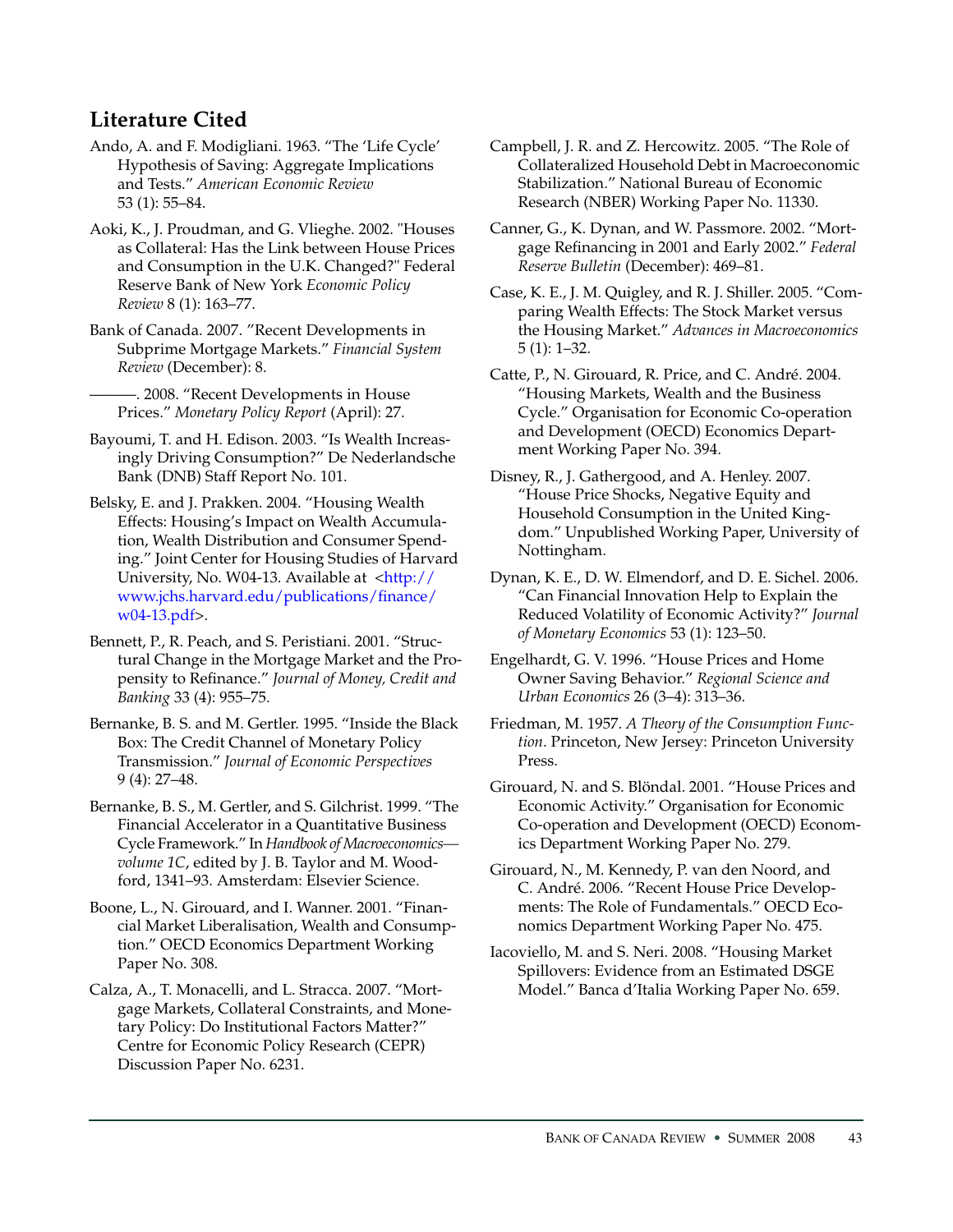## Literature Cited

Ando, A. and F. Modigliani. 1963. "The 'Life Cycle' Hypothesis of Saving: Aggregate Implications and Tests." *American Economic Review* 53 (1): 55–84.

Aoki, K., J. Proudman, and G. Vlieghe. 2002. "Houses as Collateral: Has the Link between House Prices and Consumption in the U.K. Changed?" Federal Reserve Bank of New York *Economic Policy Review* 8 (1): 163–77.

Bank of Canada. 2007. "Recent Developments in Subprime Mortgage Markets." *Financial System Review* (December): 8.

———. 2008. "Recent Developments in House Prices." *Monetary Policy Report* (April): 27.

Bayoumi, T. and H. Edison. 2003. "Is Wealth Increasingly Driving Consumption?" De Nederlandsche Bank (DNB) Staff Report No. 101.

Belsky, E. and J. Prakken. 2004. "Housing Wealth Effects: Housing's Impact on Wealth Accumulation, Wealth Distribution and Consumer Spending." Joint Center for Housing Studies of Harvard University, No. W04-13. Available at <http://www.jchs.harvard.edu/publications/finance/w04-13.pdf>.

Bennett, P., R. Peach, and S. Peristiani. 2001. "Structural Change in the Mortgage Market and the Propensity to Refinance." *Journal of Money, Credit and Banking* 33 (4): 955–75.

Bernanke, B. S. and M. Gertler. 1995. "Inside the Black Box: The Credit Channel of Monetary Policy Transmission." *Journal of Economic Perspectives* 9 (4): 27–48.

Bernanke, B. S., M. Gertler, and S. Gilchrist. 1999. "The Financial Accelerator in a Quantitative Business Cycle Framework." In *Handbook of Macroeconomics—volume 1C*, edited by J. B. Taylor and M. Woodford, 1341–93. Amsterdam: Elsevier Science.

Boone, L., N. Girouard, and I. Wanner. 2001. "Financial Market Liberalisation, Wealth and Consumption." OECD Economics Department Working Paper No. 308.

Calza, A., T. Monacelli, and L. Stracca. 2007. "Mortgage Markets, Collateral Constraints, and Monetary Policy: Do Institutional Factors Matter?" Centre for Economic Policy Research (CEPR) Discussion Paper No. 6231.

Campbell, J. R. and Z. Hercowitz. 2005. "The Role of Collateralized Household Debt in Macroeconomic Stabilization." National Bureau of Economic Research (NBER) Working Paper No. 11330.

Canner, G., K. Dynan, and W. Passmore. 2002. "Mortgage Refinancing in 2001 and Early 2002." *Federal Reserve Bulletin* (December): 469–81.

Case, K. E., J. M. Quigley, and R. J. Shiller. 2005. "Comparing Wealth Effects: The Stock Market versus the Housing Market." *Advances in Macroeconomics* 5 (1): 1–32.

Catte, P., N. Girouard, R. Price, and C. André. 2004. "Housing Markets, Wealth and the Business Cycle." Organisation for Economic Co-operation and Development (OECD) Economics Department Working Paper No. 394.

Disney, R., J. Gathergood, and A. Henley. 2007. "House Price Shocks, Negative Equity and Household Consumption in the United Kingdom." Unpublished Working Paper, University of Nottingham.

Dynan, K. E., D. W. Elmendorf, and D. E. Sichel. 2006. "Can Financial Innovation Help to Explain the Reduced Volatility of Economic Activity?" *Journal of Monetary Economics* 53 (1): 123–50.

Engelhardt, G. V. 1996. "House Prices and Home Owner Saving Behavior." *Regional Science and Urban Economics* 26 (3–4): 313–36.

Friedman, M. 1957. *A Theory of the Consumption Function*. Princeton, New Jersey: Princeton University Press.

Girouard, N. and S. Blöndal. 2001. "House Prices and Economic Activity." Organisation for Economic Co-operation and Development (OECD) Economics Department Working Paper No. 279.

Girouard, N., M. Kennedy, P. van den Noord, and C. André. 2006. "Recent House Price Developments: The Role of Fundamentals." OECD Economics Department Working Paper No. 475.

Iacoviello, M. and S. Neri. 2008. "Housing Market Spillovers: Evidence from an Estimated DSGE Model." Banca d'Italia Working Paper No. 659.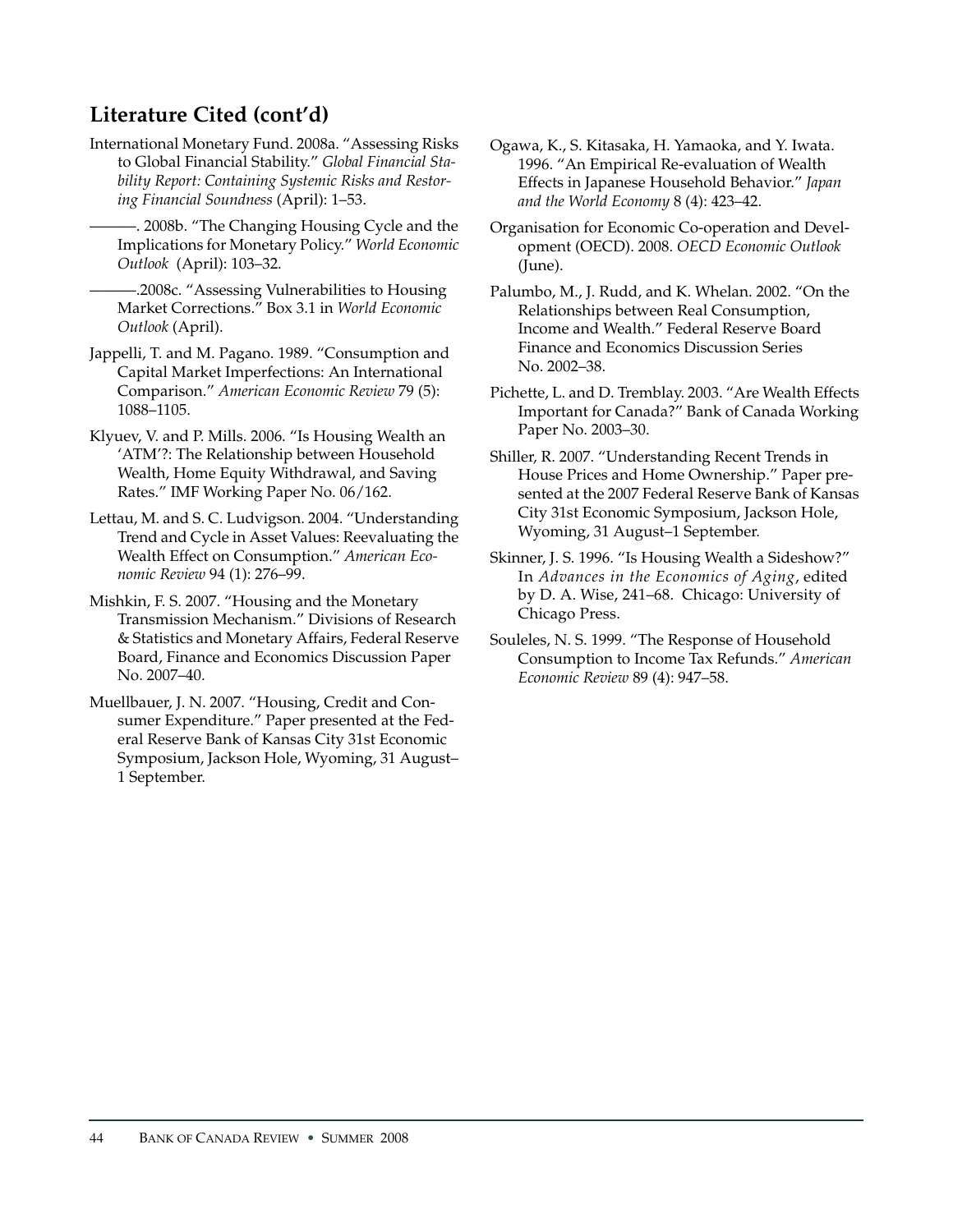## Literature Cited (cont'd)

International Monetary Fund. 2008a. "Assessing Risks to Global Financial Stability." *Global Financial Stability Report: Containing Systemic Risks and Restoring Financial Soundness* (April): 1–53.

———. 2008b. "The Changing Housing Cycle and the Implications for Monetary Policy." *World Economic Outlook* (April): 103–32.

———.2008c. "Assessing Vulnerabilities to Housing Market Corrections." Box 3.1 in *World Economic Outlook* (April).

Jappelli, T. and M. Pagano. 1989. "Consumption and Capital Market Imperfections: An International Comparison." *American Economic Review* 79 (5): 1088–1105.

Klyuev, V. and P. Mills. 2006. "Is Housing Wealth an 'ATM'?: The Relationship between Household Wealth, Home Equity Withdrawal, and Saving Rates." IMF Working Paper No. 06/162.

Lettau, M. and S. C. Ludvigson. 2004. "Understanding Trend and Cycle in Asset Values: Reevaluating the Wealth Effect on Consumption." *American Economic Review* 94 (1): 276–99.

Mishkin, F. S. 2007. "Housing and the Monetary Transmission Mechanism." Divisions of Research & Statistics and Monetary Affairs, Federal Reserve Board, Finance and Economics Discussion Paper No. 2007–40.

Muellbauer, J. N. 2007. "Housing, Credit and Consumer Expenditure." Paper presented at the Federal Reserve Bank of Kansas City 31st Economic Symposium, Jackson Hole, Wyoming, 31 August–1 September.

Ogawa, K., S. Kitasaka, H. Yamaoka, and Y. Iwata. 1996. "An Empirical Re-evaluation of Wealth Effects in Japanese Household Behavior." *Japan and the World Economy* 8 (4): 423–42.

Organisation for Economic Co-operation and Development (OECD). 2008. *OECD Economic Outlook* (June).

Palumbo, M., J. Rudd, and K. Whelan. 2002. "On the Relationships between Real Consumption, Income and Wealth." Federal Reserve Board Finance and Economics Discussion Series No. 2002–38.

Pichette, L. and D. Tremblay. 2003. "Are Wealth Effects Important for Canada?" Bank of Canada Working Paper No. 2003–30.

Shiller, R. 2007. "Understanding Recent Trends in House Prices and Home Ownership." Paper presented at the 2007 Federal Reserve Bank of Kansas City 31st Economic Symposium, Jackson Hole, Wyoming, 31 August–1 September.

Skinner, J. S. 1996. "Is Housing Wealth a Sideshow?" In *Advances in the Economics of Aging*, edited by D. A. Wise, 241–68. Chicago: University of Chicago Press.

Souleles, N. S. 1999. "The Response of Household Consumption to Income Tax Refunds." *American Economic Review* 89 (4): 947–58.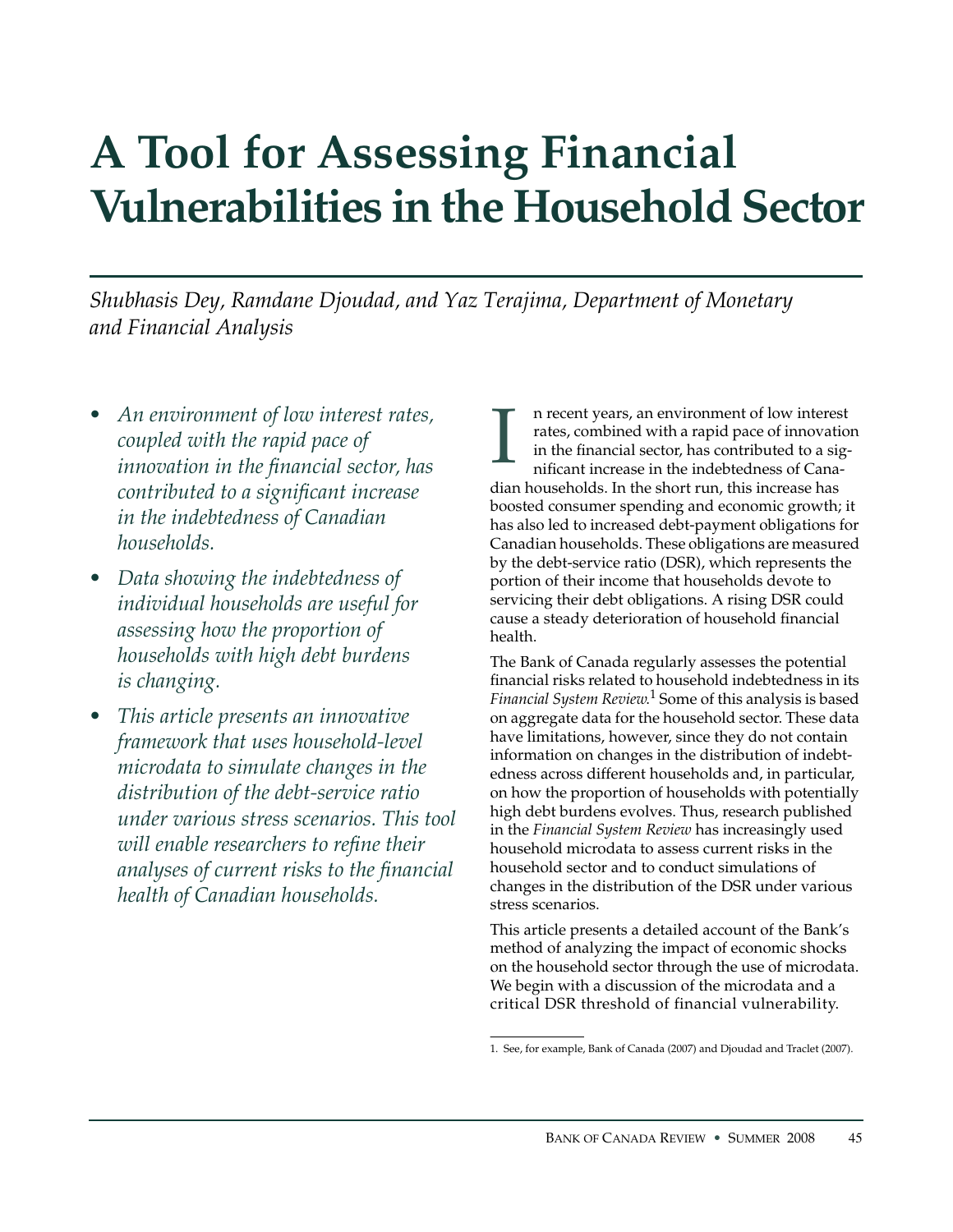# A Tool for Assessing Financial Vulnerabilities in the Household Sector

*Shubhasis Dey, Ramdane Djoudad, and Yaz Terajima, Department of Monetary and Financial Analysis*

- *An environment of low interest rates, coupled with the rapid pace of innovation in the financial sector, has contributed to a significant increase in the indebtedness of Canadian households.*
- *Data showing the indebtedness of individual households are useful for assessing how the proportion of households with high debt burdens is changing.*
- *This article presents an innovative framework that uses household-level microdata to simulate changes in the distribution of the debt-service ratio under various stress scenarios. This tool will enable researchers to refine their analyses of current risks to the financial health of Canadian households.*

In recent years, an environment of low interest rates, combined with a rapid pace of innovation in the financial sector, has contributed to a significant increase in the indebtedness of Canadian households. In the short run, this increase has boosted consumer spending and economic growth; it has also led to increased debt-payment obligations for Canadian households. These obligations are measured by the debt-service ratio (DSR), which represents the portion of their income that households devote to servicing their debt obligations. A rising DSR could cause a steady deterioration of household financial health.

The Bank of Canada regularly assesses the potential financial risks related to household indebtedness in its *Financial System Review*.[1] Some of this analysis is based on aggregate data for the household sector. These data have limitations, however, since they do not contain information on changes in the distribution of indebtedness across different households and, in particular, on how the proportion of households with potentially high debt burdens evolves. Thus, research published in the *Financial System Review* has increasingly used household microdata to assess current risks in the household sector and to conduct simulations of changes in the distribution of the DSR under various stress scenarios.

This article presents a detailed account of the Bank's method of analyzing the impact of economic shocks on the household sector through the use of microdata. We begin with a discussion of the microdata and a critical DSR threshold of financial vulnerability.

1. See, for example, Bank of Canada (2007) and Djoudad and Traclet (2007).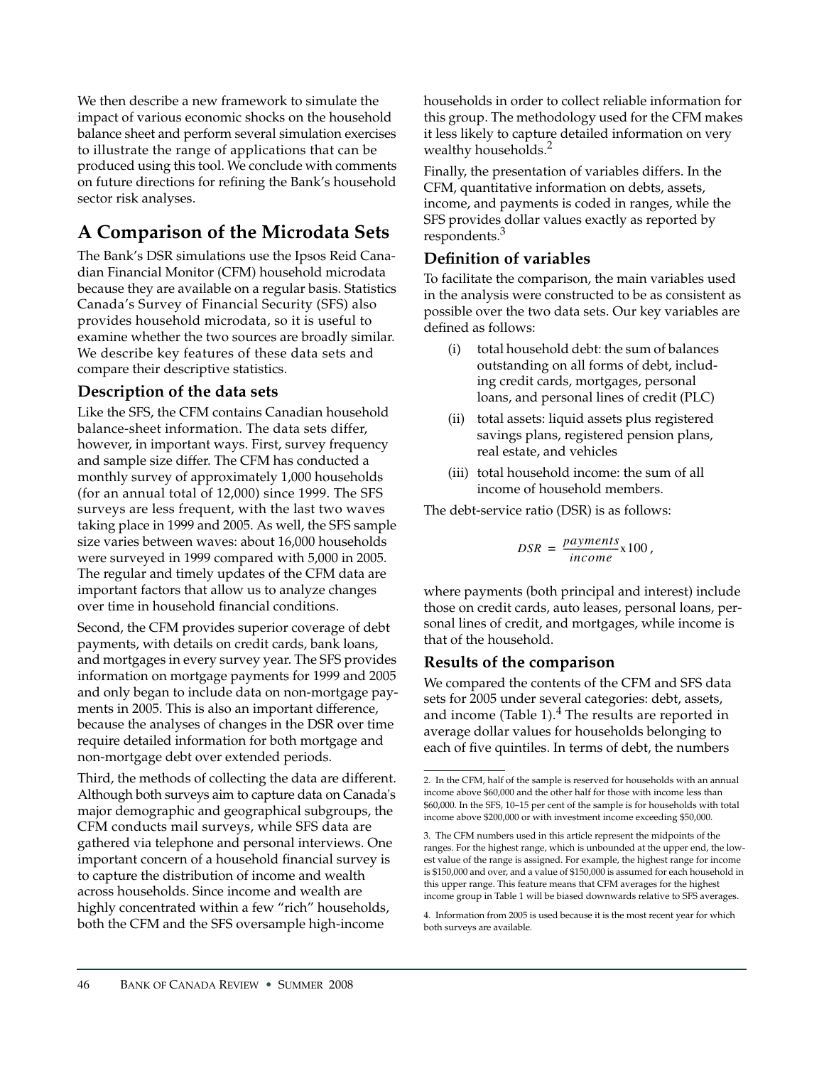We then describe a new framework to simulate the impact of various economic shocks on the household balance sheet and perform several simulation exercises to illustrate the range of applications that can be produced using this tool. We conclude with comments on future directions for refining the Bank's household sector risk analyses.

## A Comparison of the Microdata Sets

The Bank's DSR simulations use the Ipsos Reid Canadian Financial Monitor (CFM) household microdata because they are available on a regular basis. Statistics Canada's Survey of Financial Security (SFS) also provides household microdata, so it is useful to examine whether the two sources are broadly similar. We describe key features of these data sets and compare their descriptive statistics.

### Description of the data sets

Like the SFS, the CFM contains Canadian household balance-sheet information. The data sets differ, however, in important ways. First, survey frequency and sample size differ. The CFM has conducted a monthly survey of approximately 1,000 households (for an annual total of 12,000) since 1999. The SFS surveys are less frequent, with the last two waves taking place in 1999 and 2005. As well, the SFS sample size varies between waves: about 16,000 households were surveyed in 1999 compared with 5,000 in 2005. The regular and timely updates of the CFM data are important factors that allow us to analyze changes over time in household financial conditions.

Second, the CFM provides superior coverage of debt payments, with details on credit cards, bank loans, and mortgages in every survey year. The SFS provides information on mortgage payments for 1999 and 2005 and only began to include data on non-mortgage payments in 2005. This is also an important difference, because the analyses of changes in the DSR over time require detailed information for both mortgage and non-mortgage debt over extended periods.

Third, the methods of collecting the data are different. Although both surveys aim to capture data on Canada's major demographic and geographical subgroups, the CFM conducts mail surveys, while SFS data are gathered via telephone and personal interviews. One important concern of a household financial survey is to capture the distribution of income and wealth across households. Since income and wealth are highly concentrated within a few "rich" households, both the CFM and the SFS oversample high-income households in order to collect reliable information for this group. The methodology used for the CFM makes it less likely to capture detailed information on very wealthy households.[2]

Finally, the presentation of variables differs. In the CFM, quantitative information on debts, assets, income, and payments is coded in ranges, while the SFS provides dollar values exactly as reported by respondents.[3]

### Definition of variables

To facilitate the comparison, the main variables used in the analysis were constructed to be as consistent as possible over the two data sets. Our key variables are defined as follows:

(i) total household debt: the sum of balances outstanding on all forms of debt, including credit cards, mortgages, personal loans, and personal lines of credit (PLC)

(ii) total assets: liquid assets plus registered savings plans, registered pension plans, real estate, and vehicles

(iii) total household income: the sum of all income of household members.

The debt-service ratio (DSR) is as follows:

$$DSR = \frac{payments}{income} \times 100,$$

where payments (both principal and interest) include those on credit cards, auto leases, personal loans, personal lines of credit, and mortgages, while income is that of the household.

### Results of the comparison

We compared the contents of the CFM and SFS data sets for 2005 under several categories: debt, assets, and income (Table 1).[4] The results are reported in average dollar values for households belonging to each of five quintiles. In terms of debt, the numbers

---

2. In the CFM, half of the sample is reserved for households with an annual income above $60,000 and the other half for those with income less than $60,000. In the SFS, 10–15 per cent of the sample is for households with total income above $200,000 or with investment income exceeding $50,000.

3. The CFM numbers used in this article represent the midpoints of the ranges. For the highest range, which is unbounded at the upper end, the lowest value of the range is assigned. For example, the highest range for income is $150,000 and over, and a value of $150,000 is assumed for each household in this upper range. This feature means that CFM averages for the highest income group in Table 1 will be biased downwards relative to SFS averages.

4. Information from 2005 is used because it is the most recent year for which both surveys are available.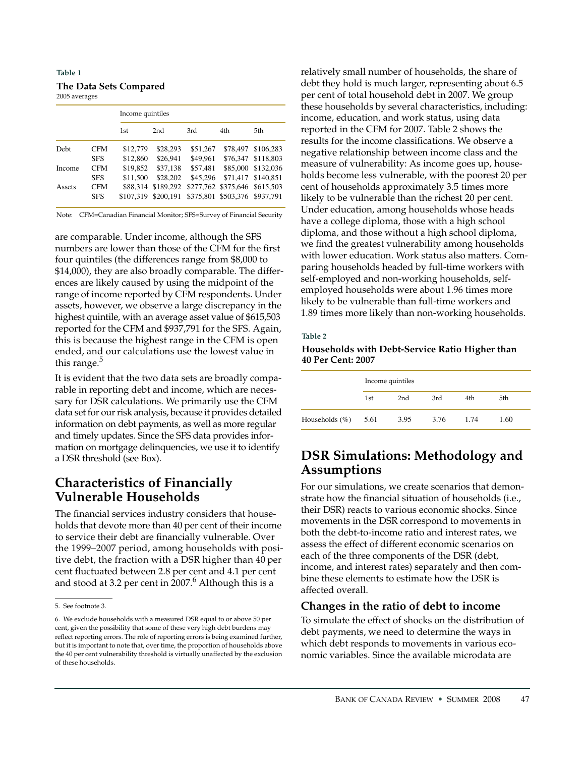**Table 1**

**The Data Sets Compared**

2005 averages

| | | Income quintiles | | | | |
|---|---|---|---|---|---|---|
| | | 1st | 2nd | 3rd | 4th | 5th |
| Debt | CFM | $12,779 | $28,293 | $51,267 | $78,497 | $106,283 |
| | SFS | $12,860 | $26,941 | $49,961 | $76,347 | $118,803 |
| Income | CFM | $19,852 | $37,138 | $57,481 | $85,000 | $132,036 |
| | SFS | $11,500 | $28,202 | $45,296 | $71,417 | $140,851 |
| Assets | CFM | $88,314 | $189,292 | $277,762 | $375,646 | $615,503 |
| | SFS | $107,319 | $200,191 | $375,801 | $503,376 | $937,791 |

Note: CFM=Canadian Financial Monitor; SFS=Survey of Financial Security

are comparable. Under income, although the SFS numbers are lower than those of the CFM for the first four quintiles (the differences range from $8,000 to $14,000), they are also broadly comparable. The differences are likely caused by using the midpoint of the range of income reported by CFM respondents. Under assets, however, we observe a large discrepancy in the highest quintile, with an average asset value of $615,503 reported for the CFM and $937,791 for the SFS. Again, this is because the highest range in the CFM is open ended, and our calculations use the lowest value in this range.[5]

It is evident that the two data sets are broadly comparable in reporting debt and income, which are necessary for DSR calculations. We primarily use the CFM data set for our risk analysis, because it provides detailed information on debt payments, as well as more regular and timely updates. Since the SFS data provides information on mortgage delinquencies, we use it to identify a DSR threshold (see Box).

## Characteristics of Financially Vulnerable Households

The financial services industry considers that households that devote more than 40 per cent of their income to service their debt are financially vulnerable. Over the 1999–2007 period, among households with positive debt, the fraction with a DSR higher than 40 per cent fluctuated between 2.8 per cent and 4.1 per cent and stood at 3.2 per cent in 2007.[6] Although this is a relatively small number of households, the share of debt they hold is much larger, representing about 6.5 per cent of total household debt in 2007. We group these households by several characteristics, including: income, education, and work status, using data reported in the CFM for 2007. Table 2 shows the results for the income classifications. We observe a negative relationship between income class and the measure of vulnerability: As income goes up, households become less vulnerable, with the poorest 20 per cent of households approximately 3.5 times more likely to be vulnerable than the richest 20 per cent. Under education, among households whose heads have a college diploma, those with a high school diploma, and those without a high school diploma, we find the greatest vulnerability among households with lower education. Work status also matters. Comparing households headed by full-time workers with self-employed and non-working households, self-employed households were about 1.96 times more likely to be vulnerable than full-time workers and 1.89 times more likely than non-working households.

**Table 2**

**Households with Debt-Service Ratio Higher than 40 Per Cent: 2007**

| | Income quintiles | | | | |
|---|---|---|---|---|---|
| | 1st | 2nd | 3rd | 4th | 5th |
| Households (%) | 5.61 | 3.95 | 3.76 | 1.74 | 1.60 |

## DSR Simulations: Methodology and Assumptions

For our simulations, we create scenarios that demonstrate how the financial situation of households (i.e., their DSR) reacts to various economic shocks. Since movements in the DSR correspond to movements in both the debt-to-income ratio and interest rates, we assess the effect of different economic scenarios on each of the three components of the DSR (debt, income, and interest rates) separately and then combine these elements to estimate how the DSR is affected overall.

### Changes in the ratio of debt to income

To simulate the effect of shocks on the distribution of debt payments, we need to determine the ways in which debt responds to movements in various economic variables. Since the available microdata are

5. See footnote 3.

6. We exclude households with a measured DSR equal to or above 50 per cent, given the possibility that some of these very high debt burdens may reflect reporting errors. The role of reporting errors is being examined further, but it is important to note that, over time, the proportion of households above the 40 per cent vulnerability threshold is virtually unaffected by the exclusion of these households.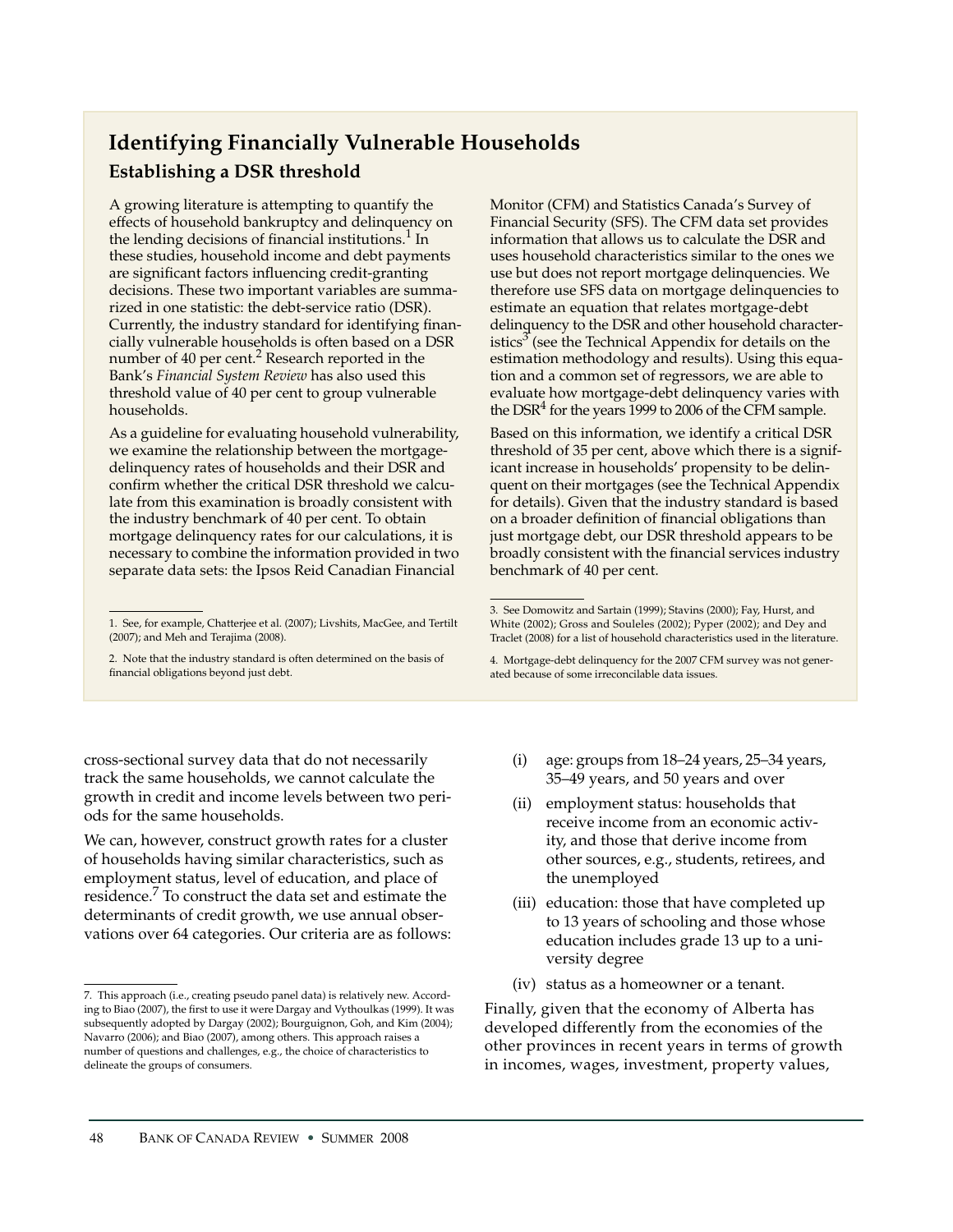## Identifying Financially Vulnerable Households

### Establishing a DSR threshold

A growing literature is attempting to quantify the effects of household bankruptcy and delinquency on the lending decisions of financial institutions.[1] In these studies, household income and debt payments are significant factors influencing credit-granting decisions. These two important variables are summarized in one statistic: the debt-service ratio (DSR). Currently, the industry standard for identifying financially vulnerable households is often based on a DSR number of 40 per cent.[2] Research reported in the Bank's *Financial System Review* has also used this threshold value of 40 per cent to group vulnerable households.

As a guideline for evaluating household vulnerability, we examine the relationship between the mortgage-delinquency rates of households and their DSR and confirm whether the critical DSR threshold we calculate from this examination is broadly consistent with the industry benchmark of 40 per cent. To obtain mortgage delinquency rates for our calculations, it is necessary to combine the information provided in two separate data sets: the Ipsos Reid Canadian Financial Monitor (CFM) and Statistics Canada's Survey of Financial Security (SFS). The CFM data set provides information that allows us to calculate the DSR and uses household characteristics similar to the ones we use but does not report mortgage delinquencies. We therefore use SFS data on mortgage delinquencies to estimate an equation that relates mortgage-debt delinquency to the DSR and other household characteristics[3] (see the Technical Appendix for details on the estimation methodology and results). Using this equation and a common set of regressors, we are able to evaluate how mortgage-debt delinquency varies with the DSR[4] for the years 1999 to 2006 of the CFM sample.

Based on this information, we identify a critical DSR threshold of 35 per cent, above which there is a significant increase in households' propensity to be delinquent on their mortgages (see the Technical Appendix for details). Given that the industry standard is based on a broader definition of financial obligations than just mortgage debt, our DSR threshold appears to be broadly consistent with the financial services industry benchmark of 40 per cent.

1. See, for example, Chatterjee et al. (2007); Livshits, MacGee, and Tertilt (2007); and Meh and Terajima (2008).

2. Note that the industry standard is often determined on the basis of financial obligations beyond just debt.

3. See Domowitz and Sartain (1999); Stavins (2000); Fay, Hurst, and White (2002); Gross and Souleles (2002); Pyper (2002); and Dey and Traclet (2008) for a list of household characteristics used in the literature.

4. Mortgage-debt delinquency for the 2007 CFM survey was not generated because of some irreconcilable data issues.

cross-sectional survey data that do not necessarily track the same households, we cannot calculate the growth in credit and income levels between two periods for the same households.

We can, however, construct growth rates for a cluster of households having similar characteristics, such as employment status, level of education, and place of residence.[7] To construct the data set and estimate the determinants of credit growth, we use annual observations over 64 categories. Our criteria are as follows:

(i) age: groups from 18–24 years, 25–34 years, 35–49 years, and 50 years and over

(ii) employment status: households that receive income from an economic activity, and those that derive income from other sources, e.g., students, retirees, and the unemployed

(iii) education: those that have completed up to 13 years of schooling and those whose education includes grade 13 up to a university degree

(iv) status as a homeowner or a tenant.

Finally, given that the economy of Alberta has developed differently from the economies of the other provinces in recent years in terms of growth in incomes, wages, investment, property values,

7. This approach (i.e., creating pseudo panel data) is relatively new. According to Biao (2007), the first to use it were Dargay and Vythoulkas (1999). It was subsequently adopted by Dargay (2002); Bourguignon, Goh, and Kim (2004); Navarro (2006); and Biao (2007), among others. This approach raises a number of questions and challenges, e.g., the choice of characteristics to delineate the groups of consumers.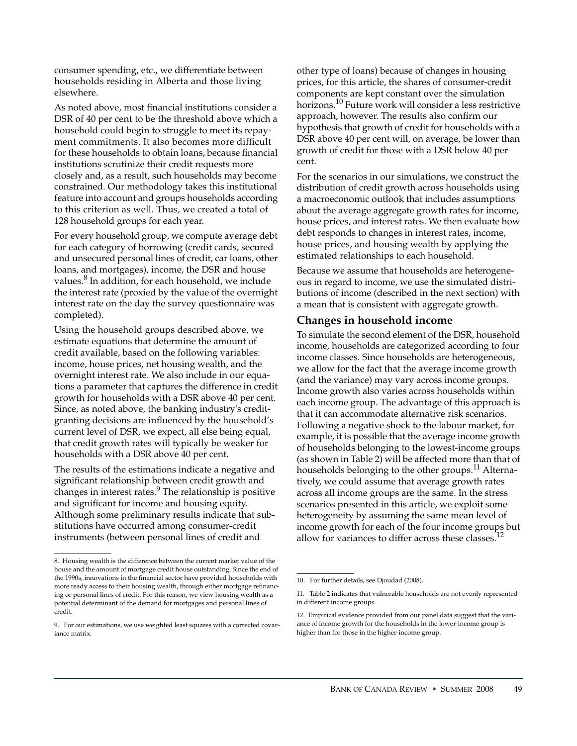consumer spending, etc., we differentiate between households residing in Alberta and those living elsewhere.

As noted above, most financial institutions consider a DSR of 40 per cent to be the threshold above which a household could begin to struggle to meet its repayment commitments. It also becomes more difficult for these households to obtain loans, because financial institutions scrutinize their credit requests more closely and, as a result, such households may become constrained. Our methodology takes this institutional feature into account and groups households according to this criterion as well. Thus, we created a total of 128 household groups for each year.

For every household group, we compute average debt for each category of borrowing (credit cards, secured and unsecured personal lines of credit, car loans, other loans, and mortgages), income, the DSR and house values.[8] In addition, for each household, we include the interest rate (proxied by the value of the overnight interest rate on the day the survey questionnaire was completed).

Using the household groups described above, we estimate equations that determine the amount of credit available, based on the following variables: income, house prices, net housing wealth, and the overnight interest rate. We also include in our equations a parameter that captures the difference in credit growth for households with a DSR above 40 per cent. Since, as noted above, the banking industry's credit-granting decisions are influenced by the household's current level of DSR, we expect, all else being equal, that credit growth rates will typically be weaker for households with a DSR above 40 per cent.

The results of the estimations indicate a negative and significant relationship between credit growth and changes in interest rates.[9] The relationship is positive and significant for income and housing equity. Although some preliminary results indicate that substitutions have occurred among consumer-credit instruments (between personal lines of credit and other type of loans) because of changes in housing prices, for this article, the shares of consumer-credit components are kept constant over the simulation horizons.[10] Future work will consider a less restrictive approach, however. The results also confirm our hypothesis that growth of credit for households with a DSR above 40 per cent will, on average, be lower than growth of credit for those with a DSR below 40 per cent.

For the scenarios in our simulations, we construct the distribution of credit growth across households using a macroeconomic outlook that includes assumptions about the average aggregate growth rates for income, house prices, and interest rates. We then evaluate how debt responds to changes in interest rates, income, house prices, and housing wealth by applying the estimated relationships to each household.

Because we assume that households are heterogeneous in regard to income, we use the simulated distributions of income (described in the next section) with a mean that is consistent with aggregate growth.

## Changes in household income

To simulate the second element of the DSR, household income, households are categorized according to four income classes. Since households are heterogeneous, we allow for the fact that the average income growth (and the variance) may vary across income groups. Income growth also varies across households within each income group. The advantage of this approach is that it can accommodate alternative risk scenarios. Following a negative shock to the labour market, for example, it is possible that the average income growth of households belonging to the lowest-income groups (as shown in Table 2) will be affected more than that of households belonging to the other groups.[11] Alternatively, we could assume that average growth rates across all income groups are the same. In the stress scenarios presented in this article, we exploit some heterogeneity by assuming the same mean level of income growth for each of the four income groups but allow for variances to differ across these classes.[12]

---

8. Housing wealth is the difference between the current market value of the house and the amount of mortgage credit house outstanding. Since the end of the 1990s, innovations in the financial sector have provided households with more ready access to their housing wealth, through either mortgage refinancing or personal lines of credit. For this reason, we view housing wealth as a potential determinant of the demand for mortgages and personal lines of credit.

9. For our estimations, we use weighted least squares with a corrected covariance matrix.

10. For further details, see Djoudad (2008).

11. Table 2 indicates that vulnerable households are not evenly represented in different income groups.

12. Empirical evidence provided from our panel data suggest that the variance of income growth for the households in the lower-income group is higher than for those in the higher-income group.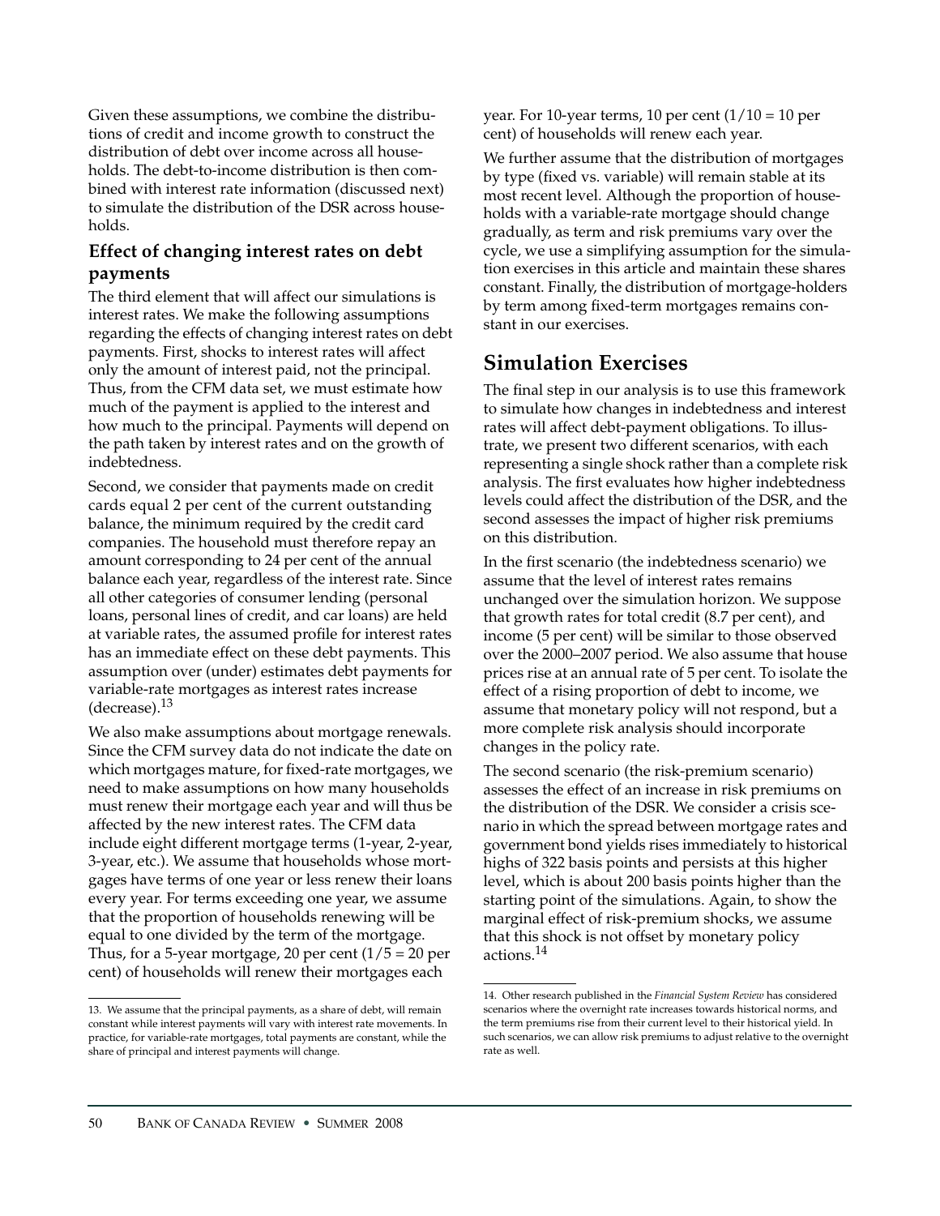Given these assumptions, we combine the distributions of credit and income growth to construct the distribution of debt over income across all households. The debt-to-income distribution is then combined with interest rate information (discussed next) to simulate the distribution of the DSR across households.

### Effect of changing interest rates on debt payments

The third element that will affect our simulations is interest rates. We make the following assumptions regarding the effects of changing interest rates on debt payments. First, shocks to interest rates will affect only the amount of interest paid, not the principal. Thus, from the CFM data set, we must estimate how much of the payment is applied to the interest and how much to the principal. Payments will depend on the path taken by interest rates and on the growth of indebtedness.

Second, we consider that payments made on credit cards equal 2 per cent of the current outstanding balance, the minimum required by the credit card companies. The household must therefore repay an amount corresponding to 24 per cent of the annual balance each year, regardless of the interest rate. Since all other categories of consumer lending (personal loans, personal lines of credit, and car loans) are held at variable rates, the assumed profile for interest rates has an immediate effect on these debt payments. This assumption over (under) estimates debt payments for variable-rate mortgages as interest rates increase (decrease).[13]

We also make assumptions about mortgage renewals. Since the CFM survey data do not indicate the date on which mortgages mature, for fixed-rate mortgages, we need to make assumptions on how many households must renew their mortgage each year and will thus be affected by the new interest rates. The CFM data include eight different mortgage terms (1-year, 2-year, 3-year, etc.). We assume that households whose mortgages have terms of one year or less renew their loans every year. For terms exceeding one year, we assume that the proportion of households renewing will be equal to one divided by the term of the mortgage. Thus, for a 5-year mortgage, 20 per cent (1/5 = 20 per cent) of households will renew their mortgages each year. For 10-year terms, 10 per cent (1/10 = 10 per cent) of households will renew each year.

We further assume that the distribution of mortgages by type (fixed vs. variable) will remain stable at its most recent level. Although the proportion of households with a variable-rate mortgage should change gradually, as term and risk premiums vary over the cycle, we use a simplifying assumption for the simulation exercises in this article and maintain these shares constant. Finally, the distribution of mortgage-holders by term among fixed-term mortgages remains constant in our exercises.

## Simulation Exercises

The final step in our analysis is to use this framework to simulate how changes in indebtedness and interest rates will affect debt-payment obligations. To illustrate, we present two different scenarios, with each representing a single shock rather than a complete risk analysis. The first evaluates how higher indebtedness levels could affect the distribution of the DSR, and the second assesses the impact of higher risk premiums on this distribution.

In the first scenario (the indebtedness scenario) we assume that the level of interest rates remains unchanged over the simulation horizon. We suppose that growth rates for total credit (8.7 per cent), and income (5 per cent) will be similar to those observed over the 2000–2007 period. We also assume that house prices rise at an annual rate of 5 per cent. To isolate the effect of a rising proportion of debt to income, we assume that monetary policy will not respond, but a more complete risk analysis should incorporate changes in the policy rate.

The second scenario (the risk-premium scenario) assesses the effect of an increase in risk premiums on the distribution of the DSR. We consider a crisis scenario in which the spread between mortgage rates and government bond yields rises immediately to historical highs of 322 basis points and persists at this higher level, which is about 200 basis points higher than the starting point of the simulations. Again, to show the marginal effect of risk-premium shocks, we assume that this shock is not offset by monetary policy actions.[14]

---

13. We assume that the principal payments, as a share of debt, will remain constant while interest payments will vary with interest rate movements. In practice, for variable-rate mortgages, total payments are constant, while the share of principal and interest payments will change.

14. Other research published in the *Financial System Review* has considered scenarios where the overnight rate increases towards historical norms, and the term premiums rise from their current level to their historical yield. In such scenarios, we can allow risk premiums to adjust relative to the overnight rate as well.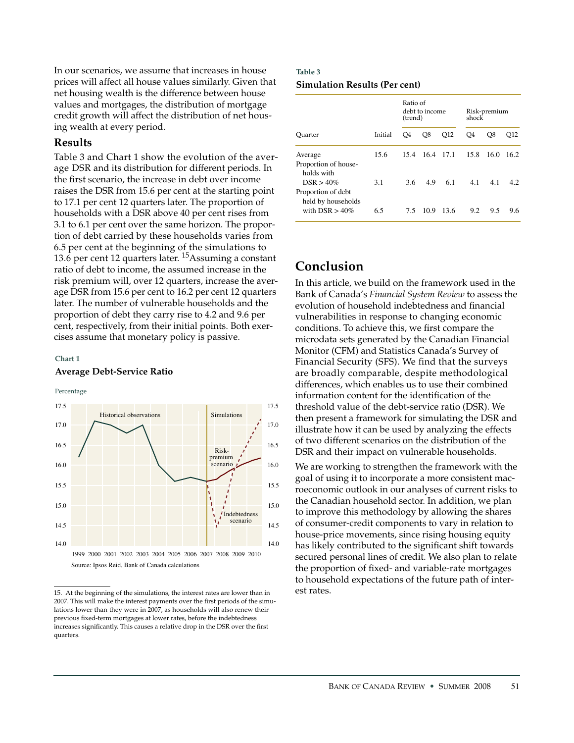In our scenarios, we assume that increases in house prices will affect all house values similarly. Given that net housing wealth is the difference between house values and mortgages, the distribution of mortgage credit growth will affect the distribution of net housing wealth at every period.

## Results

Table 3 and Chart 1 show the evolution of the average DSR and its distribution for different periods. In the first scenario, the increase in debt over income raises the DSR from 15.6 per cent at the starting point to 17.1 per cent 12 quarters later. The proportion of households with a DSR above 40 per cent rises from 3.1 to 6.1 per cent over the same horizon. The proportion of debt carried by these households varies from 6.5 per cent at the beginning of the simulations to 13.6 per cent 12 quarters later. [15] Assuming a constant ratio of debt to income, the assumed increase in the risk premium will, over 12 quarters, increase the average DSR from 15.6 per cent to 16.2 per cent 12 quarters later. The number of vulnerable households and the proportion of debt they carry rise to 4.2 and 9.6 per cent, respectively, from their initial points. Both exercises assume that monetary policy is passive.

**Chart 1**

**Average Debt-Service Ratio**

Percentage

Source: Ipsos Reid, Bank of Canada calculations

15. At the beginning of the simulations, the interest rates are lower than in 2007. This will make the interest payments over the first periods of the simulations lower than they were in 2007, as households will also renew their previous fixed-term mortgages at lower rates, before the indebtedness increases significantly. This causes a relative drop in the DSR over the first quarters.

**Table 3**

**Simulation Results (Per cent)**

| | | Ratio of debt to income (trend) | | | Risk-premium shock | | |
|---|---|---|---|---|---|---|---|
| Quarter | Initial | Q4 | Q8 | Q12 | Q4 | Q8 | Q12 |
| Average | 15.6 | 15.4 | 16.4 | 17.1 | 15.8 | 16.0 | 16.2 |
| Proportion of households with DSR > 40% | 3.1 | 3.6 | 4.9 | 6.1 | 4.1 | 4.1 | 4.2 |
| Proportion of debt held by households with DSR > 40% | 6.5 | 7.5 | 10.9 | 13.6 | 9.2 | 9.5 | 9.6 |

## Conclusion

In this article, we build on the framework used in the Bank of Canada's *Financial System Review* to assess the evolution of household indebtedness and financial vulnerabilities in response to changing economic conditions. To achieve this, we first compare the microdata sets generated by the Canadian Financial Monitor (CFM) and Statistics Canada's Survey of Financial Security (SFS). We find that the surveys are broadly comparable, despite methodological differences, which enables us to use their combined information content for the identification of the threshold value of the debt-service ratio (DSR). We then present a framework for simulating the DSR and illustrate how it can be used by analyzing the effects of two different scenarios on the distribution of the DSR and their impact on vulnerable households.

We are working to strengthen the framework with the goal of using it to incorporate a more consistent macroeconomic outlook in our analyses of current risks to the Canadian household sector. In addition, we plan to improve this methodology by allowing the shares of consumer-credit components to vary in relation to house-price movements, since rising housing equity has likely contributed to the significant shift towards secured personal lines of credit. We also plan to relate the proportion of fixed- and variable-rate mortgages to household expectations of the future path of interest rates.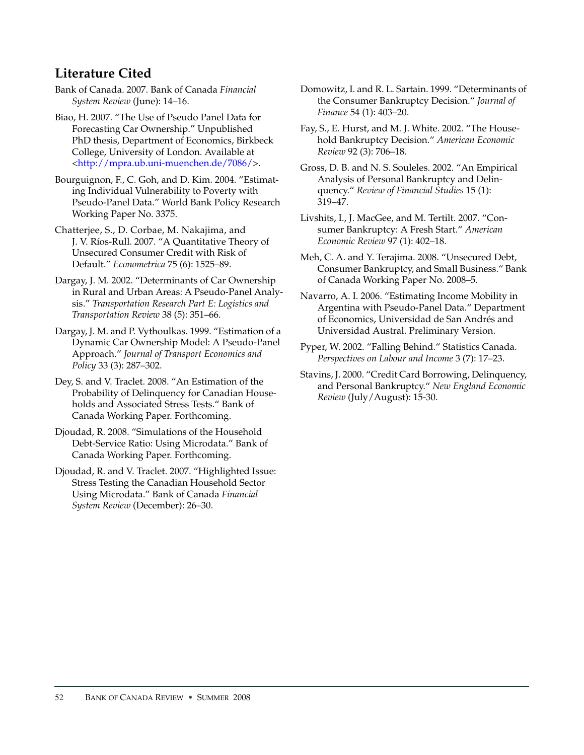## Literature Cited

Bank of Canada. 2007. Bank of Canada *Financial System Review* (June): 14–16.

Biao, H. 2007. "The Use of Pseudo Panel Data for Forecasting Car Ownership." Unpublished PhD thesis, Department of Economics, Birkbeck College, University of London. Available at <http://mpra.ub.uni-muenchen.de/7086/>.

Bourguignon, F., C. Goh, and D. Kim. 2004. "Estimating Individual Vulnerability to Poverty with Pseudo-Panel Data." World Bank Policy Research Working Paper No. 3375.

Chatterjee, S., D. Corbae, M. Nakajima, and J. V. Ríos-Rull. 2007. "A Quantitative Theory of Unsecured Consumer Credit with Risk of Default." *Econometrica* 75 (6): 1525–89.

Dargay, J. M. 2002. "Determinants of Car Ownership in Rural and Urban Areas: A Pseudo-Panel Analysis." *Transportation Research Part E: Logistics and Transportation Review* 38 (5): 351–66.

Dargay, J. M. and P. Vythoulkas. 1999. "Estimation of a Dynamic Car Ownership Model: A Pseudo-Panel Approach." *Journal of Transport Economics and Policy* 33 (3): 287–302.

Dey, S. and V. Traclet. 2008. "An Estimation of the Probability of Delinquency for Canadian Households and Associated Stress Tests." Bank of Canada Working Paper. Forthcoming.

Djoudad, R. 2008. "Simulations of the Household Debt-Service Ratio: Using Microdata." Bank of Canada Working Paper. Forthcoming.

Djoudad, R. and V. Traclet. 2007. "Highlighted Issue: Stress Testing the Canadian Household Sector Using Microdata." Bank of Canada *Financial System Review* (December): 26–30.

Domowitz, I. and R. L. Sartain. 1999. "Determinants of the Consumer Bankruptcy Decision." *Journal of Finance* 54 (1): 403–20.

Fay, S., E. Hurst, and M. J. White. 2002. "The Household Bankruptcy Decision." *American Economic Review* 92 (3): 706–18.

Gross, D. B. and N. S. Souleles. 2002. "An Empirical Analysis of Personal Bankruptcy and Delinquency." *Review of Financial Studies* 15 (1): 319–47.

Livshits, I., J. MacGee, and M. Tertilt. 2007. "Consumer Bankruptcy: A Fresh Start." *American Economic Review* 97 (1): 402–18.

Meh, C. A. and Y. Terajima. 2008. "Unsecured Debt, Consumer Bankruptcy, and Small Business." Bank of Canada Working Paper No. 2008–5.

Navarro, A. I. 2006. "Estimating Income Mobility in Argentina with Pseudo-Panel Data." Department of Economics, Universidad de San Andrés and Universidad Austral. Preliminary Version.

Pyper, W. 2002. "Falling Behind." Statistics Canada. *Perspectives on Labour and Income* 3 (7): 17–23.

Stavins, J. 2000. "Credit Card Borrowing, Delinquency, and Personal Bankruptcy." *New England Economic Review* (July/August): 15-30.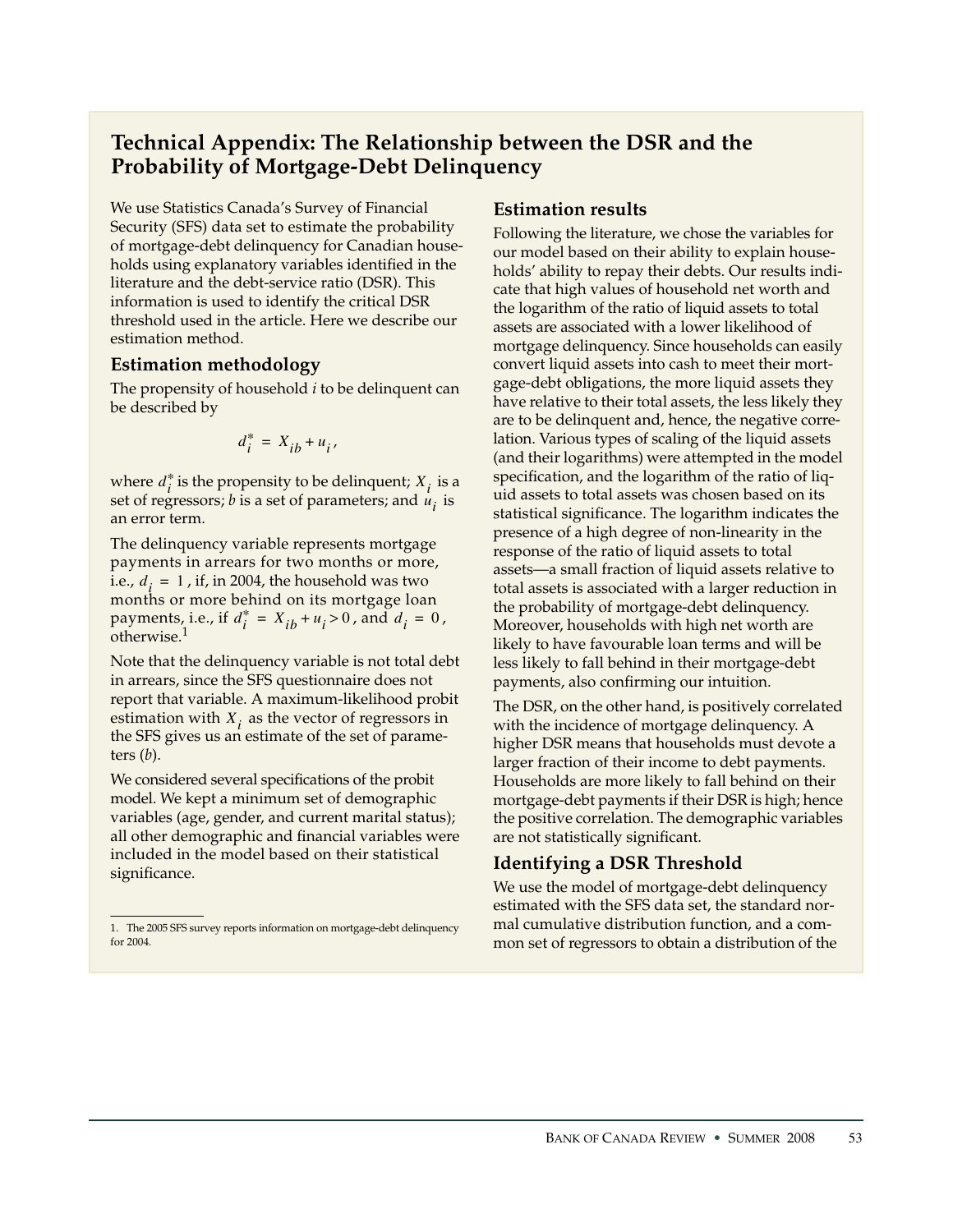## Technical Appendix: The Relationship between the DSR and the Probability of Mortgage-Debt Delinquency

We use Statistics Canada's Survey of Financial Security (SFS) data set to estimate the probability of mortgage-debt delinquency for Canadian households using explanatory variables identified in the literature and the debt-service ratio (DSR). This information is used to identify the critical DSR threshold used in the article. Here we describe our estimation method.

### Estimation methodology

The propensity of household *i* to be delinquent can be described by

$$d_i^* = X_{ib} + u_i,$$

where $d_i^*$ is the propensity to be delinquent; $X_i$ is a set of regressors; *b* is a set of parameters; and $u_i$ is an error term.

The delinquency variable represents mortgage payments in arrears for two months or more, i.e., $d_i = 1$, if, in 2004, the household was two months or more behind on its mortgage loan payments, i.e., if $d_i^* = X_{ib} + u_i > 0$, and $d_i = 0$, otherwise.[1]

Note that the delinquency variable is not total debt in arrears, since the SFS questionnaire does not report that variable. A maximum-likelihood probit estimation with $X_i$ as the vector of regressors in the SFS gives us an estimate of the set of parameters (*b*).

We considered several specifications of the probit model. We kept a minimum set of demographic variables (age, gender, and current marital status); all other demographic and financial variables were included in the model based on their statistical significance.

1. The 2005 SFS survey reports information on mortgage-debt delinquency for 2004.

### Estimation results

Following the literature, we chose the variables for our model based on their ability to explain households' ability to repay their debts. Our results indicate that high values of household net worth and the logarithm of the ratio of liquid assets to total assets are associated with a lower likelihood of mortgage delinquency. Since households can easily convert liquid assets into cash to meet their mortgage-debt obligations, the more liquid assets they have relative to their total assets, the less likely they are to be delinquent and, hence, the negative correlation. Various types of scaling of the liquid assets (and their logarithms) were attempted in the model specification, and the logarithm of the ratio of liquid assets to total assets was chosen based on its statistical significance. The logarithm indicates the presence of a high degree of non-linearity in the response of the ratio of liquid assets to total assets—a small fraction of liquid assets relative to total assets is associated with a larger reduction in the probability of mortgage-debt delinquency. Moreover, households with high net worth are likely to have favourable loan terms and will be less likely to fall behind in their mortgage-debt payments, also confirming our intuition.

The DSR, on the other hand, is positively correlated with the incidence of mortgage delinquency. A higher DSR means that households must devote a larger fraction of their income to debt payments. Households are more likely to fall behind on their mortgage-debt payments if their DSR is high; hence the positive correlation. The demographic variables are not statistically significant.

### Identifying a DSR Threshold

We use the model of mortgage-debt delinquency estimated with the SFS data set, the standard normal cumulative distribution function, and a common set of regressors to obtain a distribution of the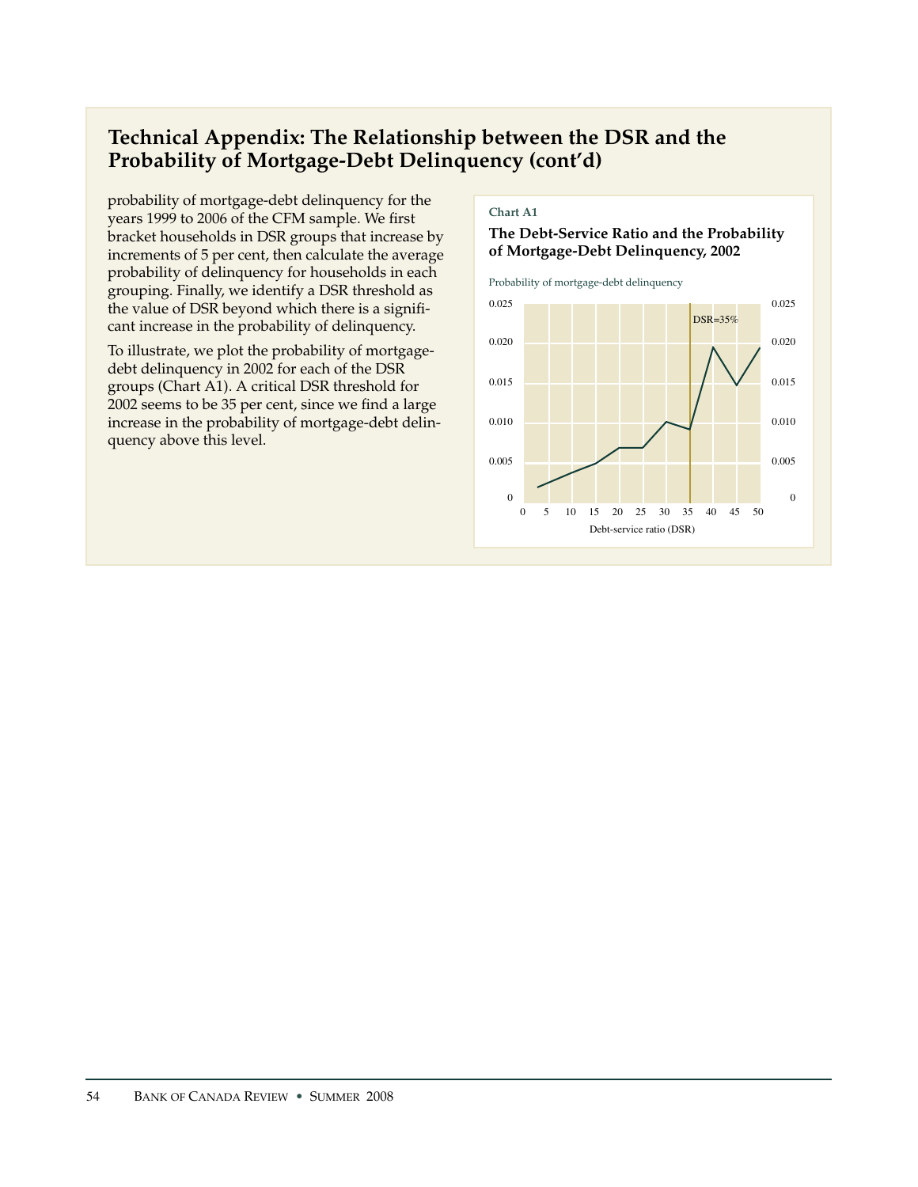## Technical Appendix: The Relationship between the DSR and the Probability of Mortgage-Debt Delinquency (cont'd)

probability of mortgage-debt delinquency for the years 1999 to 2006 of the CFM sample. We first bracket households in DSR groups that increase by increments of 5 per cent, then calculate the average probability of delinquency for households in each grouping. Finally, we identify a DSR threshold as the value of DSR beyond which there is a significant increase in the probability of delinquency.

To illustrate, we plot the probability of mortgage-debt delinquency in 2002 for each of the DSR groups (Chart A1). A critical DSR threshold for 2002 seems to be 35 per cent, since we find a large increase in the probability of mortgage-debt delinquency above this level.

**Chart A1**

**The Debt-Service Ratio and the Probability of Mortgage-Debt Delinquency, 2002**

Probability of mortgage-debt delinquency

DSR=35%

Debt-service ratio (DSR)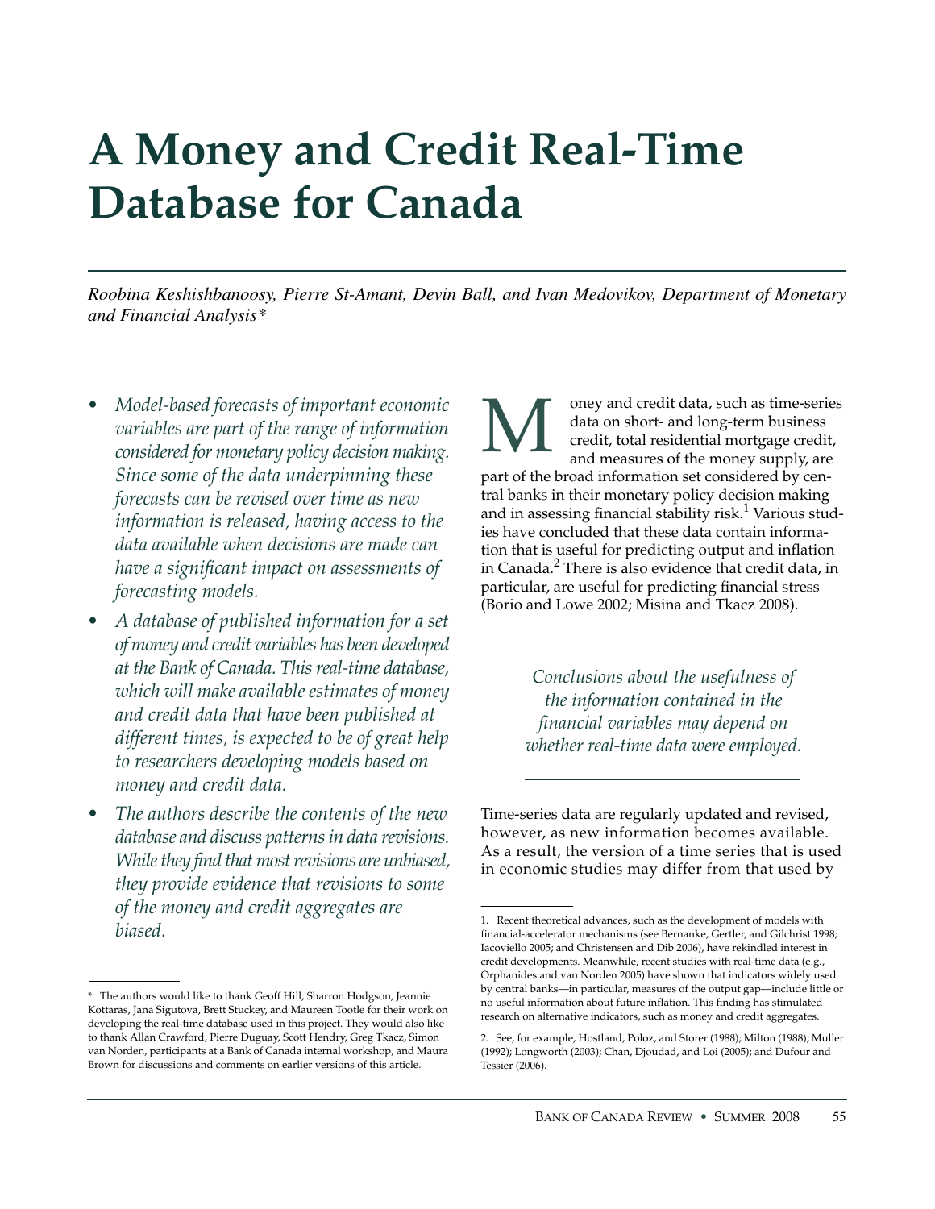# A Money and Credit Real-Time Database for Canada

*Roobina Keshishbanoosy, Pierre St-Amant, Devin Ball, and Ivan Medovikov, Department of Monetary and Financial Analysis\**

- *Model-based forecasts of important economic variables are part of the range of information considered for monetary policy decision making. Since some of the data underpinning these forecasts can be revised over time as new information is released, having access to the data available when decisions are made can have a significant impact on assessments of forecasting models.*
- *A database of published information for a set of money and credit variables has been developed at the Bank of Canada. This real-time database, which will make available estimates of money and credit data that have been published at different times, is expected to be of great help to researchers developing models based on money and credit data.*
- *The authors describe the contents of the new database and discuss patterns in data revisions. While they find that most revisions are unbiased, they provide evidence that revisions to some of the money and credit aggregates are biased.*

Money and credit data, such as time-series data on short- and long-term business credit, total residential mortgage credit, and measures of the money supply, are part of the broad information set considered by central banks in their monetary policy decision making and in assessing financial stability risk.[1] Various studies have concluded that these data contain information that is useful for predicting output and inflation in Canada.[2] There is also evidence that credit data, in particular, are useful for predicting financial stress (Borio and Lowe 2002; Misina and Tkacz 2008).

*Conclusions about the usefulness of the information contained in the financial variables may depend on whether real-time data were employed.*

Time-series data are regularly updated and revised, however, as new information becomes available. As a result, the version of a time series that is used in economic studies may differ from that used by

---

\* The authors would like to thank Geoff Hill, Sharron Hodgson, Jeannie Kottaras, Jana Sigutova, Brett Stuckey, and Maureen Tootle for their work on developing the real-time database used in this project. They would also like to thank Allan Crawford, Pierre Duguay, Scott Hendry, Greg Tkacz, Simon van Norden, participants at a Bank of Canada internal workshop, and Maura Brown for discussions and comments on earlier versions of this article.

1. Recent theoretical advances, such as the development of models with financial-accelerator mechanisms (see Bernanke, Gertler, and Gilchrist 1998; Iacoviello 2005; and Christensen and Dib 2006), have rekindled interest in credit developments. Meanwhile, recent studies with real-time data (e.g., Orphanides and van Norden 2005) have shown that indicators widely used by central banks—in particular, measures of the output gap—include little or no useful information about future inflation. This finding has stimulated research on alternative indicators, such as money and credit aggregates.

2. See, for example, Hostland, Poloz, and Storer (1988); Milton (1988); Muller (1992); Longworth (2003); Chan, Djoudad, and Loi (2005); and Dufour and Tessier (2006).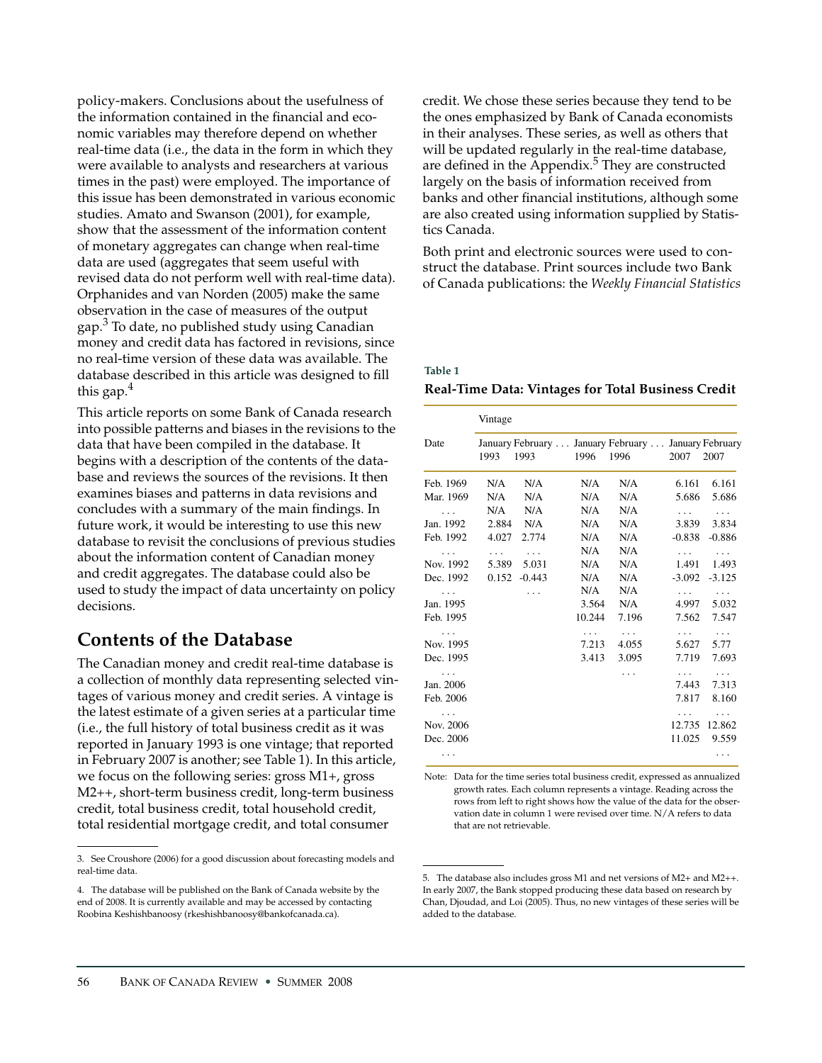policy-makers. Conclusions about the usefulness of the information contained in the financial and economic variables may therefore depend on whether real-time data (i.e., the data in the form in which they were available to analysts and researchers at various times in the past) were employed. The importance of this issue has been demonstrated in various economic studies. Amato and Swanson (2001), for example, show that the assessment of the information content of monetary aggregates can change when real-time data are used (aggregates that seem useful with revised data do not perform well with real-time data). Orphanides and van Norden (2005) make the same observation in the case of measures of the output gap.[3] To date, no published study using Canadian money and credit data has factored in revisions, since no real-time version of these data was available. The database described in this article was designed to fill this gap.[4]

This article reports on some Bank of Canada research into possible patterns and biases in the revisions to the data that have been compiled in the database. It begins with a description of the contents of the database and reviews the sources of the revisions. It then examines biases and patterns in data revisions and concludes with a summary of the main findings. In future work, it would be interesting to use this new database to revisit the conclusions of previous studies about the information content of Canadian money and credit aggregates. The database could also be used to study the impact of data uncertainty on policy decisions.

## Contents of the Database

The Canadian money and credit real-time database is a collection of monthly data representing selected vintages of various money and credit series. A vintage is the latest estimate of a given series at a particular time (i.e., the full history of total business credit as it was reported in January 1993 is one vintage; that reported in February 2007 is another; see Table 1). In this article, we focus on the following series: gross M1+, gross M2++, short-term business credit, long-term business credit, total business credit, total household credit, total residential mortgage credit, and total consumer credit. We chose these series because they tend to be the ones emphasized by Bank of Canada economists in their analyses. These series, as well as others that will be updated regularly in the real-time database, are defined in the Appendix.[5] They are constructed largely on the basis of information received from banks and other financial institutions, although some are also created using information supplied by Statistics Canada.

Both print and electronic sources were used to construct the database. Print sources include two Bank of Canada publications: the *Weekly Financial Statistics*

**Table 1**

**Real-Time Data: Vintages for Total Business Credit**

| Date | Vintage | | | | | | | |
|---|---|---|---|---|---|---|---|---|
| | January 1993 | February 1993 | ... | January 1996 | February 1996 | ... | January 2007 | February 2007 |
| Feb. 1969 | N/A | N/A | | N/A | N/A | | 6.161 | 6.161 |
| Mar. 1969 | N/A | N/A | | N/A | N/A | | 5.686 | 5.686 |
| ... | N/A | N/A | | N/A | N/A | | ... | ... |
| Jan. 1992 | 2.884 | N/A | | N/A | N/A | | 3.839 | 3.834 |
| Feb. 1992 | 4.027 | 2.774 | | N/A | N/A | | -0.838 | -0.886 |
| ... | ... | ... | | N/A | N/A | | ... | ... |
| Nov. 1992 | 5.389 | 5.031 | | N/A | N/A | | 1.491 | 1.493 |
| Dec. 1992 | 0.152 | -0.443 | | N/A | N/A | | -3.092 | -3.125 |
| ... | | ... | | N/A | N/A | | ... | ... |
| Jan. 1995 | | | | 3.564 | N/A | | 4.997 | 5.032 |
| Feb. 1995 | | | | 10.244 | 7.196 | | 7.562 | 7.547 |
| ... | | | | ... | ... | | ... | ... |
| Nov. 1995 | | | | 7.213 | 4.055 | | 5.627 | 5.77 |
| Dec. 1995 | | | | 3.413 | 3.095 | | 7.719 | 7.693 |
| ... | | | | | ... | | ... | ... |
| Jan. 2006 | | | | | | | 7.443 | 7.313 |
| Feb. 2006 | | | | | | | 7.817 | 8.160 |
| ... | | | | | | | ... | ... |
| Nov. 2006 | | | | | | | 12.735 | 12.862 |
| Dec. 2006 | | | | | | | 11.025 | 9.559 |
| ... | | | | | | | | ... |

Note: Data for the time series total business credit, expressed as annualized growth rates. Each column represents a vintage. Reading across the rows from left to right shows how the value of the data for the observation date in column 1 were revised over time. N/A refers to data that are not retrievable.

---

3. See Croushore (2006) for a good discussion about forecasting models and real-time data.

4. The database will be published on the Bank of Canada website by the end of 2008. It is currently available and may be accessed by contacting Roobina Keshishbanoosy (rkeshishbanoosy@bankofcanada.ca).

5. The database also includes gross M1 and net versions of M2+ and M2++. In early 2007, the Bank stopped producing these data based on research by Chan, Djoudad, and Loi (2005). Thus, no new vintages of these series will be added to the database.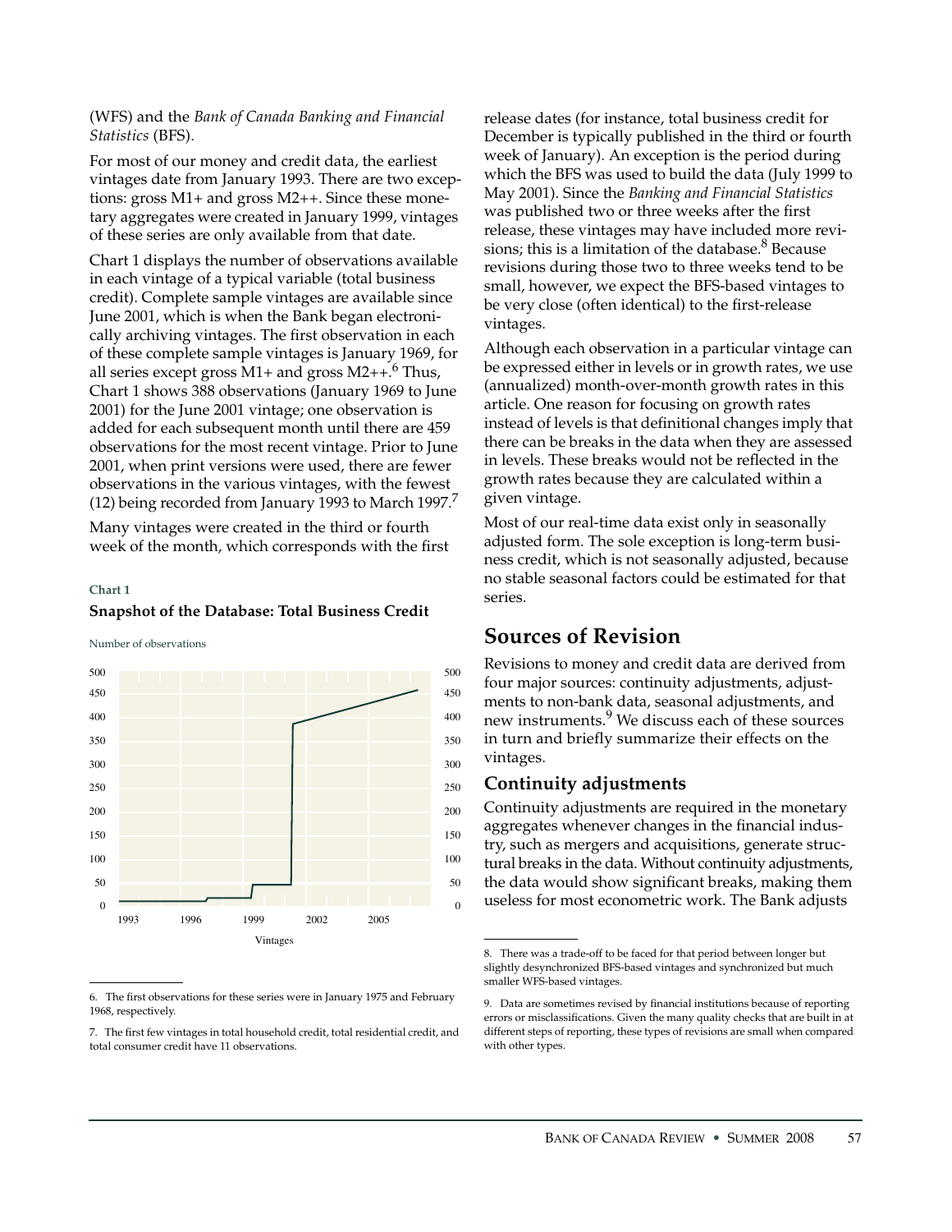(WFS) and the *Bank of Canada Banking and Financial Statistics* (BFS).

For most of our money and credit data, the earliest vintages date from January 1993. There are two exceptions: gross M1+ and gross M2++. Since these monetary aggregates were created in January 1999, vintages of these series are only available from that date.

Chart 1 displays the number of observations available in each vintage of a typical variable (total business credit). Complete sample vintages are available since June 2001, which is when the Bank began electronically archiving vintages. The first observation in each of these complete sample vintages is January 1969, for all series except gross M1+ and gross M2++.[6] Thus, Chart 1 shows 388 observations (January 1969 to June 2001) for the June 2001 vintage; one observation is added for each subsequent month until there are 459 observations for the most recent vintage. Prior to June 2001, when print versions were used, there are fewer observations in the various vintages, with the fewest (12) being recorded from January 1993 to March 1997.[7]

Many vintages were created in the third or fourth week of the month, which corresponds with the first release dates (for instance, total business credit for December is typically published in the third or fourth week of January). An exception is the period during which the BFS was used to build the data (July 1999 to May 2001). Since the *Banking and Financial Statistics* was published two or three weeks after the first release, these vintages may have included more revisions; this is a limitation of the database.[8] Because revisions during those two to three weeks tend to be small, however, we expect the BFS-based vintages to be very close (often identical) to the first-release vintages.

**Chart 1**

**Snapshot of the Database: Total Business Credit**

Number of observations

Vintages

Although each observation in a particular vintage can be expressed either in levels or in growth rates, we use (annualized) month-over-month growth rates in this article. One reason for focusing on growth rates instead of levels is that definitional changes imply that there can be breaks in the data when they are assessed in levels. These breaks would not be reflected in the growth rates because they are calculated within a given vintage.

Most of our real-time data exist only in seasonally adjusted form. The sole exception is long-term business credit, which is not seasonally adjusted, because no stable seasonal factors could be estimated for that series.

## Sources of Revision

Revisions to money and credit data are derived from four major sources: continuity adjustments, adjustments to non-bank data, seasonal adjustments, and new instruments.[9] We discuss each of these sources in turn and briefly summarize their effects on the vintages.

### Continuity adjustments

Continuity adjustments are required in the monetary aggregates whenever changes in the financial industry, such as mergers and acquisitions, generate structural breaks in the data. Without continuity adjustments, the data would show significant breaks, making them useless for most econometric work. The Bank adjusts

6. The first observations for these series were in January 1975 and February 1968, respectively.

7. The first few vintages in total household credit, total residential credit, and total consumer credit have 11 observations.

8. There was a trade-off to be faced for that period between longer but slightly desynchronized BFS-based vintages and synchronized but much smaller WFS-based vintages.

9. Data are sometimes revised by financial institutions because of reporting errors or misclassifications. Given the many quality checks that are built in at different steps of reporting, these types of revisions are small when compared with other types.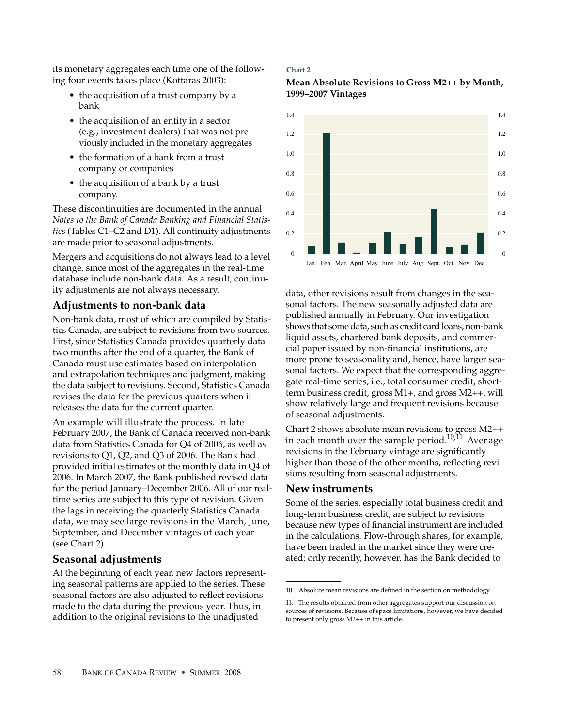its monetary aggregates each time one of the following four events takes place (Kottaras 2003):

- the acquisition of a trust company by a bank
- the acquisition of an entity in a sector (e.g., investment dealers) that was not previously included in the monetary aggregates
- the formation of a bank from a trust company or companies
- the acquisition of a bank by a trust company.

These discontinuities are documented in the annual *Notes to the Bank of Canada Banking and Financial Statistics* (Tables C1–C2 and D1). All continuity adjustments are made prior to seasonal adjustments.

Mergers and acquisitions do not always lead to a level change, since most of the aggregates in the real-time database include non-bank data. As a result, continuity adjustments are not always necessary.

## Adjustments to non-bank data

Non-bank data, most of which are compiled by Statistics Canada, are subject to revisions from two sources. First, since Statistics Canada provides quarterly data two months after the end of a quarter, the Bank of Canada must use estimates based on interpolation and extrapolation techniques and judgment, making the data subject to revisions. Second, Statistics Canada revises the data for the previous quarters when it releases the data for the current quarter.

An example will illustrate the process. In late February 2007, the Bank of Canada received non-bank data from Statistics Canada for Q4 of 2006, as well as revisions to Q1, Q2, and Q3 of 2006. The Bank had provided initial estimates of the monthly data in Q4 of 2006. In March 2007, the Bank published revised data for the period January–December 2006. All of our real-time series are subject to this type of revision. Given the lags in receiving the quarterly Statistics Canada data, we may see large revisions in the March, June, September, and December vintages of each year (see Chart 2).

## Seasonal adjustments

At the beginning of each year, new factors representing seasonal patterns are applied to the series. These seasonal factors are also adjusted to reflect revisions made to the data during the previous year. Thus, in addition to the original revisions to the unadjusted data, other revisions result from changes in the seasonal factors. The new seasonally adjusted data are published annually in February. Our investigation shows that some data, such as credit card loans, non-bank liquid assets, chartered bank deposits, and commercial paper issued by non-financial institutions, are more prone to seasonality and, hence, have larger seasonal factors. We expect that the corresponding aggregate real-time series, i.e., total consumer credit, short-term business credit, gross M1+, and gross M2++, will show relatively large and frequent revisions because of seasonal adjustments.

**Chart 2**

**Mean Absolute Revisions to Gross M2++ by Month, 1999–2007 Vintages**

Chart 2 shows absolute mean revisions to gross M2++ in each month over the sample period.[10,11] Average revisions in the February vintage are significantly higher than those of the other months, reflecting revisions resulting from seasonal adjustments.

## New instruments

Some of the series, especially total business credit and long-term business credit, are subject to revisions because new types of financial instrument are included in the calculations. Flow-through shares, for example, have been traded in the market since they were created; only recently, however, has the Bank decided to

10. Absolute mean revisions are defined in the section on methodology.

11. The results obtained from other aggregates support our discussion on sources of revisions. Because of space limitations, however, we have decided to present only gross M2++ in this article.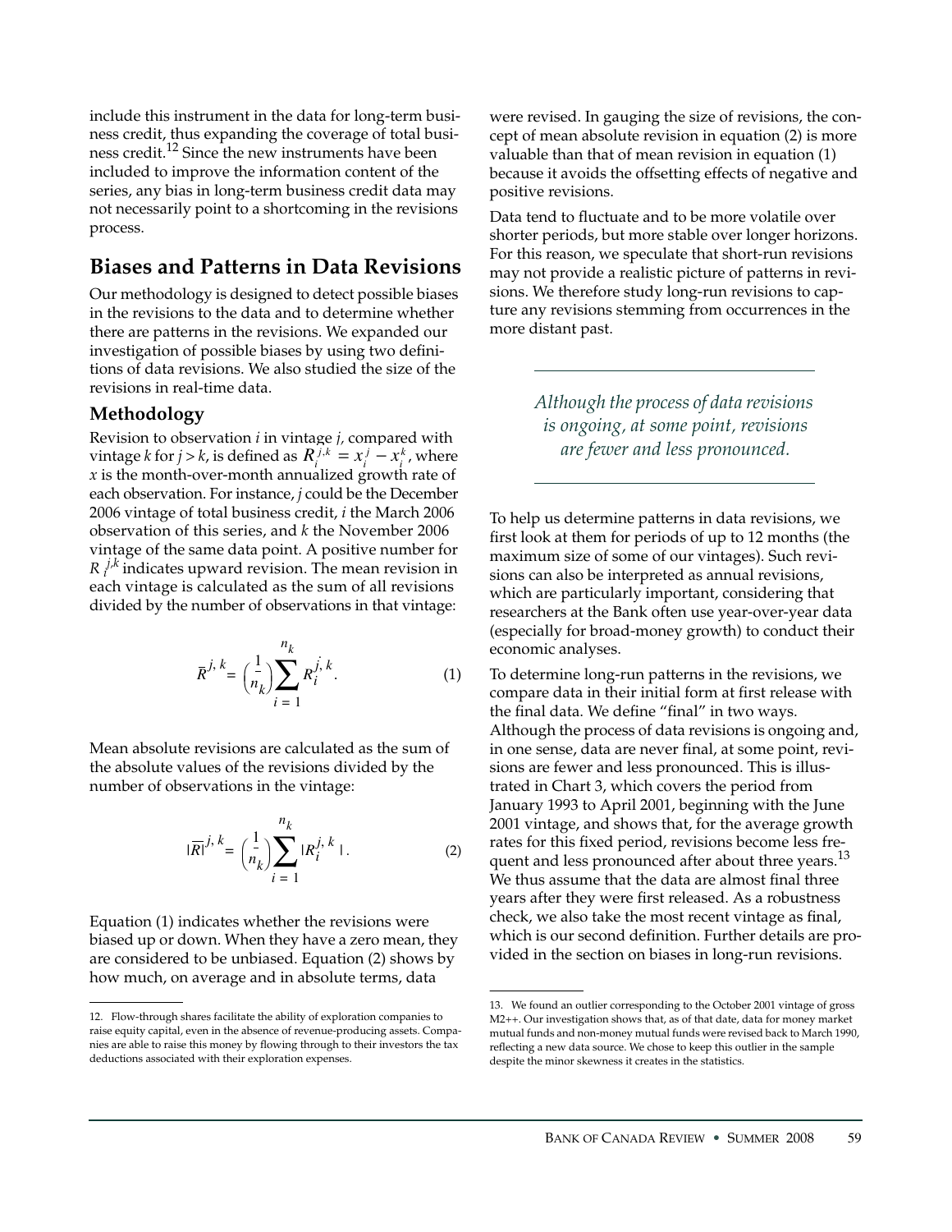include this instrument in the data for long-term business credit, thus expanding the coverage of total business credit.[12] Since the new instruments have been included to improve the information content of the series, any bias in long-term business credit data may not necessarily point to a shortcoming in the revisions process.

## Biases and Patterns in Data Revisions

Our methodology is designed to detect possible biases in the revisions to the data and to determine whether there are patterns in the revisions. We expanded our investigation of possible biases by using two definitions of data revisions. We also studied the size of the revisions in real-time data.

### Methodology

Revision to observation *i* in vintage *j*, compared with vintage *k* for $j > k$, is defined as $R_i^{j,k} = x_i^j - x_i^k$, where *x* is the month-over-month annualized growth rate of each observation. For instance, *j* could be the December 2006 vintage of total business credit, *i* the March 2006 observation of this series, and *k* the November 2006 vintage of the same data point. A positive number for $R_i^{j,k}$ indicates upward revision. The mean revision in each vintage is calculated as the sum of all revisions divided by the number of observations in that vintage:

$$\bar{R}^{j,k} = \left(\frac{1}{n_k}\right)\sum_{i=1}^{n_k} R_i^{j,k}. \quad (1)$$

Mean absolute revisions are calculated as the sum of the absolute values of the revisions divided by the number of observations in the vintage:

$$|\bar{R}|^{j,k} = \left(\frac{1}{n_k}\right)\sum_{i=1}^{n_k} |R_i^{j,k}|. \quad (2)$$

Equation (1) indicates whether the revisions were biased up or down. When they have a zero mean, they are considered to be unbiased. Equation (2) shows by how much, on average and in absolute terms, data were revised. In gauging the size of revisions, the concept of mean absolute revision in equation (2) is more valuable than that of mean revision in equation (1) because it avoids the offsetting effects of negative and positive revisions.

Data tend to fluctuate and to be more volatile over shorter periods, but more stable over longer horizons. For this reason, we speculate that short-run revisions may not provide a realistic picture of patterns in revisions. We therefore study long-run revisions to capture any revisions stemming from occurrences in the more distant past.

*Although the process of data revisions is ongoing, at some point, revisions are fewer and less pronounced.*

To help us determine patterns in data revisions, we first look at them for periods of up to 12 months (the maximum size of some of our vintages). Such revisions can also be interpreted as annual revisions, which are particularly important, considering that researchers at the Bank often use year-over-year data (especially for broad-money growth) to conduct their economic analyses.

To determine long-run patterns in the revisions, we compare data in their initial form at first release with the final data. We define "final" in two ways. Although the process of data revisions is ongoing and, in one sense, data are never final, at some point, revisions are fewer and less pronounced. This is illustrated in Chart 3, which covers the period from January 1993 to April 2001, beginning with the June 2001 vintage, and shows that, for the average growth rates for this fixed period, revisions become less frequent and less pronounced after about three years.[13] We thus assume that the data are almost final three years after they were first released. As a robustness check, we also take the most recent vintage as final, which is our second definition. Further details are provided in the section on biases in long-run revisions.

---

12. Flow-through shares facilitate the ability of exploration companies to raise equity capital, even in the absence of revenue-producing assets. Companies are able to raise this money by flowing through to their investors the tax deductions associated with their exploration expenses.

13. We found an outlier corresponding to the October 2001 vintage of gross M2++. Our investigation shows that, as of that date, data for money market mutual funds and non-money mutual funds were revised back to March 1990, reflecting a new data source. We chose to keep this outlier in the sample despite the minor skewness it creates in the statistics.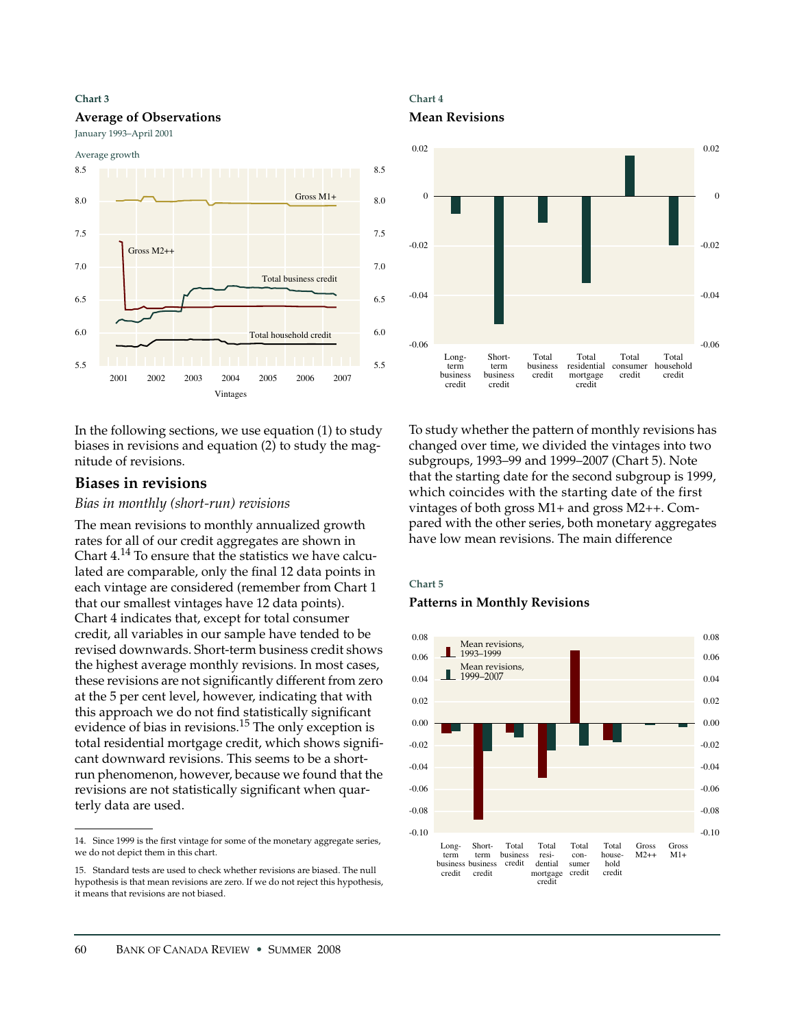**Chart 3**

**Average of Observations**

January 1993–April 2001

**Chart 4**

**Mean Revisions**

In the following sections, we use equation (1) to study biases in revisions and equation (2) to study the magnitude of revisions.

## Biases in revisions

### *Bias in monthly (short-run) revisions*

The mean revisions to monthly annualized growth rates for all of our credit aggregates are shown in Chart 4.[14] To ensure that the statistics we have calculated are comparable, only the final 12 data points in each vintage are considered (remember from Chart 1 that our smallest vintages have 12 data points). Chart 4 indicates that, except for total consumer credit, all variables in our sample have tended to be revised downwards. Short-term business credit shows the highest average monthly revisions. In most cases, these revisions are not significantly different from zero at the 5 per cent level, however, indicating that with this approach we do not find statistically significant evidence of bias in revisions.[15] The only exception is total residential mortgage credit, which shows significant downward revisions. This seems to be a short-run phenomenon, however, because we found that the revisions are not statistically significant when quarterly data are used.

To study whether the pattern of monthly revisions has changed over time, we divided the vintages into two subgroups, 1993–99 and 1999–2007 (Chart 5). Note that the starting date for the second subgroup is 1999, which coincides with the starting date of the first vintages of both gross M1+ and gross M2++. Compared with the other series, both monetary aggregates have low mean revisions. The main difference

**Chart 5**

**Patterns in Monthly Revisions**

---

14. Since 1999 is the first vintage for some of the monetary aggregate series, we do not depict them in this chart.

15. Standard tests are used to check whether revisions are biased. The null hypothesis is that mean revisions are zero. If we do not reject this hypothesis, it means that revisions are not biased.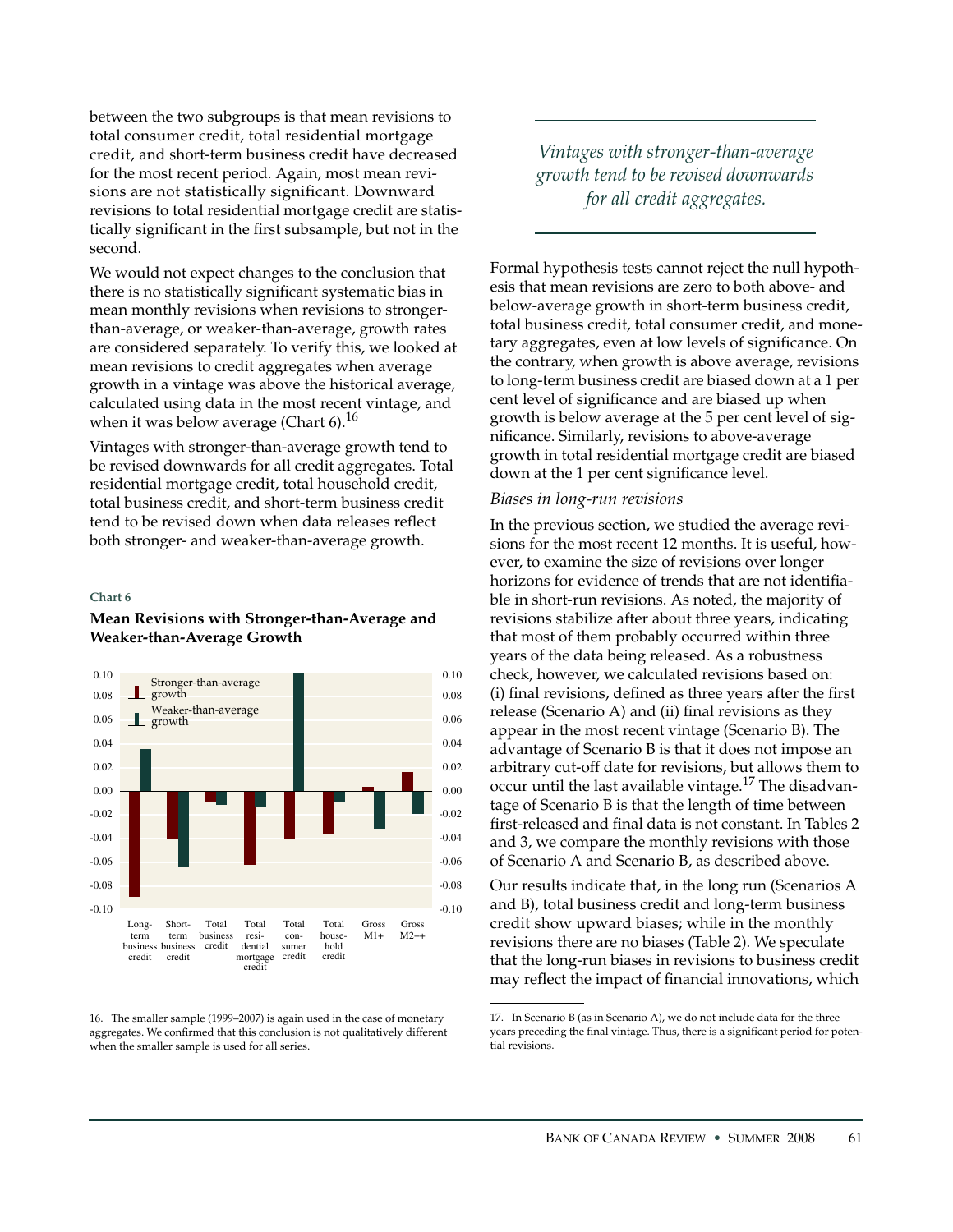between the two subgroups is that mean revisions to total consumer credit, total residential mortgage credit, and short-term business credit have decreased for the most recent period. Again, most mean revisions are not statistically significant. Downward revisions to total residential mortgage credit are statistically significant in the first subsample, but not in the second.

We would not expect changes to the conclusion that there is no statistically significant systematic bias in mean monthly revisions when revisions to stronger-than-average, or weaker-than-average, growth rates are considered separately. To verify this, we looked at mean revisions to credit aggregates when average growth in a vintage was above the historical average, calculated using data in the most recent vintage, and when it was below average (Chart 6).[16]

Vintages with stronger-than-average growth tend to be revised downwards for all credit aggregates. Total residential mortgage credit, total household credit, total business credit, and short-term business credit tend to be revised down when data releases reflect both stronger- and weaker-than-average growth.

**Chart 6**

**Mean Revisions with Stronger-than-Average and Weaker-than-Average Growth**

*Vintages with stronger-than-average growth tend to be revised downwards for all credit aggregates.*

Formal hypothesis tests cannot reject the null hypothesis that mean revisions are zero to both above- and below-average growth in short-term business credit, total business credit, total consumer credit, and monetary aggregates, even at low levels of significance. On the contrary, when growth is above average, revisions to long-term business credit are biased down at a 1 per cent level of significance and are biased up when growth is below average at the 5 per cent level of significance. Similarly, revisions to above-average growth in total residential mortgage credit are biased down at the 1 per cent significance level.

*Biases in long-run revisions*

In the previous section, we studied the average revisions for the most recent 12 months. It is useful, however, to examine the size of revisions over longer horizons for evidence of trends that are not identifiable in short-run revisions. As noted, the majority of revisions stabilize after about three years, indicating that most of them probably occurred within three years of the data being released. As a robustness check, however, we calculated revisions based on: (i) final revisions, defined as three years after the first release (Scenario A) and (ii) final revisions as they appear in the most recent vintage (Scenario B). The advantage of Scenario B is that it does not impose an arbitrary cut-off date for revisions, but allows them to occur until the last available vintage.[17] The disadvantage of Scenario B is that the length of time between first-released and final data is not constant. In Tables 2 and 3, we compare the monthly revisions with those of Scenario A and Scenario B, as described above.

Our results indicate that, in the long run (Scenarios A and B), total business credit and long-term business credit show upward biases; while in the monthly revisions there are no biases (Table 2). We speculate that the long-run biases in revisions to business credit may reflect the impact of financial innovations, which

16. The smaller sample (1999–2007) is again used in the case of monetary aggregates. We confirmed that this conclusion is not qualitatively different when the smaller sample is used for all series.

17. In Scenario B (as in Scenario A), we do not include data for the three years preceding the final vintage. Thus, there is a significant period for potential revisions.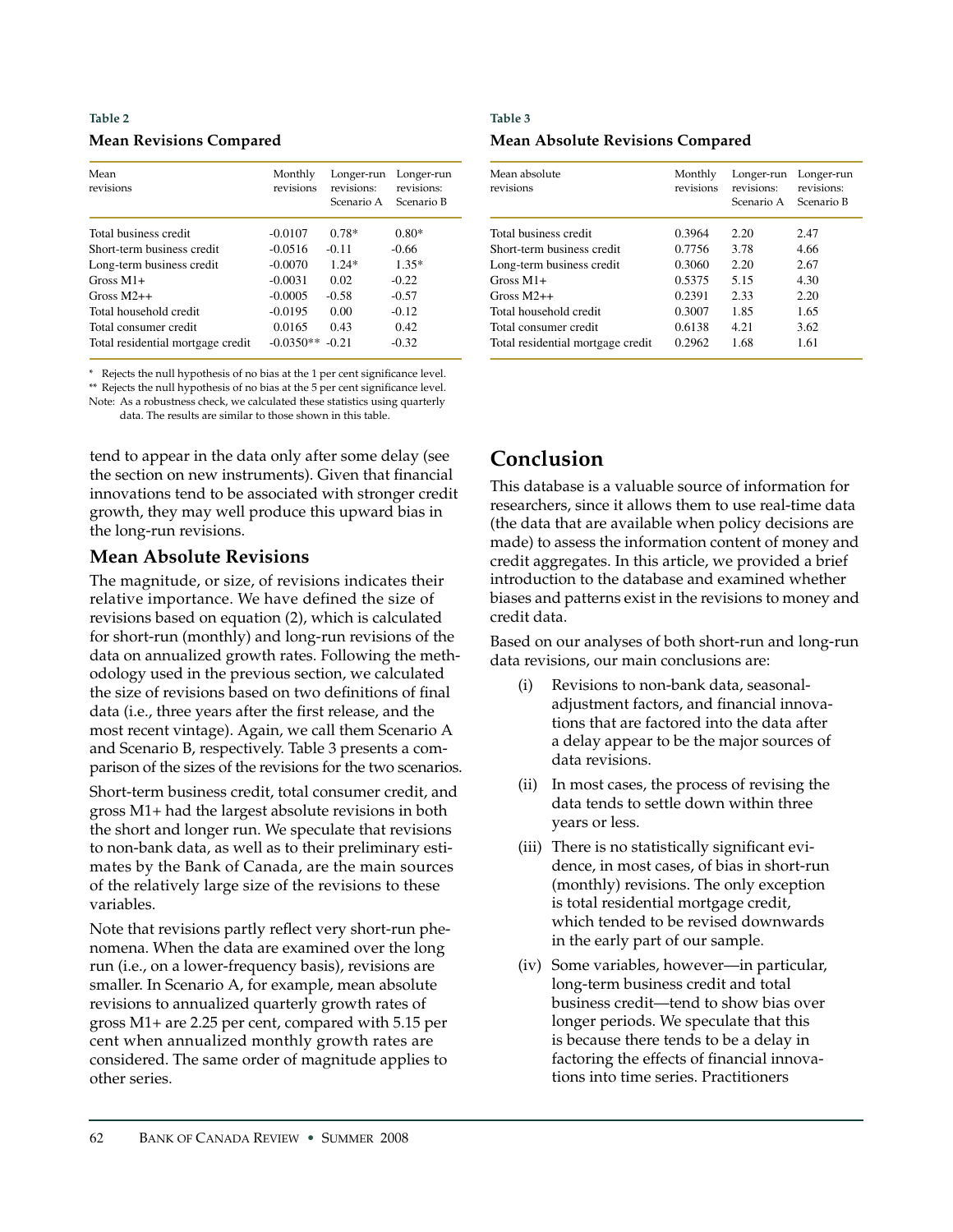**Table 2**

**Mean Revisions Compared**

| Mean revisions | Monthly revisions | Longer-run revisions: Scenario A | Longer-run revisions: Scenario B |
|---|---|---|---|
| Total business credit | -0.0107 | 0.78* | 0.80* |
| Short-term business credit | -0.0516 | -0.11 | -0.66 |
| Long-term business credit | -0.0070 | 1.24* | 1.35* |
| Gross M1+ | -0.0031 | 0.02 | -0.22 |
| Gross M2++ | -0.0005 | -0.58 | -0.57 |
| Total household credit | -0.0195 | 0.00 | -0.12 |
| Total consumer credit | 0.0165 | 0.43 | 0.42 |
| Total residential mortgage credit | -0.0350** | -0.21 | -0.32 |

\* Rejects the null hypothesis of no bias at the 1 per cent significance level.
\** Rejects the null hypothesis of no bias at the 5 per cent significance level.
Note: As a robustness check, we calculated these statistics using quarterly data. The results are similar to those shown in this table.

tend to appear in the data only after some delay (see the section on new instruments). Given that financial innovations tend to be associated with stronger credit growth, they may well produce this upward bias in the long-run revisions.

### Mean Absolute Revisions

The magnitude, or size, of revisions indicates their relative importance. We have defined the size of revisions based on equation (2), which is calculated for short-run (monthly) and long-run revisions of the data on annualized growth rates. Following the methodology used in the previous section, we calculated the size of revisions based on two definitions of final data (i.e., three years after the first release, and the most recent vintage). Again, we call them Scenario A and Scenario B, respectively. Table 3 presents a comparison of the sizes of the revisions for the two scenarios.

Short-term business credit, total consumer credit, and gross M1+ had the largest absolute revisions in both the short and longer run. We speculate that revisions to non-bank data, as well as to their preliminary estimates by the Bank of Canada, are the main sources of the relatively large size of the revisions to these variables.

Note that revisions partly reflect very short-run phenomena. When the data are examined over the long run (i.e., on a lower-frequency basis), revisions are smaller. In Scenario A, for example, mean absolute revisions to annualized quarterly growth rates of gross M1+ are 2.25 per cent, compared with 5.15 per cent when annualized monthly growth rates are considered. The same order of magnitude applies to other series.

**Table 3**

**Mean Absolute Revisions Compared**

| Mean absolute revisions | Monthly revisions | Longer-run revisions: Scenario A | Longer-run revisions: Scenario B |
|---|---|---|---|
| Total business credit | 0.3964 | 2.20 | 2.47 |
| Short-term business credit | 0.7756 | 3.78 | 4.66 |
| Long-term business credit | 0.3060 | 2.20 | 2.67 |
| Gross M1+ | 0.5375 | 5.15 | 4.30 |
| Gross M2++ | 0.2391 | 2.33 | 2.20 |
| Total household credit | 0.3007 | 1.85 | 1.65 |
| Total consumer credit | 0.6138 | 4.21 | 3.62 |
| Total residential mortgage credit | 0.2962 | 1.68 | 1.61 |

## Conclusion

This database is a valuable source of information for researchers, since it allows them to use real-time data (the data that are available when policy decisions are made) to assess the information content of money and credit aggregates. In this article, we provided a brief introduction to the database and examined whether biases and patterns exist in the revisions to money and credit data.

Based on our analyses of both short-run and long-run data revisions, our main conclusions are:

(i) Revisions to non-bank data, seasonal-adjustment factors, and financial innovations that are factored into the data after a delay appear to be the major sources of data revisions.

(ii) In most cases, the process of revising the data tends to settle down within three years or less.

(iii) There is no statistically significant evidence, in most cases, of bias in short-run (monthly) revisions. The only exception is total residential mortgage credit, which tended to be revised downwards in the early part of our sample.

(iv) Some variables, however—in particular, long-term business credit and total business credit—tend to show bias over longer periods. We speculate that this is because there tends to be a delay in factoring the effects of financial innovations into time series. Practitioners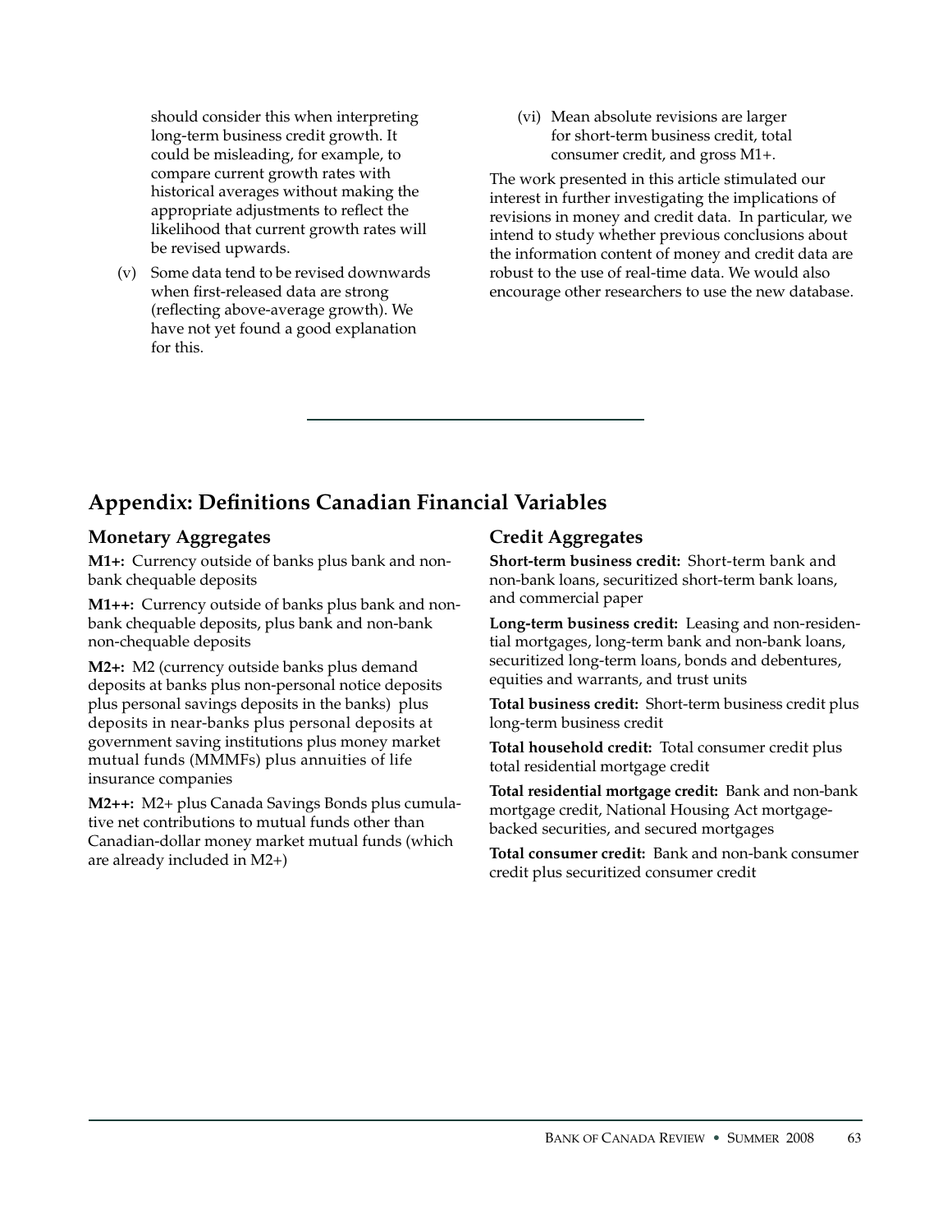should consider this when interpreting long-term business credit growth. It could be misleading, for example, to compare current growth rates with historical averages without making the appropriate adjustments to reflect the likelihood that current growth rates will be revised upwards.

(v) Some data tend to be revised downwards when first-released data are strong (reflecting above-average growth). We have not yet found a good explanation for this.

(vi) Mean absolute revisions are larger for short-term business credit, total consumer credit, and gross M1+.

The work presented in this article stimulated our interest in further investigating the implications of revisions in money and credit data. In particular, we intend to study whether previous conclusions about the information content of money and credit data are robust to the use of real-time data. We would also encourage other researchers to use the new database.

## Appendix: Definitions Canadian Financial Variables

### Monetary Aggregates

**M1+:** Currency outside of banks plus bank and non-bank chequable deposits

**M1++:** Currency outside of banks plus bank and non-bank chequable deposits, plus bank and non-bank non-chequable deposits

**M2+:** M2 (currency outside banks plus demand deposits at banks plus non-personal notice deposits plus personal savings deposits in the banks) plus deposits in near-banks plus personal deposits at government saving institutions plus money market mutual funds (MMMFs) plus annuities of life insurance companies

**M2++:** M2+ plus Canada Savings Bonds plus cumulative net contributions to mutual funds other than Canadian-dollar money market mutual funds (which are already included in M2+)

### Credit Aggregates

**Short-term business credit:** Short-term bank and non-bank loans, securitized short-term bank loans, and commercial paper

**Long-term business credit:** Leasing and non-residential mortgages, long-term bank and non-bank loans, securitized long-term loans, bonds and debentures, equities and warrants, and trust units

**Total business credit:** Short-term business credit plus long-term business credit

**Total household credit:** Total consumer credit plus total residential mortgage credit

**Total residential mortgage credit:** Bank and non-bank mortgage credit, National Housing Act mortgage-backed securities, and secured mortgages

**Total consumer credit:** Bank and non-bank consumer credit plus securitized consumer credit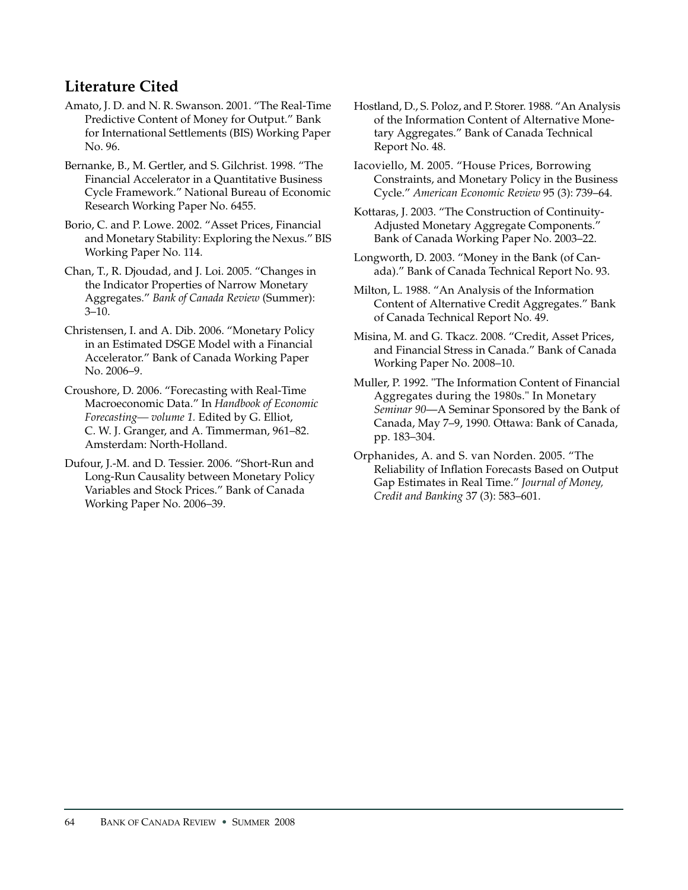## Literature Cited

Amato, J. D. and N. R. Swanson. 2001. "The Real-Time Predictive Content of Money for Output." Bank for International Settlements (BIS) Working Paper No. 96.

Bernanke, B., M. Gertler, and S. Gilchrist. 1998. "The Financial Accelerator in a Quantitative Business Cycle Framework." National Bureau of Economic Research Working Paper No. 6455.

Borio, C. and P. Lowe. 2002. "Asset Prices, Financial and Monetary Stability: Exploring the Nexus." BIS Working Paper No. 114.

Chan, T., R. Djoudad, and J. Loi. 2005. "Changes in the Indicator Properties of Narrow Monetary Aggregates." *Bank of Canada Review* (Summer): 3–10.

Christensen, I. and A. Dib. 2006. "Monetary Policy in an Estimated DSGE Model with a Financial Accelerator." Bank of Canada Working Paper No. 2006–9.

Croushore, D. 2006. "Forecasting with Real-Time Macroeconomic Data." In *Handbook of Economic Forecasting— volume 1.* Edited by G. Elliot, C. W. J. Granger, and A. Timmerman, 961–82. Amsterdam: North-Holland.

Dufour, J.-M. and D. Tessier. 2006. "Short-Run and Long-Run Causality between Monetary Policy Variables and Stock Prices." Bank of Canada Working Paper No. 2006–39.

Hostland, D., S. Poloz, and P. Storer. 1988. "An Analysis of the Information Content of Alternative Monetary Aggregates." Bank of Canada Technical Report No. 48.

Iacoviello, M. 2005. "House Prices, Borrowing Constraints, and Monetary Policy in the Business Cycle." *American Economic Review* 95 (3): 739–64.

Kottaras, J. 2003. "The Construction of Continuity-Adjusted Monetary Aggregate Components." Bank of Canada Working Paper No. 2003–22.

Longworth, D. 2003. "Money in the Bank (of Canada)." Bank of Canada Technical Report No. 93.

Milton, L. 1988. "An Analysis of the Information Content of Alternative Credit Aggregates." Bank of Canada Technical Report No. 49.

Misina, M. and G. Tkacz. 2008. "Credit, Asset Prices, and Financial Stress in Canada." Bank of Canada Working Paper No. 2008–10.

Muller, P. 1992. "The Information Content of Financial Aggregates during the 1980s." In Monetary *Seminar 90*—A Seminar Sponsored by the Bank of Canada, May 7–9, 1990. Ottawa: Bank of Canada, pp. 183–304.

Orphanides, A. and S. van Norden. 2005. "The Reliability of Inflation Forecasts Based on Output Gap Estimates in Real Time." *Journal of Money, Credit and Banking* 37 (3): 583–601.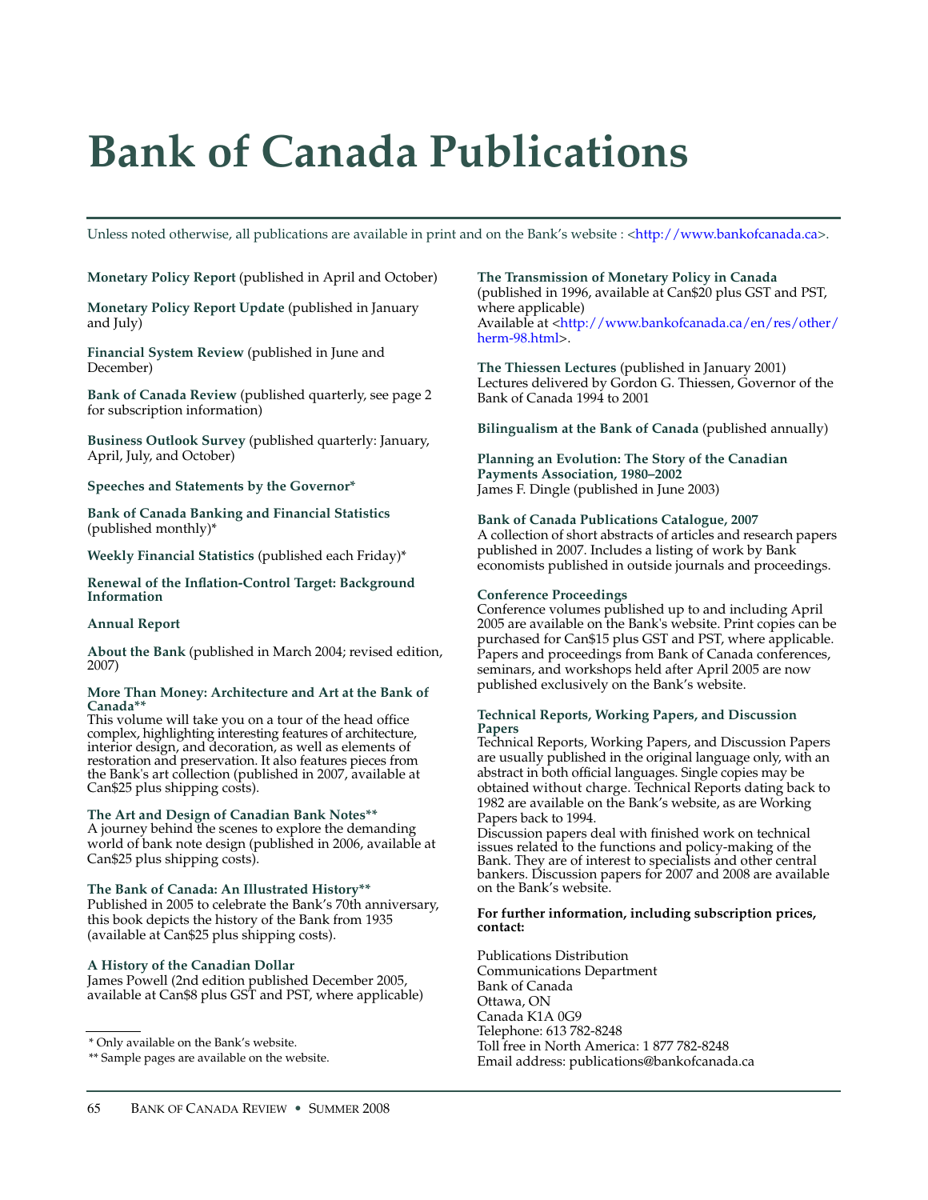# Bank of Canada Publications

Unless noted otherwise, all publications are available in print and on the Bank's website : <http://www.bankofcanada.ca>.

**Monetary Policy Report** (published in April and October)

**Monetary Policy Report Update** (published in January and July)

**Financial System Review** (published in June and December)

**Bank of Canada Review** (published quarterly, see page 2 for subscription information)

**Business Outlook Survey** (published quarterly: January, April, July, and October)

**Speeches and Statements by the Governor***

**Bank of Canada Banking and Financial Statistics** (published monthly)*

**Weekly Financial Statistics** (published each Friday)*

**Renewal of the Inflation-Control Target: Background Information**

**Annual Report**

**About the Bank** (published in March 2004; revised edition, 2007)

**More Than Money: Architecture and Art at the Bank of Canada****
This volume will take you on a tour of the head office complex, highlighting interesting features of architecture, interior design, and decoration, as well as elements of restoration and preservation. It also features pieces from the Bank's art collection (published in 2007, available at Can$25 plus shipping costs).

**The Art and Design of Canadian Bank Notes****
A journey behind the scenes to explore the demanding world of bank note design (published in 2006, available at Can$25 plus shipping costs).

**The Bank of Canada: An Illustrated History****
Published in 2005 to celebrate the Bank's 70th anniversary, this book depicts the history of the Bank from 1935 (available at Can$25 plus shipping costs).

**A History of the Canadian Dollar**
James Powell (2nd edition published December 2005, available at Can$8 plus GST and PST, where applicable)

**The Transmission of Monetary Policy in Canada**
(published in 1996, available at Can$20 plus GST and PST, where applicable)
Available at <http://www.bankofcanada.ca/en/res/other/herm-98.html>.

**The Thiessen Lectures** (published in January 2001)
Lectures delivered by Gordon G. Thiessen, Governor of the Bank of Canada 1994 to 2001

**Bilingualism at the Bank of Canada** (published annually)

**Planning an Evolution: The Story of the Canadian Payments Association, 1980–2002**
James F. Dingle (published in June 2003)

**Bank of Canada Publications Catalogue, 2007**
A collection of short abstracts of articles and research papers published in 2007. Includes a listing of work by Bank economists published in outside journals and proceedings.

**Conference Proceedings**
Conference volumes published up to and including April 2005 are available on the Bank's website. Print copies can be purchased for Can$15 plus GST and PST, where applicable. Papers and proceedings from Bank of Canada conferences, seminars, and workshops held after April 2005 are now published exclusively on the Bank's website.

**Technical Reports, Working Papers, and Discussion Papers**
Technical Reports, Working Papers, and Discussion Papers are usually published in the original language only, with an abstract in both official languages. Single copies may be obtained without charge. Technical Reports dating back to 1982 are available on the Bank's website, as are Working Papers back to 1994.
Discussion papers deal with finished work on technical issues related to the functions and policy-making of the Bank. They are of interest to specialists and other central bankers. Discussion papers for 2007 and 2008 are available on the Bank's website.

**For further information, including subscription prices, contact:**

Publications Distribution
Communications Department
Bank of Canada
Ottawa, ON
Canada K1A 0G9
Telephone: 613 782-8248
Toll free in North America: 1 877 782-8248
Email address: publications@bankofcanada.ca

* Only available on the Bank's website.

** Sample pages are available on the website.